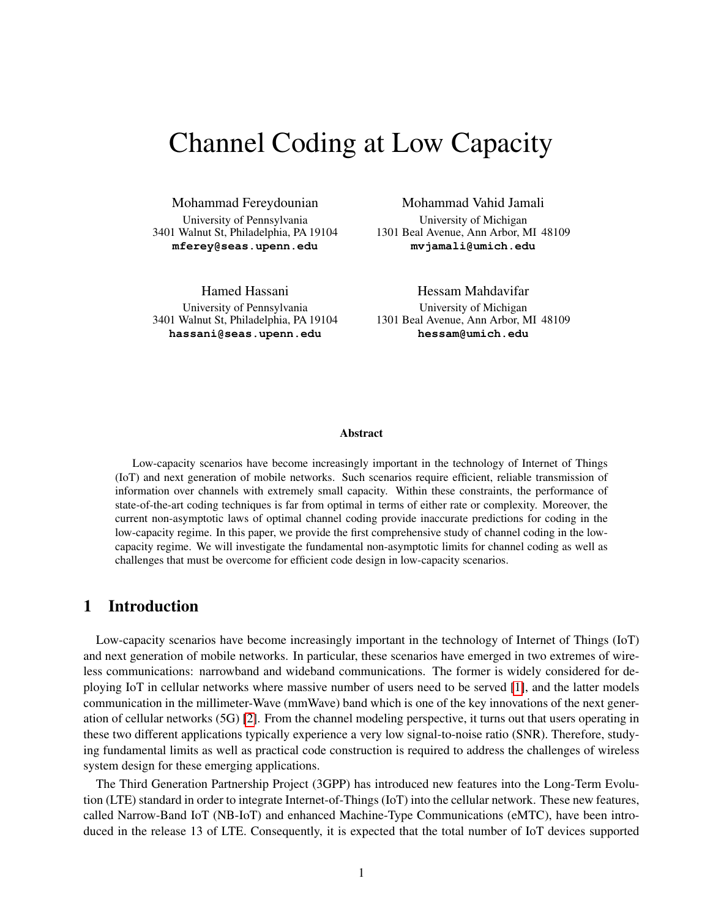# Channel Coding at Low Capacity

Mohammad Fereydounian
University of Pennsylvania
3401 Walnut St, Philadelphia, PA 19104
**mferey@seas.upenn.edu**

Mohammad Vahid Jamali
University of Michigan
1301 Beal Avenue, Ann Arbor, MI 48109
**mvjamali@umich.edu**

Hamed Hassani
University of Pennsylvania
3401 Walnut St, Philadelphia, PA 19104
**hassani@seas.upenn.edu**

Hessam Mahdavifar
University of Michigan
1301 Beal Avenue, Ann Arbor, MI 48109
**hessam@umich.edu**

**Abstract**

Low-capacity scenarios have become increasingly important in the technology of Internet of Things (IoT) and next generation of mobile networks. Such scenarios require efficient, reliable transmission of information over channels with extremely small capacity. Within these constraints, the performance of state-of-the-art coding techniques is far from optimal in terms of either rate or complexity. Moreover, the current non-asymptotic laws of optimal channel coding provide inaccurate predictions for coding in the low-capacity regime. In this paper, we provide the first comprehensive study of channel coding in the low-capacity regime. We will investigate the fundamental non-asymptotic limits for channel coding as well as challenges that must be overcome for efficient code design in low-capacity scenarios.

## 1 Introduction

Low-capacity scenarios have become increasingly important in the technology of Internet of Things (IoT) and next generation of mobile networks. In particular, these scenarios have emerged in two extremes of wireless communications: narrowband and wideband communications. The former is widely considered for deploying IoT in cellular networks where massive number of users need to be served [1], and the latter models communication in the millimeter-Wave (mmWave) band which is one of the key innovations of the next generation of cellular networks (5G) [2]. From the channel modeling perspective, it turns out that users operating in these two different applications typically experience a very low signal-to-noise ratio (SNR). Therefore, studying fundamental limits as well as practical code construction is required to address the challenges of wireless system design for these emerging applications.

The Third Generation Partnership Project (3GPP) has introduced new features into the Long-Term Evolution (LTE) standard in order to integrate Internet-of-Things (IoT) into the cellular network. These new features, called Narrow-Band IoT (NB-IoT) and enhanced Machine-Type Communications (eMTC), have been introduced in the release 13 of LTE. Consequently, it is expected that the total number of IoT devices supported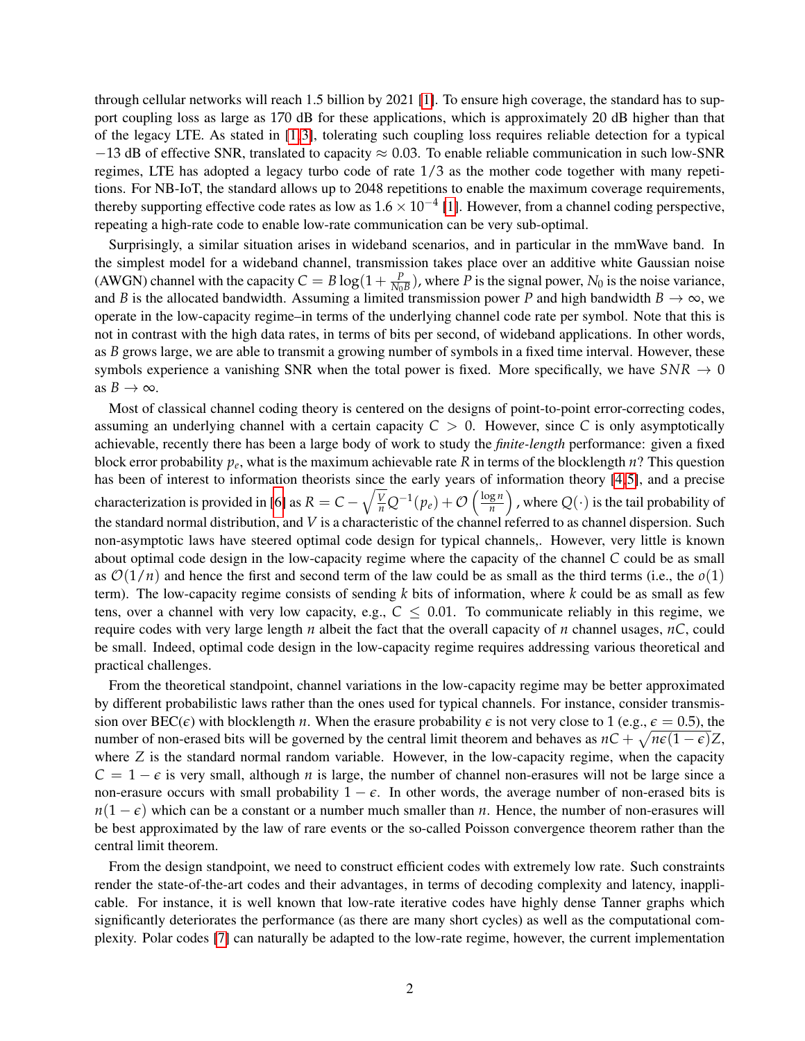through cellular networks will reach 1.5 billion by 2021 [1]. To ensure high coverage, the standard has to support coupling loss as large as 170 dB for these applications, which is approximately 20 dB higher than that of the legacy LTE. As stated in [1,3], tolerating such coupling loss requires reliable detection for a typical $-13$ dB of effective SNR, translated to capacity $\approx 0.03$. To enable reliable communication in such low-SNR regimes, LTE has adopted a legacy turbo code of rate $1/3$ as the mother code together with many repetitions. For NB-IoT, the standard allows up to 2048 repetitions to enable the maximum coverage requirements, thereby supporting effective code rates as low as $1.6 \times 10^{-4}$ [1]. However, from a channel coding perspective, repeating a high-rate code to enable low-rate communication can be very sub-optimal.

Surprisingly, a similar situation arises in wideband scenarios, and in particular in the mmWave band. In the simplest model for a wideband channel, transmission takes place over an additive white Gaussian noise (AWGN) channel with the capacity $C = B\log(1 + \frac{P}{N_0 B})$, where $P$ is the signal power, $N_0$ is the noise variance, and $B$ is the allocated bandwidth. Assuming a limited transmission power $P$ and high bandwidth $B \to \infty$, we operate in the low-capacity regime–in terms of the underlying channel code rate per symbol. Note that this is not in contrast with the high data rates, in terms of bits per second, of wideband applications. In other words, as $B$ grows large, we are able to transmit a growing number of symbols in a fixed time interval. However, these symbols experience a vanishing SNR when the total power is fixed. More specifically, we have $SNR \to 0$ as $B \to \infty$.

Most of classical channel coding theory is centered on the designs of point-to-point error-correcting codes, assuming an underlying channel with a certain capacity $C > 0$. However, since $C$ is only asymptotically achievable, recently there has been a large body of work to study the *finite-length* performance: given a fixed block error probability $p_e$, what is the maximum achievable rate $R$ in terms of the blocklength $n$? This question has been of interest to information theorists since the early years of information theory [4,5], and a precise characterization is provided in [6] as $R = C - \sqrt{\frac{V}{n}}Q^{-1}(p_e) + \mathcal{O}\left(\frac{\log n}{n}\right)$, where $Q(\cdot)$ is the tail probability of the standard normal distribution, and $V$ is a characteristic of the channel referred to as channel dispersion. Such non-asymptotic laws have steered optimal code design for typical channels,. However, very little is known about optimal code design in the low-capacity regime where the capacity of the channel $C$ could be as small as $\mathcal{O}(1/n)$ and hence the first and second term of the law could be as small as the third terms (i.e., the $o(1)$ term). The low-capacity regime consists of sending $k$ bits of information, where $k$ could be as small as few tens, over a channel with very low capacity, e.g., $C \leq 0.01$. To communicate reliably in this regime, we require codes with very large length $n$ albeit the fact that the overall capacity of $n$ channel usages, $nC$, could be small. Indeed, optimal code design in the low-capacity regime requires addressing various theoretical and practical challenges.

From the theoretical standpoint, channel variations in the low-capacity regime may be better approximated by different probabilistic laws rather than the ones used for typical channels. For instance, consider transmission over BEC($\epsilon$) with blocklength $n$. When the erasure probability $\epsilon$ is not very close to 1 (e.g., $\epsilon = 0.5$), the number of non-erased bits will be governed by the central limit theorem and behaves as $nC + \sqrt{n\epsilon(1-\epsilon)}Z$, where $Z$ is the standard normal random variable. However, in the low-capacity regime, when the capacity $C = 1 - \epsilon$ is very small, although $n$ is large, the number of channel non-erasures will not be large since a non-erasure occurs with small probability $1 - \epsilon$. In other words, the average number of non-erased bits is $n(1 - \epsilon)$ which can be a constant or a number much smaller than $n$. Hence, the number of non-erasures will be best approximated by the law of rare events or the so-called Poisson convergence theorem rather than the central limit theorem.

From the design standpoint, we need to construct efficient codes with extremely low rate. Such constraints render the state-of-the-art codes and their advantages, in terms of decoding complexity and latency, inapplicable. For instance, it is well known that low-rate iterative codes have highly dense Tanner graphs which significantly deteriorates the performance (as there are many short cycles) as well as the computational complexity. Polar codes [7] can naturally be adapted to the low-rate regime, however, the current implementation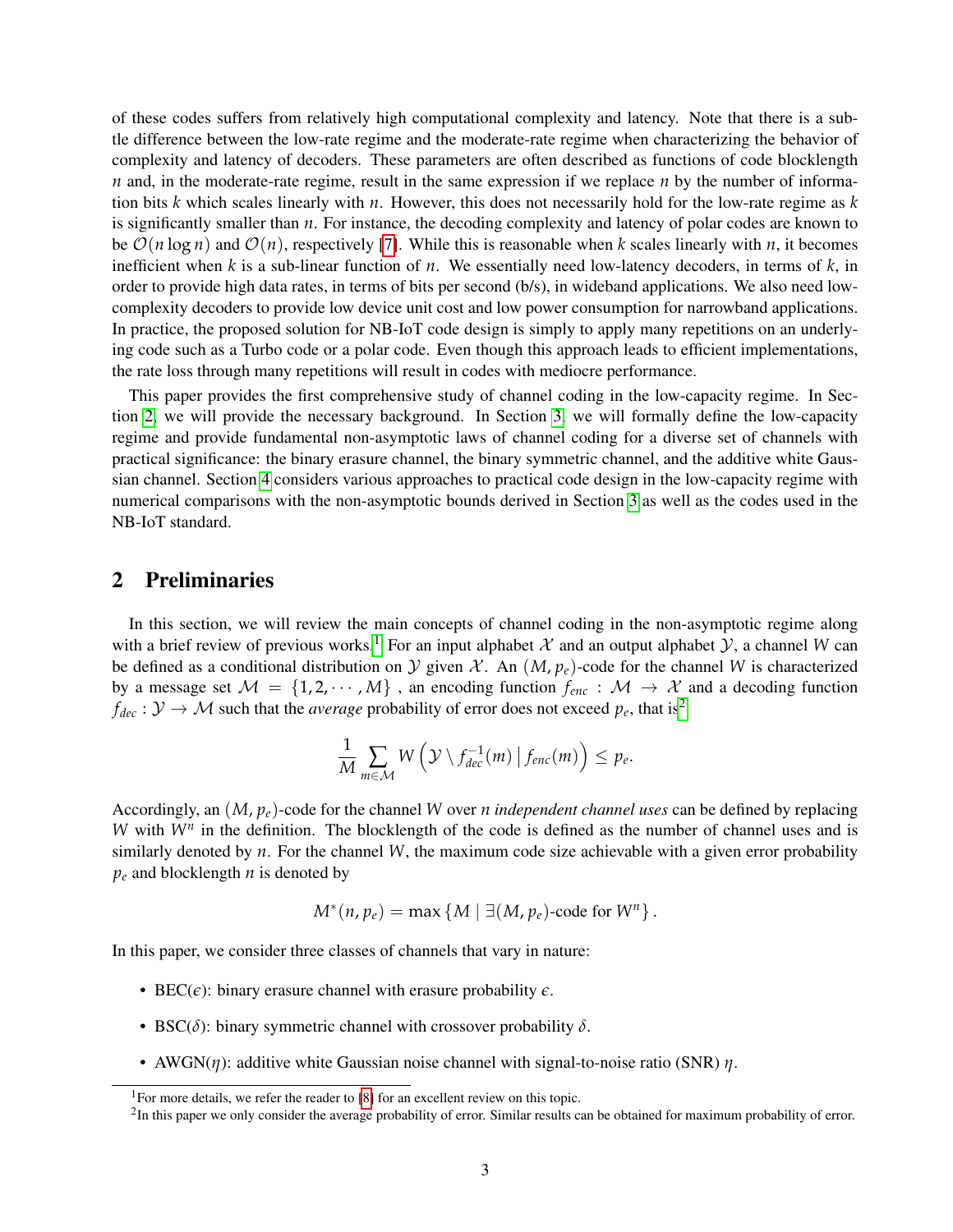of these codes suffers from relatively high computational complexity and latency. Note that there is a subtle difference between the low-rate regime and the moderate-rate regime when characterizing the behavior of complexity and latency of decoders. These parameters are often described as functions of code blocklength $n$ and, in the moderate-rate regime, result in the same expression if we replace $n$ by the number of information bits $k$ which scales linearly with $n$. However, this does not necessarily hold for the low-rate regime as $k$ is significantly smaller than $n$. For instance, the decoding complexity and latency of polar codes are known to be $\mathcal{O}(n \log n)$ and $\mathcal{O}(n)$, respectively [7]. While this is reasonable when $k$ scales linearly with $n$, it becomes inefficient when $k$ is a sub-linear function of $n$. We essentially need low-latency decoders, in terms of $k$, in order to provide high data rates, in terms of bits per second (b/s), in wideband applications. We also need low-complexity decoders to provide low device unit cost and low power consumption for narrowband applications. In practice, the proposed solution for NB-IoT code design is simply to apply many repetitions on an underlying code such as a Turbo code or a polar code. Even though this approach leads to efficient implementations, the rate loss through many repetitions will result in codes with mediocre performance.

This paper provides the first comprehensive study of channel coding in the low-capacity regime. In Section 2, we will provide the necessary background. In Section 3, we will formally define the low-capacity regime and provide fundamental non-asymptotic laws of channel coding for a diverse set of channels with practical significance: the binary erasure channel, the binary symmetric channel, and the additive white Gaussian channel. Section 4 considers various approaches to practical code design in the low-capacity regime with numerical comparisons with the non-asymptotic bounds derived in Section 3 as well as the codes used in the NB-IoT standard.

## 2 Preliminaries

In this section, we will review the main concepts of channel coding in the non-asymptotic regime along with a brief review of previous works.[1] For an input alphabet $\mathcal{X}$ and an output alphabet $\mathcal{Y}$, a channel $W$ can be defined as a conditional distribution on $\mathcal{Y}$ given $\mathcal{X}$. An $(M, p_e)$-code for the channel $W$ is characterized by a message set $\mathcal{M} = \{1, 2, \cdots, M\}$ , an encoding function $f_{enc} : \mathcal{M} \to \mathcal{X}$ and a decoding function $f_{dec} : \mathcal{Y} \to \mathcal{M}$ such that the *average* probability of error does not exceed $p_e$, that is[2]

$$\frac{1}{M} \sum_{m \in \mathcal{M}} W\left(\mathcal{Y} \setminus f_{dec}^{-1}(m) \,\middle|\, f_{enc}(m)\right) \leq p_e.$$

Accordingly, an $(M, p_e)$-code for the channel $W$ over $n$ *independent channel uses* can be defined by replacing $W$ with $W^n$ in the definition. The blocklength of the code is defined as the number of channel uses and is similarly denoted by $n$. For the channel $W$, the maximum code size achievable with a given error probability $p_e$ and blocklength $n$ is denoted by

$$M^*(n, p_e) = \max\left\{M \mid \exists (M, p_e)\text{-code for } W^n\right\}.$$

In this paper, we consider three classes of channels that vary in nature:

- BEC($\epsilon$): binary erasure channel with erasure probability $\epsilon$.
- BSC($\delta$): binary symmetric channel with crossover probability $\delta$.
- AWGN($\eta$): additive white Gaussian noise channel with signal-to-noise ratio (SNR) $\eta$.

[1] For more details, we refer the reader to [8] for an excellent review on this topic.

[2] In this paper we only consider the average probability of error. Similar results can be obtained for maximum probability of error.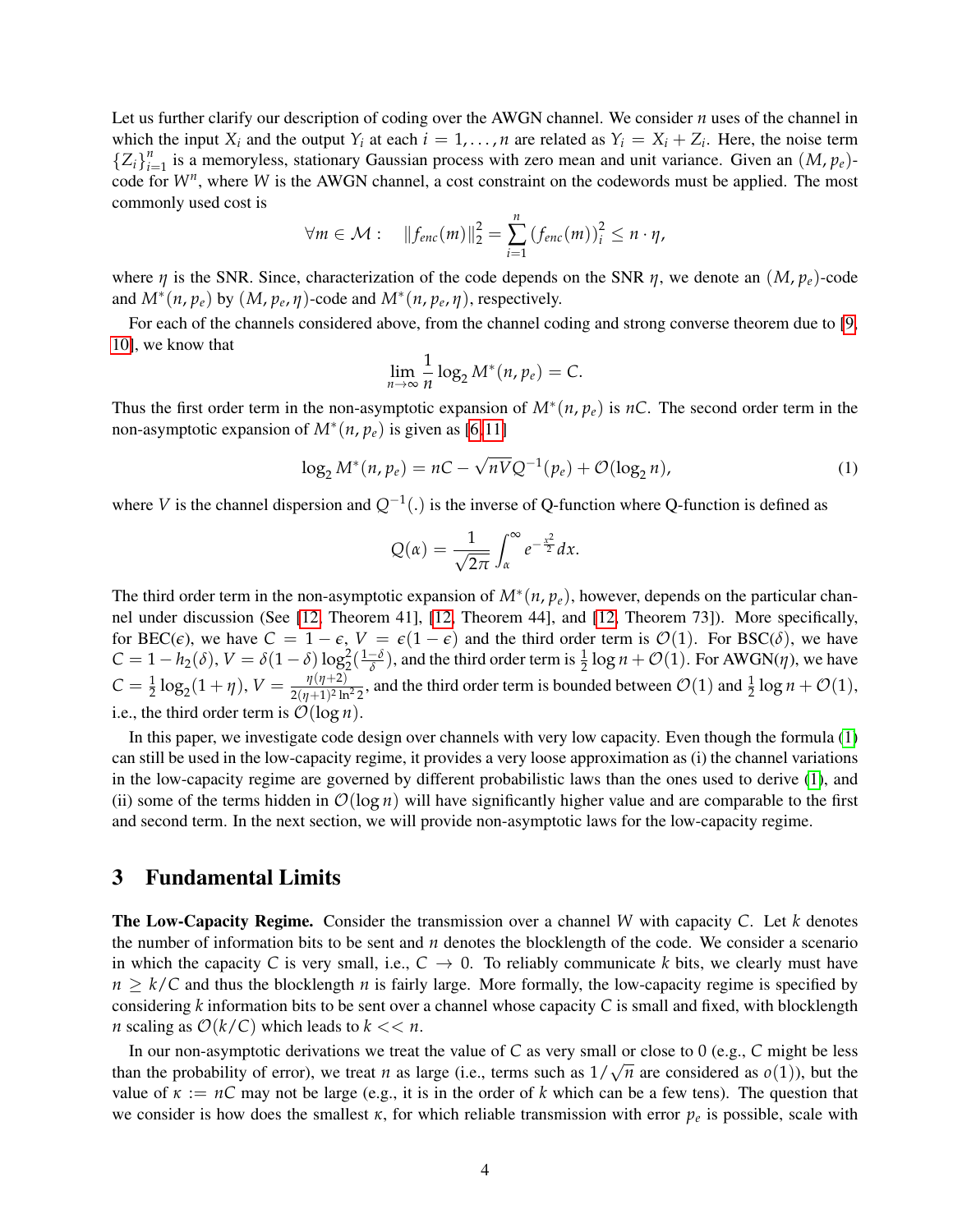Let us further clarify our description of coding over the AWGN channel. We consider $n$ uses of the channel in which the input $X_i$ and the output $Y_i$ at each $i = 1, \ldots, n$ are related as $Y_i = X_i + Z_i$. Here, the noise term $\{Z_i\}_{i=1}^n$ is a memoryless, stationary Gaussian process with zero mean and unit variance. Given an $(M, p_e)$-code for $W^n$, where $W$ is the AWGN channel, a cost constraint on the codewords must be applied. The most commonly used cost is

$$\forall m \in \mathcal{M} : \quad \|f_{enc}(m)\|_2^2 = \sum_{i=1}^{n} (f_{enc}(m))_i^2 \leq n \cdot \eta,$$

where $\eta$ is the SNR. Since, characterization of the code depends on the SNR $\eta$, we denote an $(M, p_e)$-code and $M^*(n, p_e)$ by $(M, p_e, \eta)$-code and $M^*(n, p_e, \eta)$, respectively.

For each of the channels considered above, from the channel coding and strong converse theorem due to [9, 10], we know that

$$\lim_{n \to \infty} \frac{1}{n} \log_2 M^*(n, p_e) = C.$$

Thus the first order term in the non-asymptotic expansion of $M^*(n, p_e)$ is $nC$. The second order term in the non-asymptotic expansion of $M^*(n, p_e)$ is given as [6, 11]

$$\log_2 M^*(n, p_e) = nC - \sqrt{nV} Q^{-1}(p_e) + \mathcal{O}(\log_2 n), \tag{1}$$

where $V$ is the channel dispersion and $Q^{-1}(.)$ is the inverse of Q-function where Q-function is defined as

$$Q(\alpha) = \frac{1}{\sqrt{2\pi}} \int_{\alpha}^{\infty} e^{-\frac{x^2}{2}} dx.$$

The third order term in the non-asymptotic expansion of $M^*(n, p_e)$, however, depends on the particular channel under discussion (See [12, Theorem 41], [12, Theorem 44], and [12, Theorem 73]). More specifically, for BEC($\epsilon$), we have $C = 1 - \epsilon$, $V = \epsilon(1 - \epsilon)$ and the third order term is $\mathcal{O}(1)$. For BSC($\delta$), we have $C = 1 - h_2(\delta)$, $V = \delta(1 - \delta) \log_2^2(\frac{1-\delta}{\delta})$, and the third order term is $\frac{1}{2} \log n + \mathcal{O}(1)$. For AWGN($\eta$), we have $C = \frac{1}{2} \log_2(1 + \eta)$, $V = \frac{\eta(\eta+2)}{2(\eta+1)^2 \ln^2 2}$, and the third order term is bounded between $\mathcal{O}(1)$ and $\frac{1}{2} \log n + \mathcal{O}(1)$, i.e., the third order term is $\mathcal{O}(\log n)$.

In this paper, we investigate code design over channels with very low capacity. Even though the formula (1) can still be used in the low-capacity regime, it provides a very loose approximation as (i) the channel variations in the low-capacity regime are governed by different probabilistic laws than the ones used to derive (1), and (ii) some of the terms hidden in $\mathcal{O}(\log n)$ will have significantly higher value and are comparable to the first and second term. In the next section, we will provide non-asymptotic laws for the low-capacity regime.

## 3 Fundamental Limits

**The Low-Capacity Regime.** Consider the transmission over a channel $W$ with capacity $C$. Let $k$ denotes the number of information bits to be sent and $n$ denotes the blocklength of the code. We consider a scenario in which the capacity $C$ is very small, i.e., $C \to 0$. To reliably communicate $k$ bits, we clearly must have $n \geq k/C$ and thus the blocklength $n$ is fairly large. More formally, the low-capacity regime is specified by considering $k$ information bits to be sent over a channel whose capacity $C$ is small and fixed, with blocklength $n$ scaling as $\mathcal{O}(k/C)$ which leads to $k << n$.

In our non-asymptotic derivations we treat the value of $C$ as very small or close to 0 (e.g., $C$ might be less than the probability of error), we treat $n$ as large (i.e., terms such as $1/\sqrt{n}$ are considered as $o(1)$), but the value of $\kappa := nC$ may not be large (e.g., it is in the order of $k$ which can be a few tens). The question that we consider is how does the smallest $\kappa$, for which reliable transmission with error $p_e$ is possible, scale with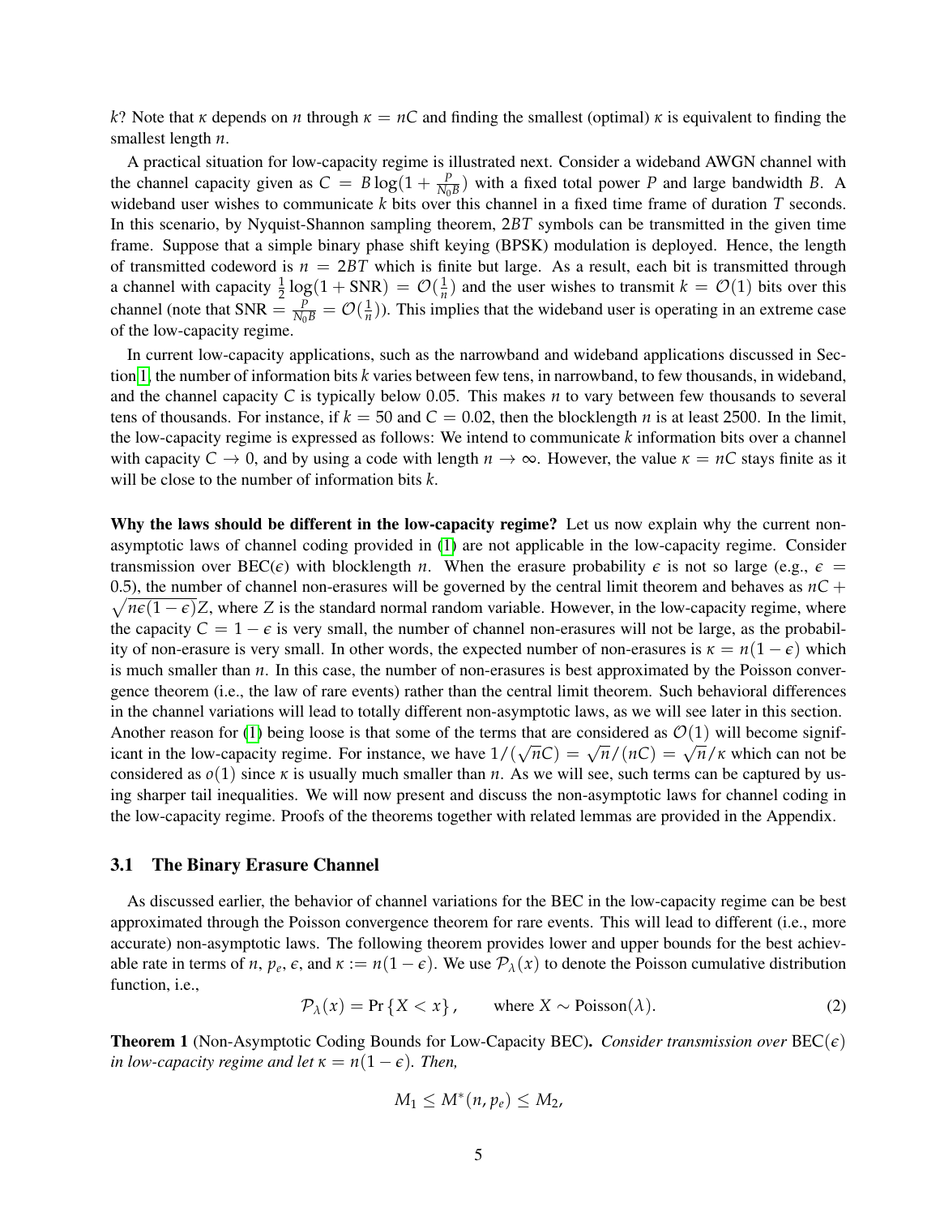$k$? Note that $\kappa$ depends on $n$ through $\kappa = nC$ and finding the smallest (optimal) $\kappa$ is equivalent to finding the smallest length $n$.

A practical situation for low-capacity regime is illustrated next. Consider a wideband AWGN channel with the channel capacity given as $C = B \log(1 + \frac{P}{N_0 B})$ with a fixed total power $P$ and large bandwidth $B$. A wideband user wishes to communicate $k$ bits over this channel in a fixed time frame of duration $T$ seconds. In this scenario, by Nyquist-Shannon sampling theorem, $2BT$ symbols can be transmitted in the given time frame. Suppose that a simple binary phase shift keying (BPSK) modulation is deployed. Hence, the length of transmitted codeword is $n = 2BT$ which is finite but large. As a result, each bit is transmitted through a channel with capacity $\frac{1}{2}\log(1 + \text{SNR}) = \mathcal{O}(\frac{1}{n})$ and the user wishes to transmit $k = \mathcal{O}(1)$ bits over this channel (note that $\text{SNR} = \frac{P}{N_0 B} = \mathcal{O}(\frac{1}{n})$). This implies that the wideband user is operating in an extreme case of the low-capacity regime.

In current low-capacity applications, such as the narrowband and wideband applications discussed in Section 1, the number of information bits $k$ varies between few tens, in narrowband, to few thousands, in wideband, and the channel capacity $C$ is typically below 0.05. This makes $n$ to vary between few thousands to several tens of thousands. For instance, if $k = 50$ and $C = 0.02$, then the blocklength $n$ is at least 2500. In the limit, the low-capacity regime is expressed as follows: We intend to communicate $k$ information bits over a channel with capacity $C \to 0$, and by using a code with length $n \to \infty$. However, the value $\kappa = nC$ stays finite as it will be close to the number of information bits $k$.

**Why the laws should be different in the low-capacity regime?** Let us now explain why the current non-asymptotic laws of channel coding provided in (1) are not applicable in the low-capacity regime. Consider transmission over BEC($\epsilon$) with blocklength $n$. When the erasure probability $\epsilon$ is not so large (e.g., $\epsilon = 0.5$), the number of channel non-erasures will be governed by the central limit theorem and behaves as $nC + \sqrt{n\epsilon(1-\epsilon)}Z$, where $Z$ is the standard normal random variable. However, in the low-capacity regime, where the capacity $C = 1 - \epsilon$ is very small, the number of channel non-erasures will not be large, as the probability of non-erasure is very small. In other words, the expected number of non-erasures is $\kappa = n(1-\epsilon)$ which is much smaller than $n$. In this case, the number of non-erasures is best approximated by the Poisson convergence theorem (i.e., the law of rare events) rather than the central limit theorem. Such behavioral differences in the channel variations will lead to totally different non-asymptotic laws, as we will see later in this section. Another reason for (1) being loose is that some of the terms that are considered as $\mathcal{O}(1)$ will become significant in the low-capacity regime. For instance, we have $1/(\sqrt{n}C) = \sqrt{n}/(nC) = \sqrt{n}/\kappa$ which can not be considered as $o(1)$ since $\kappa$ is usually much smaller than $n$. As we will see, such terms can be captured by using sharper tail inequalities. We will now present and discuss the non-asymptotic laws for channel coding in the low-capacity regime. Proofs of the theorems together with related lemmas are provided in the Appendix.

### 3.1 The Binary Erasure Channel

As discussed earlier, the behavior of channel variations for the BEC in the low-capacity regime can be best approximated through the Poisson convergence theorem for rare events. This will lead to different (i.e., more accurate) non-asymptotic laws. The following theorem provides lower and upper bounds for the best achievable rate in terms of $n$, $p_e$, $\epsilon$, and $\kappa := n(1-\epsilon)$. We use $\mathcal{P}_\lambda(x)$ to denote the Poisson cumulative distribution function, i.e.,

$$\mathcal{P}_\lambda(x) = \Pr\{X < x\}, \qquad \text{where } X \sim \text{Poisson}(\lambda). \tag{2}$$

**Theorem 1** (Non-Asymptotic Coding Bounds for Low-Capacity BEC). *Consider transmission over* BEC($\epsilon$) *in low-capacity regime and let $\kappa = n(1-\epsilon)$. Then,*

$$M_1 \le M^*(n, p_e) \le M_2,$$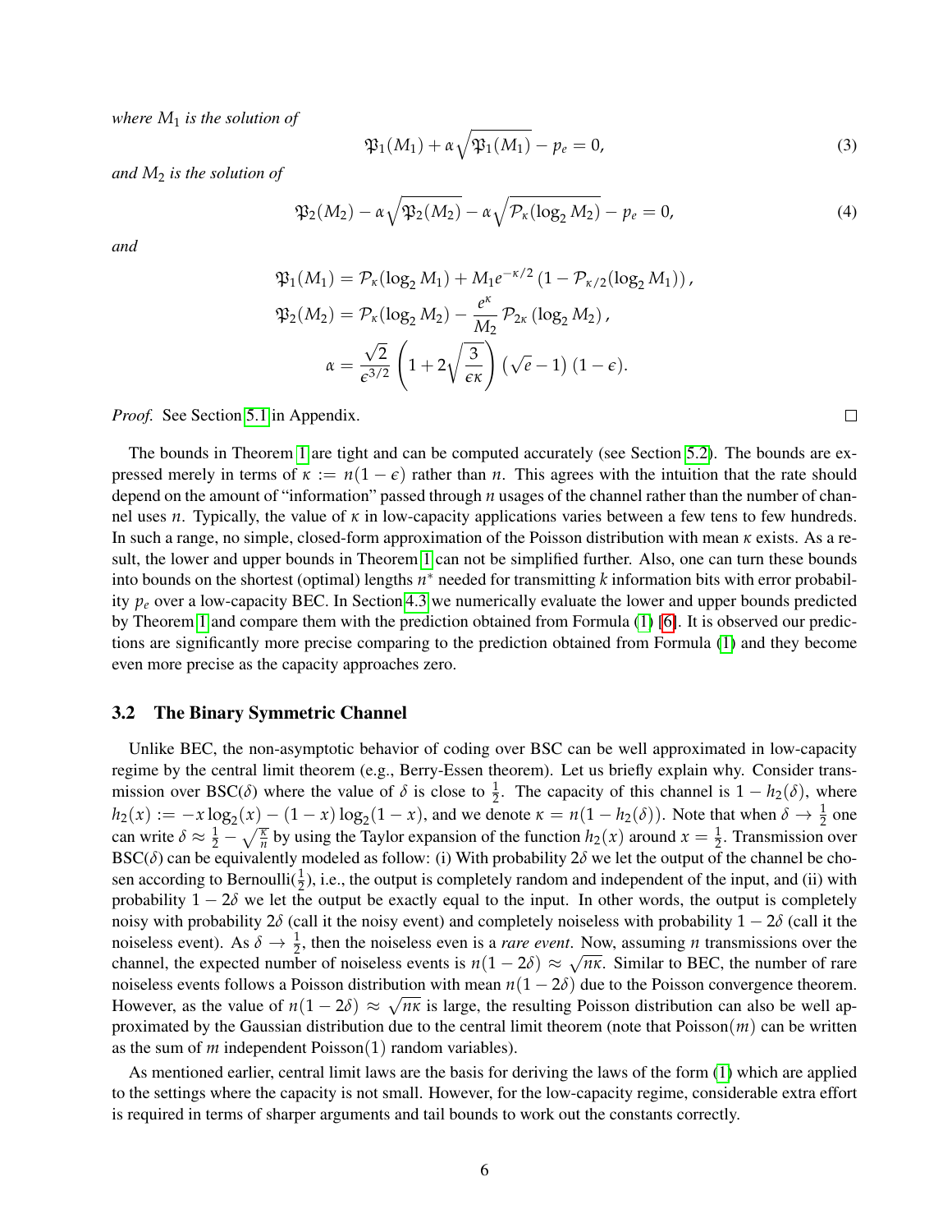*where $M_1$ is the solution of*

$$\mathfrak{P}_1(M_1) + \alpha\sqrt{\mathfrak{P}_1(M_1)} - p_e = 0, \tag{3}$$

*and $M_2$ is the solution of*

$$\mathfrak{P}_2(M_2) - \alpha\sqrt{\mathfrak{P}_2(M_2)} - \alpha\sqrt{\mathcal{P}_\kappa(\log_2 M_2)} - p_e = 0, \tag{4}$$

*and*

$$\mathfrak{P}_1(M_1) = \mathcal{P}_\kappa(\log_2 M_1) + M_1 e^{-\kappa/2}\left(1 - \mathcal{P}_{\kappa/2}(\log_2 M_1)\right),$$

$$\mathfrak{P}_2(M_2) = \mathcal{P}_\kappa(\log_2 M_2) - \frac{e^\kappa}{M_2}\mathcal{P}_{2\kappa}(\log_2 M_2),$$

$$\alpha = \frac{\sqrt{2}}{\epsilon^{3/2}}\left(1 + 2\sqrt{\frac{3}{\epsilon\kappa}}\right)\left(\sqrt{e} - 1\right)(1 - \epsilon).$$

*Proof.* See Section 5.1 in Appendix. □

The bounds in Theorem 1 are tight and can be computed accurately (see Section 5.2). The bounds are expressed merely in terms of $\kappa := n(1-\epsilon)$ rather than $n$. This agrees with the intuition that the rate should depend on the amount of "information" passed through $n$ usages of the channel rather than the number of channel uses $n$. Typically, the value of $\kappa$ in low-capacity applications varies between a few tens to few hundreds. In such a range, no simple, closed-form approximation of the Poisson distribution with mean $\kappa$ exists. As a result, the lower and upper bounds in Theorem 1 can not be simplified further. Also, one can turn these bounds into bounds on the shortest (optimal) lengths $n^*$ needed for transmitting $k$ information bits with error probability $p_e$ over a low-capacity BEC. In Section 4.3 we numerically evaluate the lower and upper bounds predicted by Theorem 1 and compare them with the prediction obtained from Formula (1) [6]. It is observed our predictions are significantly more precise comparing to the prediction obtained from Formula (1) and they become even more precise as the capacity approaches zero.

### 3.2 The Binary Symmetric Channel

Unlike BEC, the non-asymptotic behavior of coding over BSC can be well approximated in low-capacity regime by the central limit theorem (e.g., Berry-Essen theorem). Let us briefly explain why. Consider transmission over BSC($\delta$) where the value of $\delta$ is close to $\frac{1}{2}$. The capacity of this channel is $1 - h_2(\delta)$, where $h_2(x) := -x\log_2(x) - (1-x)\log_2(1-x)$, and we denote $\kappa = n(1 - h_2(\delta))$. Note that when $\delta \to \frac{1}{2}$ one can write $\delta \approx \frac{1}{2} - \sqrt{\frac{\kappa}{n}}$ by using the Taylor expansion of the function $h_2(x)$ around $x = \frac{1}{2}$. Transmission over BSC($\delta$) can be equivalently modeled as follow: (i) With probability $2\delta$ we let the output of the channel be chosen according to Bernoulli($\frac{1}{2}$), i.e., the output is completely random and independent of the input, and (ii) with probability $1 - 2\delta$ we let the output be exactly equal to the input. In other words, the output is completely noisy with probability $2\delta$ (call it the noisy event) and completely noiseless with probability $1 - 2\delta$ (call it the noiseless event). As $\delta \to \frac{1}{2}$, then the noiseless even is a *rare event*. Now, assuming $n$ transmissions over the channel, the expected number of noiseless events is $n(1-2\delta) \approx \sqrt{n\kappa}$. Similar to BEC, the number of rare noiseless events follows a Poisson distribution with mean $n(1-2\delta)$ due to the Poisson convergence theorem. However, as the value of $n(1-2\delta) \approx \sqrt{n\kappa}$ is large, the resulting Poisson distribution can also be well approximated by the Gaussian distribution due to the central limit theorem (note that Poisson($m$) can be written as the sum of $m$ independent Poisson(1) random variables).

As mentioned earlier, central limit laws are the basis for deriving the laws of the form (1) which are applied to the settings where the capacity is not small. However, for the low-capacity regime, considerable extra effort is required in terms of sharper arguments and tail bounds to work out the constants correctly.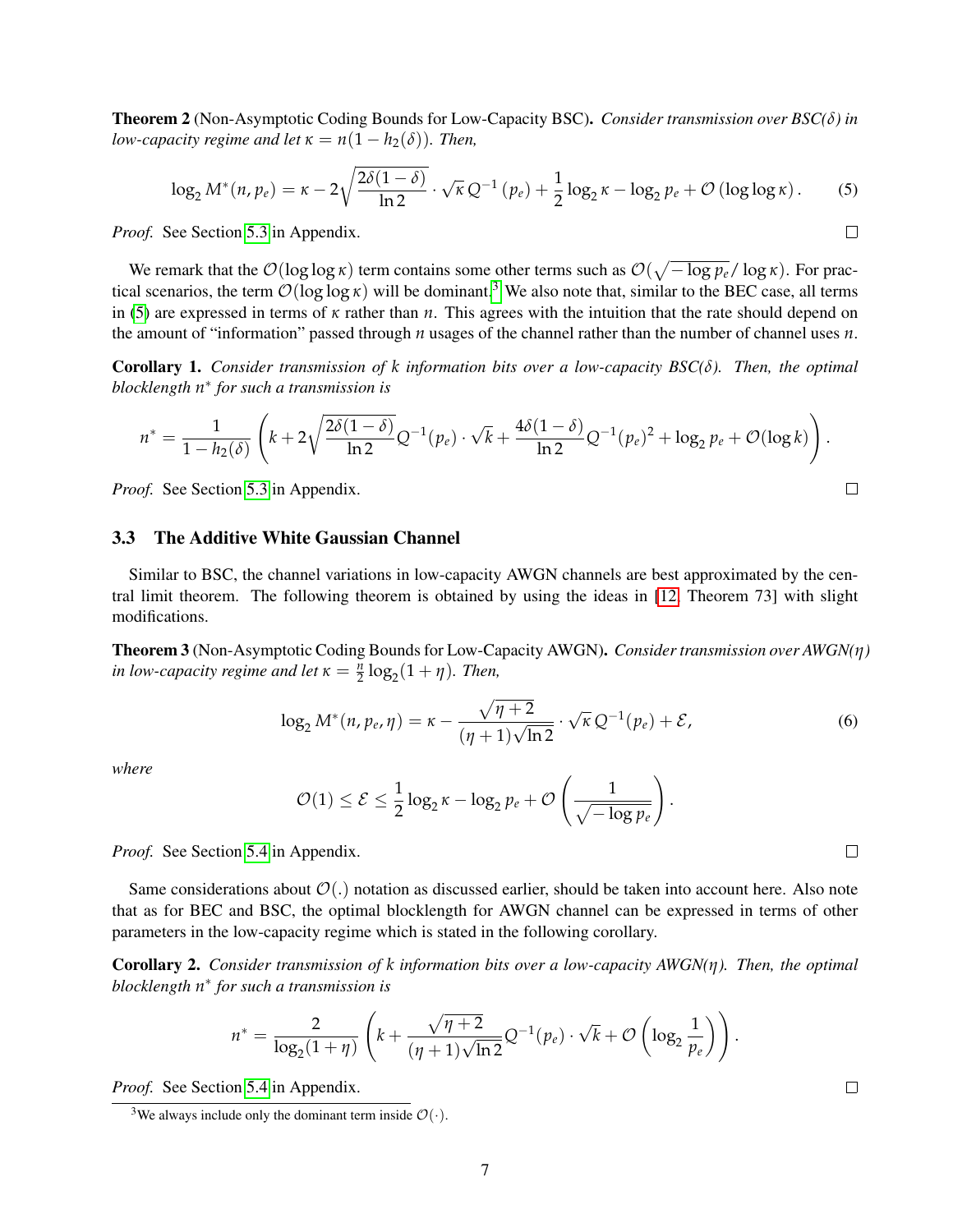**Theorem 2** (Non-Asymptotic Coding Bounds for Low-Capacity BSC)**.** *Consider transmission over BSC($\delta$) in low-capacity regime and let $\kappa = n(1 - h_2(\delta))$. Then,*

$$\log_2 M^*(n, p_e) = \kappa - 2\sqrt{\frac{2\delta(1-\delta)}{\ln 2}} \cdot \sqrt{\kappa}\, Q^{-1}(p_e) + \frac{1}{2}\log_2 \kappa - \log_2 p_e + \mathcal{O}(\log\log \kappa). \tag{5}$$

*Proof.* See Section 5.3 in Appendix. □

We remark that the $\mathcal{O}(\log\log\kappa)$ term contains some other terms such as $\mathcal{O}(\sqrt{-\log p_e}/\log\kappa)$. For practical scenarios, the term $\mathcal{O}(\log\log\kappa)$ will be dominant.[3] We also note that, similar to the BEC case, all terms in (5) are expressed in terms of $\kappa$ rather than $n$. This agrees with the intuition that the rate should depend on the amount of "information" passed through $n$ usages of the channel rather than the number of channel uses $n$.

**Corollary 1.** *Consider transmission of $k$ information bits over a low-capacity BSC($\delta$). Then, the optimal blocklength $n^*$ for such a transmission is*

$$n^* = \frac{1}{1-h_2(\delta)}\left(k + 2\sqrt{\frac{2\delta(1-\delta)}{\ln 2}} Q^{-1}(p_e) \cdot \sqrt{k} + \frac{4\delta(1-\delta)}{\ln 2} Q^{-1}(p_e)^2 + \log_2 p_e + \mathcal{O}(\log k)\right).$$

*Proof.* See Section 5.3 in Appendix. □

### 3.3 The Additive White Gaussian Channel

Similar to BSC, the channel variations in low-capacity AWGN channels are best approximated by the central limit theorem. The following theorem is obtained by using the ideas in [12, Theorem 73] with slight modifications.

**Theorem 3** (Non-Asymptotic Coding Bounds for Low-Capacity AWGN)**.** *Consider transmission over AWGN($\eta$) in low-capacity regime and let $\kappa = \frac{n}{2}\log_2(1+\eta)$. Then,*

$$\log_2 M^*(n, p_e, \eta) = \kappa - \frac{\sqrt{\eta+2}}{(\eta+1)\sqrt{\ln 2}} \cdot \sqrt{\kappa}\, Q^{-1}(p_e) + \mathcal{E}, \tag{6}$$

*where*

$$\mathcal{O}(1) \le \mathcal{E} \le \frac{1}{2}\log_2 \kappa - \log_2 p_e + \mathcal{O}\left(\frac{1}{\sqrt{-\log p_e}}\right).$$

*Proof.* See Section 5.4 in Appendix. □

Same considerations about $\mathcal{O}(.)$ notation as discussed earlier, should be taken into account here. Also note that as for BEC and BSC, the optimal blocklength for AWGN channel can be expressed in terms of other parameters in the low-capacity regime which is stated in the following corollary.

**Corollary 2.** *Consider transmission of $k$ information bits over a low-capacity AWGN($\eta$). Then, the optimal blocklength $n^*$ for such a transmission is*

$$n^* = \frac{2}{\log_2(1+\eta)}\left(k + \frac{\sqrt{\eta+2}}{(\eta+1)\sqrt{\ln 2}} Q^{-1}(p_e) \cdot \sqrt{k} + \mathcal{O}\left(\log_2 \frac{1}{p_e}\right)\right).$$

*Proof.* See Section 5.4 in Appendix. □

[3] We always include only the dominant term inside $\mathcal{O}(\cdot)$.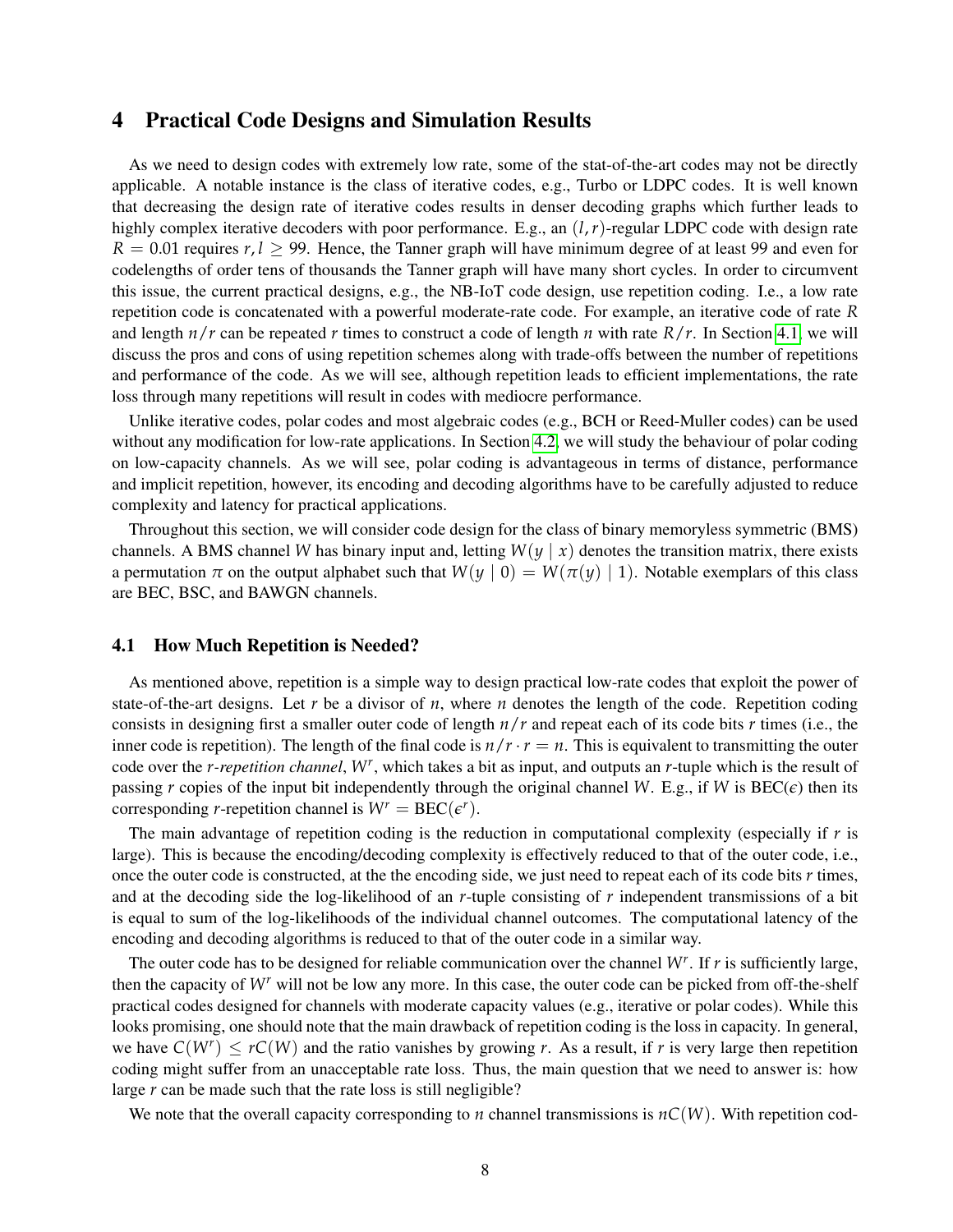# 4 Practical Code Designs and Simulation Results

As we need to design codes with extremely low rate, some of the stat-of-the-art codes may not be directly applicable. A notable instance is the class of iterative codes, e.g., Turbo or LDPC codes. It is well known that decreasing the design rate of iterative codes results in denser decoding graphs which further leads to highly complex iterative decoders with poor performance. E.g., an $(l, r)$-regular LDPC code with design rate $R = 0.01$ requires $r, l \geq 99$. Hence, the Tanner graph will have minimum degree of at least 99 and even for codelengths of order tens of thousands the Tanner graph will have many short cycles. In order to circumvent this issue, the current practical designs, e.g., the NB-IoT code design, use repetition coding. I.e., a low rate repetition code is concatenated with a powerful moderate-rate code. For example, an iterative code of rate $R$ and length $n/r$ can be repeated $r$ times to construct a code of length $n$ with rate $R/r$. In Section 4.1, we will discuss the pros and cons of using repetition schemes along with trade-offs between the number of repetitions and performance of the code. As we will see, although repetition leads to efficient implementations, the rate loss through many repetitions will result in codes with mediocre performance.

Unlike iterative codes, polar codes and most algebraic codes (e.g., BCH or Reed-Muller codes) can be used without any modification for low-rate applications. In Section 4.2, we will study the behaviour of polar coding on low-capacity channels. As we will see, polar coding is advantageous in terms of distance, performance and implicit repetition, however, its encoding and decoding algorithms have to be carefully adjusted to reduce complexity and latency for practical applications.

Throughout this section, we will consider code design for the class of binary memoryless symmetric (BMS) channels. A BMS channel $W$ has binary input and, letting $W(y \mid x)$ denotes the transition matrix, there exists a permutation $\pi$ on the output alphabet such that $W(y \mid 0) = W(\pi(y) \mid 1)$. Notable exemplars of this class are BEC, BSC, and BAWGN channels.

## 4.1 How Much Repetition is Needed?

As mentioned above, repetition is a simple way to design practical low-rate codes that exploit the power of state-of-the-art designs. Let $r$ be a divisor of $n$, where $n$ denotes the length of the code. Repetition coding consists in designing first a smaller outer code of length $n/r$ and repeat each of its code bits $r$ times (i.e., the inner code is repetition). The length of the final code is $n/r \cdot r = n$. This is equivalent to transmitting the outer code over the *r-repetition channel*, $W^r$, which takes a bit as input, and outputs an $r$-tuple which is the result of passing $r$ copies of the input bit independently through the original channel $W$. E.g., if $W$ is $\text{BEC}(\epsilon)$ then its corresponding $r$-repetition channel is $W^r = \text{BEC}(\epsilon^r)$.

The main advantage of repetition coding is the reduction in computational complexity (especially if $r$ is large). This is because the encoding/decoding complexity is effectively reduced to that of the outer code, i.e., once the outer code is constructed, at the the encoding side, we just need to repeat each of its code bits $r$ times, and at the decoding side the log-likelihood of an $r$-tuple consisting of $r$ independent transmissions of a bit is equal to sum of the log-likelihoods of the individual channel outcomes. The computational latency of the encoding and decoding algorithms is reduced to that of the outer code in a similar way.

The outer code has to be designed for reliable communication over the channel $W^r$. If $r$ is sufficiently large, then the capacity of $W^r$ will not be low any more. In this case, the outer code can be picked from off-the-shelf practical codes designed for channels with moderate capacity values (e.g., iterative or polar codes). While this looks promising, one should note that the main drawback of repetition coding is the loss in capacity. In general, we have $C(W^r) \leq rC(W)$ and the ratio vanishes by growing $r$. As a result, if $r$ is very large then repetition coding might suffer from an unacceptable rate loss. Thus, the main question that we need to answer is: how large $r$ can be made such that the rate loss is still negligible?

We note that the overall capacity corresponding to $n$ channel transmissions is $nC(W)$. With repetition cod-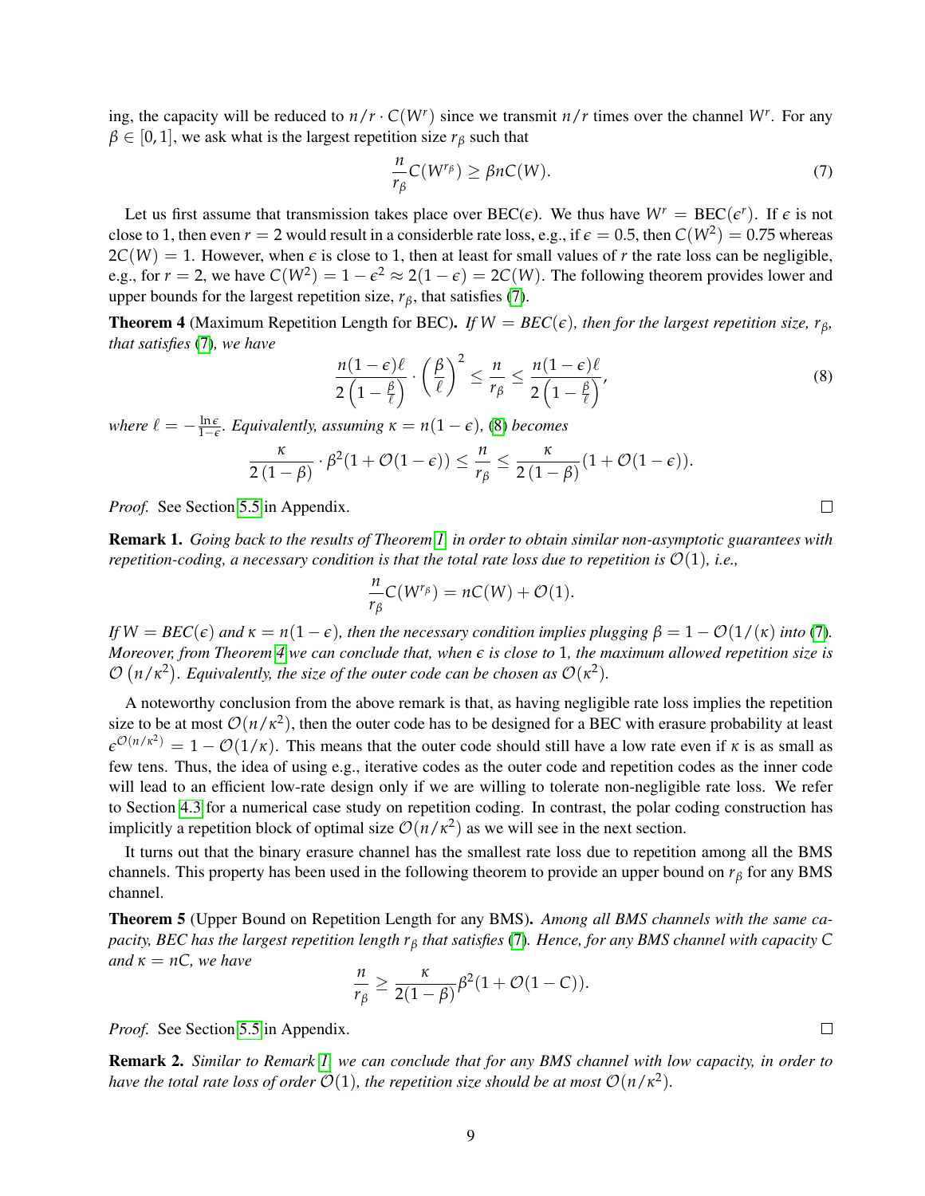ing, the capacity will be reduced to $n/r \cdot C(W^r)$ since we transmit $n/r$ times over the channel $W^r$. For any $\beta \in [0, 1]$, we ask what is the largest repetition size $r_\beta$ such that

$$\frac{n}{r_\beta} C(W^{r_\beta}) \geq \beta n C(W). \tag{7}$$

Let us first assume that transmission takes place over BEC($\epsilon$). We thus have $W^r = \text{BEC}(\epsilon^r)$. If $\epsilon$ is not close to 1, then even $r = 2$ would result in a considerble rate loss, e.g., if $\epsilon = 0.5$, then $C(W^2) = 0.75$ whereas $2C(W) = 1$. However, when $\epsilon$ is close to 1, then at least for small values of $r$ the rate loss can be negligible, e.g., for $r = 2$, we have $C(W^2) = 1 - \epsilon^2 \approx 2(1 - \epsilon) = 2C(W)$. The following theorem provides lower and upper bounds for the largest repetition size, $r_\beta$, that satisfies (7).

**Theorem 4** (Maximum Repetition Length for BEC)**.** *If $W = BEC(\epsilon)$, then for the largest repetition size, $r_\beta$, that satisfies (7), we have*

$$\frac{n(1-\epsilon)\ell}{2\left(1 - \frac{\beta}{\ell}\right)} \cdot \left(\frac{\beta}{\ell}\right)^2 \leq \frac{n}{r_\beta} \leq \frac{n(1-\epsilon)\ell}{2\left(1 - \frac{\beta}{\ell}\right)}, \tag{8}$$

*where $\ell = -\frac{\ln \epsilon}{1-\epsilon}$. Equivalently, assuming $\kappa = n(1-\epsilon)$, (8) becomes*

$$\frac{\kappa}{2(1-\beta)} \cdot \beta^2 (1 + \mathcal{O}(1-\epsilon)) \leq \frac{n}{r_\beta} \leq \frac{\kappa}{2(1-\beta)} (1 + \mathcal{O}(1-\epsilon)).$$

*Proof.* See Section 5.5 in Appendix. ◻

**Remark 1.** *Going back to the results of Theorem 1, in order to obtain similar non-asymptotic guarantees with repetition-coding, a necessary condition is that the total rate loss due to repetition is $\mathcal{O}(1)$, i.e.,*

$$\frac{n}{r_\beta} C(W^{r_\beta}) = nC(W) + \mathcal{O}(1).$$

*If $W = BEC(\epsilon)$ and $\kappa = n(1-\epsilon)$, then the necessary condition implies plugging $\beta = 1 - \mathcal{O}(1/(\kappa)$ into (7). Moreover, from Theorem 4 we can conclude that, when $\epsilon$ is close to 1, the maximum allowed repetition size is $\mathcal{O}(n/\kappa^2)$. Equivalently, the size of the outer code can be chosen as $\mathcal{O}(\kappa^2)$.*

A noteworthy conclusion from the above remark is that, as having negligible rate loss implies the repetition size to be at most $\mathcal{O}(n/\kappa^2)$, then the outer code has to be designed for a BEC with erasure probability at least $\epsilon^{\mathcal{O}(n/\kappa^2)} = 1 - \mathcal{O}(1/\kappa)$. This means that the outer code should still have a low rate even if $\kappa$ is as small as few tens. Thus, the idea of using e.g., iterative codes as the outer code and repetition codes as the inner code will lead to an efficient low-rate design only if we are willing to tolerate non-negligible rate loss. We refer to Section 4.3 for a numerical case study on repetition coding. In contrast, the polar coding construction has implicitly a repetition block of optimal size $\mathcal{O}(n/\kappa^2)$ as we will see in the next section.

It turns out that the binary erasure channel has the smallest rate loss due to repetition among all the BMS channels. This property has been used in the following theorem to provide an upper bound on $r_\beta$ for any BMS channel.

**Theorem 5** (Upper Bound on Repetition Length for any BMS)**.** *Among all BMS channels with the same capacity, BEC has the largest repetition length $r_\beta$ that satisfies (7). Hence, for any BMS channel with capacity $C$ and $\kappa = nC$, we have*

$$\frac{n}{r_\beta} \geq \frac{\kappa}{2(1-\beta)} \beta^2 (1 + \mathcal{O}(1-C)).$$

*Proof.* See Section 5.5 in Appendix. ◻

**Remark 2.** *Similar to Remark 1, we can conclude that for any BMS channel with low capacity, in order to have the total rate loss of order $\mathcal{O}(1)$, the repetition size should be at most $\mathcal{O}(n/\kappa^2)$.*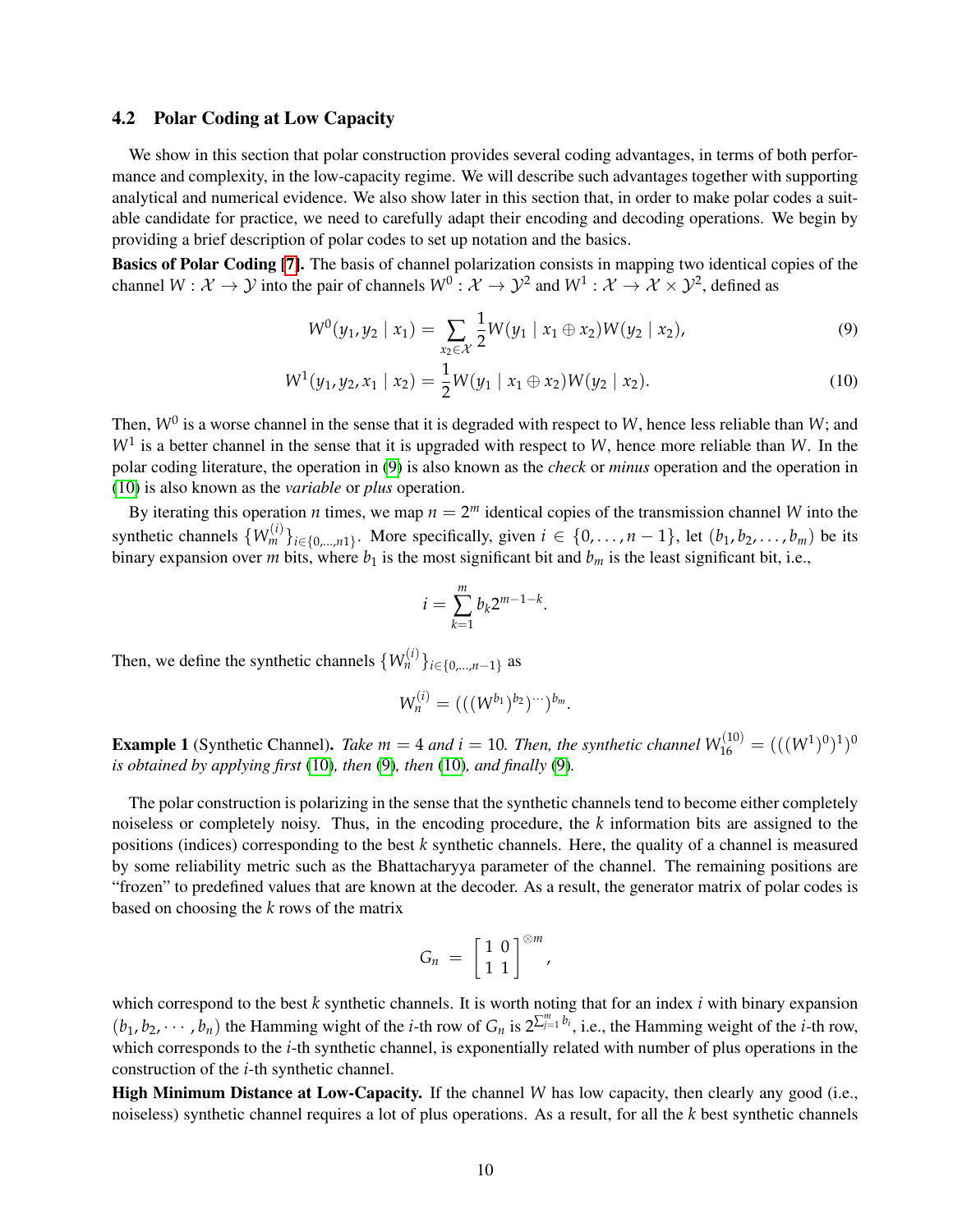### 4.2 Polar Coding at Low Capacity

We show in this section that polar construction provides several coding advantages, in terms of both performance and complexity, in the low-capacity regime. We will describe such advantages together with supporting analytical and numerical evidence. We also show later in this section that, in order to make polar codes a suitable candidate for practice, we need to carefully adapt their encoding and decoding operations. We begin by providing a brief description of polar codes to set up notation and the basics.

**Basics of Polar Coding [7].** The basis of channel polarization consists in mapping two identical copies of the channel $W : \mathcal{X} \to \mathcal{Y}$ into the pair of channels $W^0 : \mathcal{X} \to \mathcal{Y}^2$ and $W^1 : \mathcal{X} \to \mathcal{X} \times \mathcal{Y}^2$, defined as

$$W^0(y_1, y_2 \mid x_1) = \sum_{x_2 \in \mathcal{X}} \frac{1}{2} W(y_1 \mid x_1 \oplus x_2) W(y_2 \mid x_2), \tag{9}$$

$$W^1(y_1, y_2, x_1 \mid x_2) = \frac{1}{2} W(y_1 \mid x_1 \oplus x_2) W(y_2 \mid x_2). \tag{10}$$

Then, $W^0$ is a worse channel in the sense that it is degraded with respect to $W$, hence less reliable than $W$; and $W^1$ is a better channel in the sense that it is upgraded with respect to $W$, hence more reliable than $W$. In the polar coding literature, the operation in (9) is also known as the *check* or *minus* operation and the operation in (10) is also known as the *variable* or *plus* operation.

By iterating this operation $n$ times, we map $n = 2^m$ identical copies of the transmission channel $W$ into the synthetic channels $\{W_m^{(i)}\}_{i \in \{0,\ldots,n1\}}$. More specifically, given $i \in \{0, \ldots, n-1\}$, let $(b_1, b_2, \ldots, b_m)$ be its binary expansion over $m$ bits, where $b_1$ is the most significant bit and $b_m$ is the least significant bit, i.e.,

$$i = \sum_{k=1}^{m} b_k 2^{m-1-k}.$$

Then, we define the synthetic channels $\{W_n^{(i)}\}_{i \in \{0,\ldots,n-1\}}$ as

$$W_n^{(i)} = (((W^{b_1})^{b_2})^{\cdots})^{b_m}.$$

**Example 1** (Synthetic Channel)**.** *Take $m = 4$ and $i = 10$. Then, the synthetic channel $W_{16}^{(10)} = (((W^1)^0)^1)^0$ is obtained by applying first* (10)*, then* (9)*, then* (10)*, and finally* (9)*.*

The polar construction is polarizing in the sense that the synthetic channels tend to become either completely noiseless or completely noisy. Thus, in the encoding procedure, the $k$ information bits are assigned to the positions (indices) corresponding to the best $k$ synthetic channels. Here, the quality of a channel is measured by some reliability metric such as the Bhattacharyya parameter of the channel. The remaining positions are "frozen" to predefined values that are known at the decoder. As a result, the generator matrix of polar codes is based on choosing the $k$ rows of the matrix

$$G_n = \begin{bmatrix} 1 & 0 \\ 1 & 1 \end{bmatrix}^{\otimes m},$$

which correspond to the best $k$ synthetic channels. It is worth noting that for an index $i$ with binary expansion $(b_1, b_2, \cdots, b_n)$ the Hamming wight of the $i$-th row of $G_n$ is $2^{\sum_{j=1}^{m} b_i}$, i.e., the Hamming weight of the $i$-th row, which corresponds to the $i$-th synthetic channel, is exponentially related with number of plus operations in the construction of the $i$-th synthetic channel.

**High Minimum Distance at Low-Capacity.** If the channel $W$ has low capacity, then clearly any good (i.e., noiseless) synthetic channel requires a lot of plus operations. As a result, for all the $k$ best synthetic channels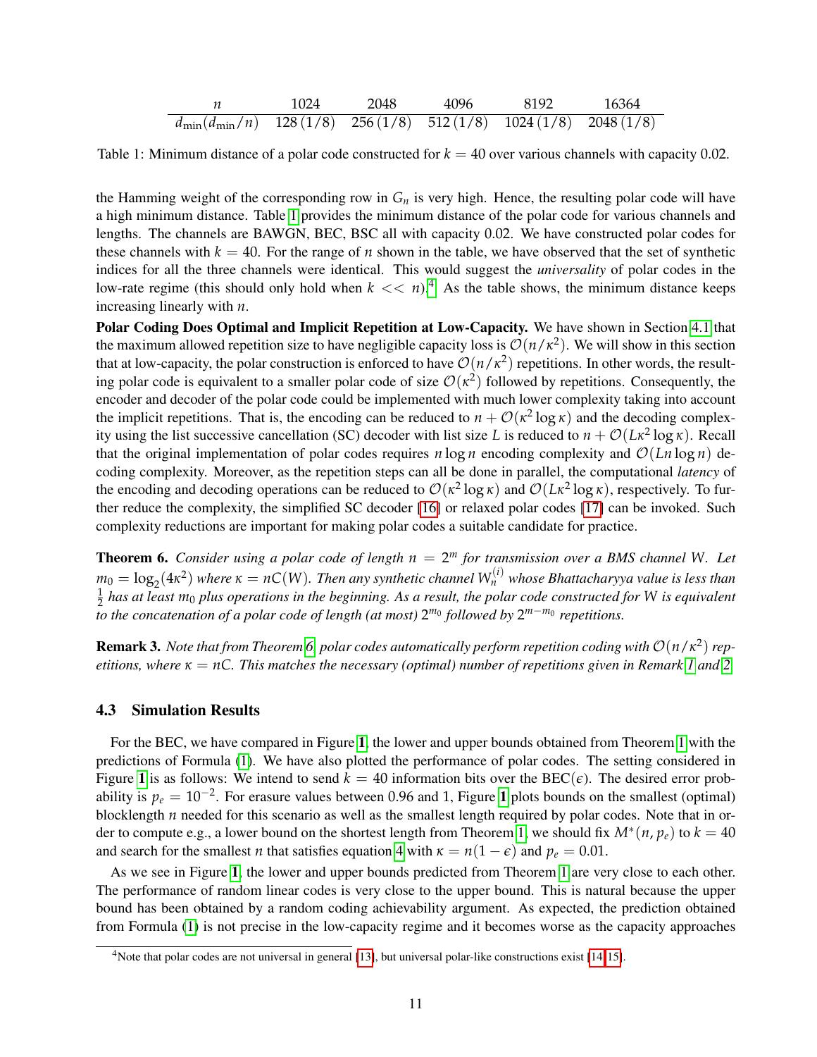| $n$ | 1024 | 2048 | 4096 | 8192 | 16364 |
|---|---|---|---|---|---|
| $d_{\min}(d_{\min}/n)$ | 128 (1/8) | 256 (1/8) | 512 (1/8) | 1024 (1/8) | 2048 (1/8) |

Table 1: Minimum distance of a polar code constructed for $k = 40$ over various channels with capacity 0.02.

the Hamming weight of the corresponding row in $G_n$ is very high. Hence, the resulting polar code will have a high minimum distance. Table 1 provides the minimum distance of the polar code for various channels and lengths. The channels are BAWGN, BEC, BSC all with capacity 0.02. We have constructed polar codes for these channels with $k = 40$. For the range of $n$ shown in the table, we have observed that the set of synthetic indices for all the three channels were identical. This would suggest the *universality* of polar codes in the low-rate regime (this should only hold when $k << n$).[4] As the table shows, the minimum distance keeps increasing linearly with $n$.

**Polar Coding Does Optimal and Implicit Repetition at Low-Capacity.** We have shown in Section 4.1 that the maximum allowed repetition size to have negligible capacity loss is $\mathcal{O}(n/\kappa^2)$. We will show in this section that at low-capacity, the polar construction is enforced to have $\mathcal{O}(n/\kappa^2)$ repetitions. In other words, the resulting polar code is equivalent to a smaller polar code of size $\mathcal{O}(\kappa^2)$ followed by repetitions. Consequently, the encoder and decoder of the polar code could be implemented with much lower complexity taking into account the implicit repetitions. That is, the encoding can be reduced to $n + \mathcal{O}(\kappa^2 \log \kappa)$ and the decoding complexity using the list successive cancellation (SC) decoder with list size $L$ is reduced to $n + \mathcal{O}(L\kappa^2 \log \kappa)$. Recall that the original implementation of polar codes requires $n \log n$ encoding complexity and $\mathcal{O}(Ln \log n)$ decoding complexity. Moreover, as the repetition steps can all be done in parallel, the computational *latency* of the encoding and decoding operations can be reduced to $\mathcal{O}(\kappa^2 \log \kappa)$ and $\mathcal{O}(L\kappa^2 \log \kappa)$, respectively. To further reduce the complexity, the simplified SC decoder [16] or relaxed polar codes [17] can be invoked. Such complexity reductions are important for making polar codes a suitable candidate for practice.

**Theorem 6.** *Consider using a polar code of length $n = 2^m$ for transmission over a BMS channel $W$. Let $m_0 = \log_2(4\kappa^2)$ where $\kappa = nC(W)$. Then any synthetic channel $W_n^{(i)}$ whose Bhattacharyya value is less than $\frac{1}{2}$ has at least $m_0$ plus operations in the beginning. As a result, the polar code constructed for $W$ is equivalent to the concatenation of a polar code of length (at most) $2^{m_0}$ followed by $2^{m-m_0}$ repetitions.*

**Remark 3.** *Note that from Theorem 6, polar codes automatically perform repetition coding with $\mathcal{O}(n/\kappa^2)$ repetitions, where $\kappa = nC$. This matches the necessary (optimal) number of repetitions given in Remark 1 and 2.*

### 4.3 Simulation Results

For the BEC, we have compared in Figure **1**, the lower and upper bounds obtained from Theorem 1 with the predictions of Formula (1). We have also plotted the performance of polar codes. The setting considered in Figure **1** is as follows: We intend to send $k = 40$ information bits over the BEC($\epsilon$). The desired error probability is $p_e = 10^{-2}$. For erasure values between 0.96 and 1, Figure **1** plots bounds on the smallest (optimal) blocklength $n$ needed for this scenario as well as the smallest length required by polar codes. Note that in order to compute e.g., a lower bound on the shortest length from Theorem 1, we should fix $M^*(n, p_e)$ to $k = 40$ and search for the smallest $n$ that satisfies equation 4 with $\kappa = n(1 - \epsilon)$ and $p_e = 0.01$.

As we see in Figure **1**, the lower and upper bounds predicted from Theorem 1 are very close to each other. The performance of random linear codes is very close to the upper bound. This is natural because the upper bound has been obtained by a random coding achievability argument. As expected, the prediction obtained from Formula (1) is not precise in the low-capacity regime and it becomes worse as the capacity approaches

[4] Note that polar codes are not universal in general [13], but universal polar-like constructions exist [14, 15].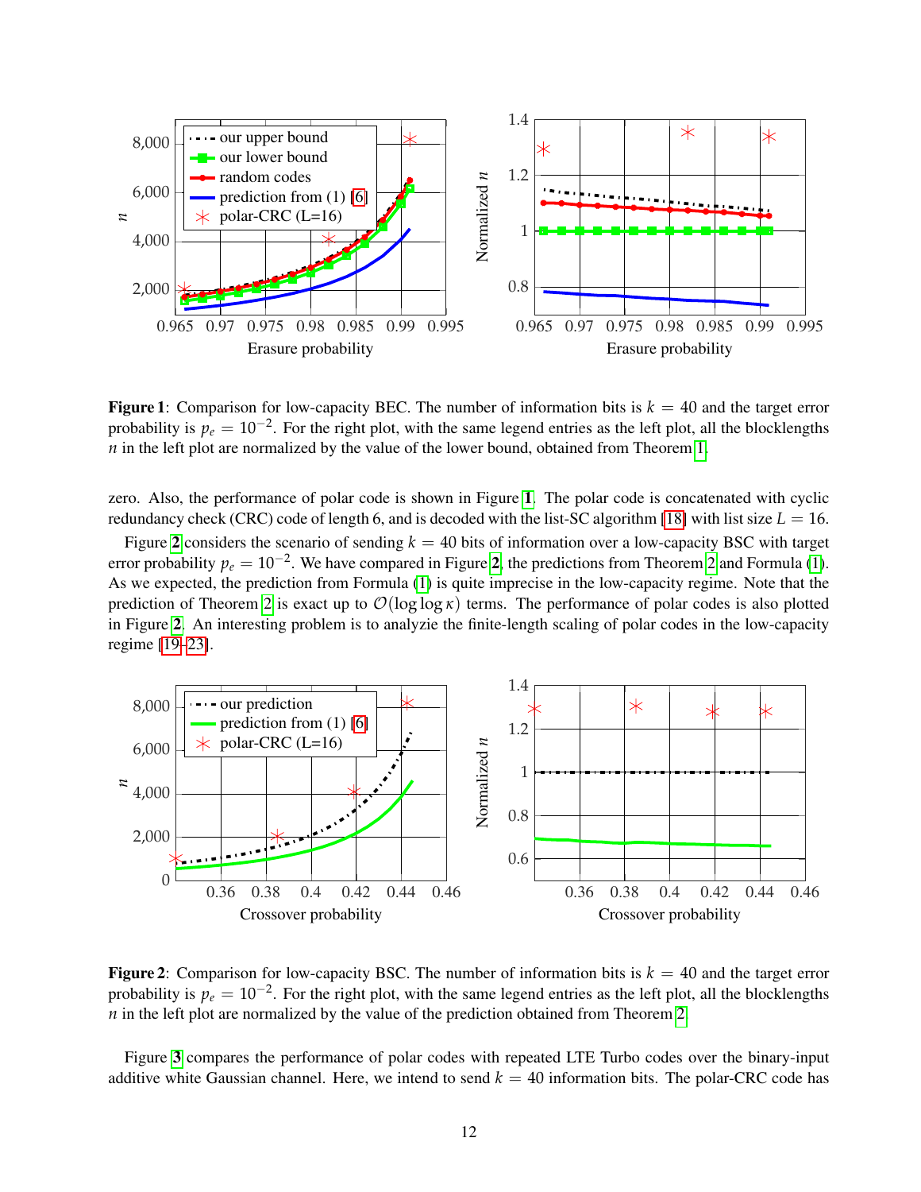**Figure 1**: Comparison for low-capacity BEC. The number of information bits is $k = 40$ and the target error probability is $p_e = 10^{-2}$. For the right plot, with the same legend entries as the left plot, all the blocklengths $n$ in the left plot are normalized by the value of the lower bound, obtained from Theorem 1.

zero. Also, the performance of polar code is shown in Figure 1. The polar code is concatenated with cyclic redundancy check (CRC) code of length 6, and is decoded with the list-SC algorithm [18] with list size $L = 16$.

Figure 2 considers the scenario of sending $k = 40$ bits of information over a low-capacity BSC with target error probability $p_e = 10^{-2}$. We have compared in Figure 2, the predictions from Theorem 2 and Formula (1). As we expected, the prediction from Formula (1) is quite imprecise in the low-capacity regime. Note that the prediction of Theorem 2 is exact up to $\mathcal{O}(\log \log \kappa)$ terms. The performance of polar codes is also plotted in Figure 2. An interesting problem is to analyzie the finite-length scaling of polar codes in the low-capacity regime [19–23].

**Figure 2**: Comparison for low-capacity BSC. The number of information bits is $k = 40$ and the target error probability is $p_e = 10^{-2}$. For the right plot, with the same legend entries as the left plot, all the blocklengths $n$ in the left plot are normalized by the value of the prediction obtained from Theorem 2.

Figure 3 compares the performance of polar codes with repeated LTE Turbo codes over the binary-input additive white Gaussian channel. Here, we intend to send $k = 40$ information bits. The polar-CRC code has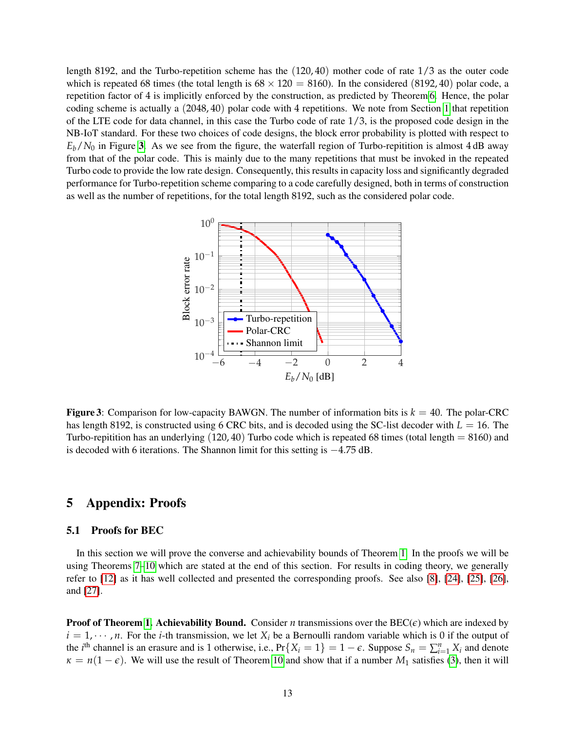length 8192, and the Turbo-repetition scheme has the $(120, 40)$ mother code of rate $1/3$ as the outer code which is repeated 68 times (the total length is $68 \times 120 = 8160$). In the considered $(8192, 40)$ polar code, a repetition factor of 4 is implicitly enforced by the construction, as predicted by Theorem 6. Hence, the polar coding scheme is actually a $(2048, 40)$ polar code with 4 repetitions. We note from Section 1 that repetition of the LTE code for data channel, in this case the Turbo code of rate $1/3$, is the proposed code design in the NB-IoT standard. For these two choices of code designs, the block error probability is plotted with respect to $E_b/N_0$ in Figure 3. As we see from the figure, the waterfall region of Turbo-repitition is almost 4 dB away from that of the polar code. This is mainly due to the many repetitions that must be invoked in the repeated Turbo code to provide the low rate design. Consequently, this results in capacity loss and significantly degraded performance for Turbo-repetition scheme comparing to a code carefully designed, both in terms of construction as well as the number of repetitions, for the total length 8192, such as the considered polar code.

**Figure 3**: Comparison for low-capacity BAWGN. The number of information bits is $k = 40$. The polar-CRC has length 8192, is constructed using 6 CRC bits, and is decoded using the SC-list decoder with $L = 16$. The Turbo-repitition has an underlying $(120, 40)$ Turbo code which is repeated 68 times (total length $= 8160$) and is decoded with 6 iterations. The Shannon limit for this setting is $-4.75$ dB.

# 5 Appendix: Proofs

## 5.1 Proofs for BEC

In this section we will prove the converse and achievability bounds of Theorem 1. In the proofs we will be using Theorems 7–10 which are stated at the end of this section. For results in coding theory, we generally refer to [12] as it has well collected and presented the corresponding proofs. See also [8], [24], [25], [26], and [27].

**Proof of Theorem 1. Achievability Bound.** Consider $n$ transmissions over the BEC($\epsilon$) which are indexed by $i = 1, \cdots, n$. For the $i$-th transmission, we let $X_i$ be a Bernoulli random variable which is 0 if the output of the $i^{\text{th}}$ channel is an erasure and is 1 otherwise, i.e., $\Pr\{X_i = 1\} = 1 - \epsilon$. Suppose $S_n = \sum_{i=1}^{n} X_i$ and denote $\kappa = n(1 - \epsilon)$. We will use the result of Theorem 10 and show that if a number $M_1$ satisfies (3), then it will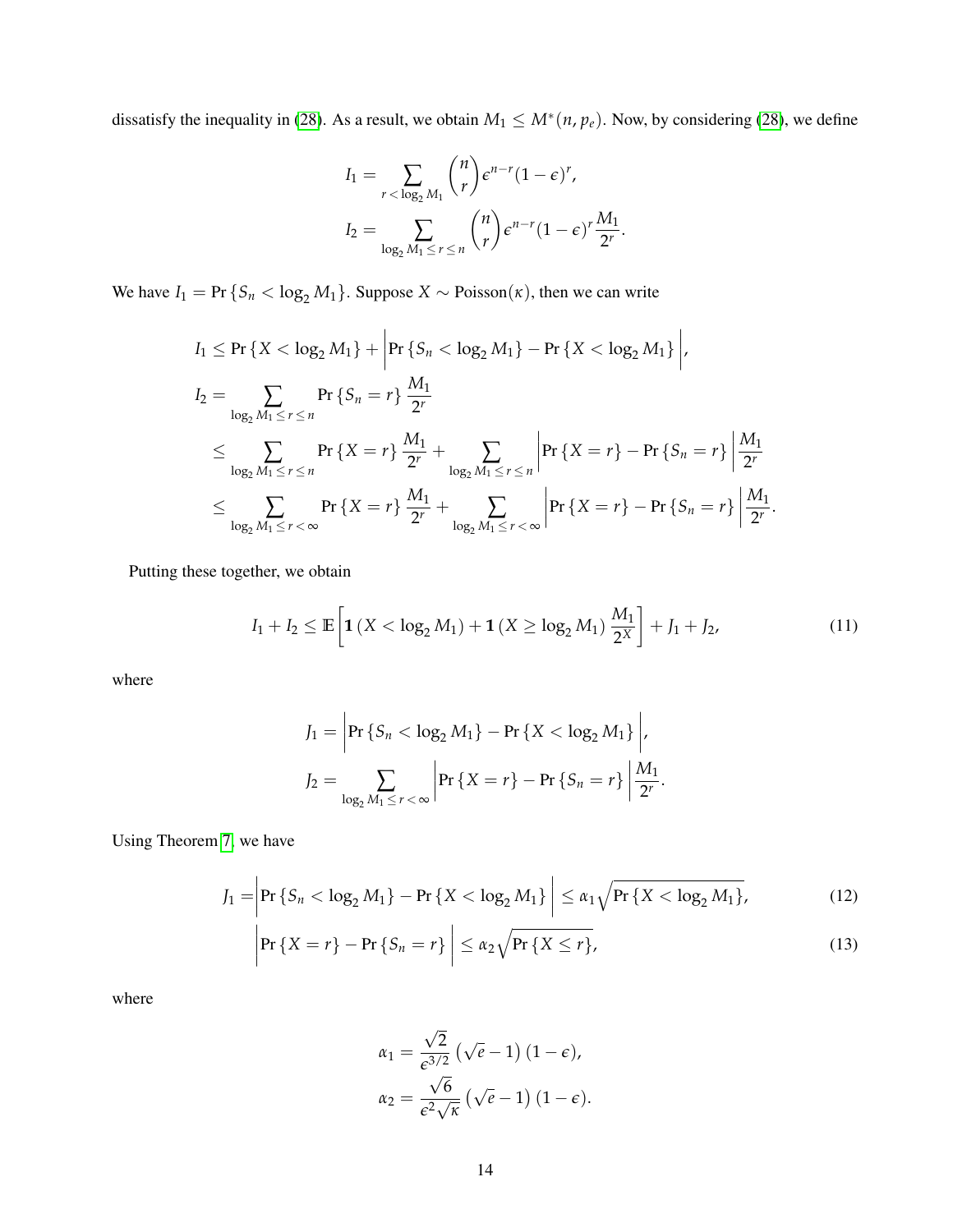dissatisfy the inequality in (28). As a result, we obtain $M_1 \leq M^*(n, p_e)$. Now, by considering (28), we define

$$
\begin{aligned}
I_1 &= \sum_{r < \log_2 M_1} \binom{n}{r} \epsilon^{n-r}(1-\epsilon)^r, \\
I_2 &= \sum_{\log_2 M_1 \leq r \leq n} \binom{n}{r} \epsilon^{n-r}(1-\epsilon)^r \frac{M_1}{2^r}.
\end{aligned}
$$

We have $I_1 = \Pr\{S_n < \log_2 M_1\}$. Suppose $X \sim \text{Poisson}(\kappa)$, then we can write

$$
\begin{aligned}
I_1 &\leq \Pr\{X < \log_2 M_1\} + \left| \Pr\{S_n < \log_2 M_1\} - \Pr\{X < \log_2 M_1\} \right|, \\
I_2 &= \sum_{\log_2 M_1 \leq r \leq n} \Pr\{S_n = r\} \frac{M_1}{2^r} \\
&\leq \sum_{\log_2 M_1 \leq r \leq n} \Pr\{X = r\} \frac{M_1}{2^r} + \sum_{\log_2 M_1 \leq r \leq n} \left| \Pr\{X = r\} - \Pr\{S_n = r\} \right| \frac{M_1}{2^r} \\
&\leq \sum_{\log_2 M_1 \leq r < \infty} \Pr\{X = r\} \frac{M_1}{2^r} + \sum_{\log_2 M_1 \leq r < \infty} \left| \Pr\{X = r\} - \Pr\{S_n = r\} \right| \frac{M_1}{2^r}.
\end{aligned}
$$

Putting these together, we obtain

$$
I_1 + I_2 \leq \mathbb{E}\left[ \mathbf{1}\left(X < \log_2 M_1\right) + \mathbf{1}\left(X \geq \log_2 M_1\right) \frac{M_1}{2^X} \right] + J_1 + J_2, \tag{11}
$$

where

$$
\begin{aligned}
J_1 &= \left| \Pr\{S_n < \log_2 M_1\} - \Pr\{X < \log_2 M_1\} \right|, \\
J_2 &= \sum_{\log_2 M_1 \leq r < \infty} \left| \Pr\{X = r\} - \Pr\{S_n = r\} \right| \frac{M_1}{2^r}.
\end{aligned}
$$

Using Theorem 7, we have

$$
J_1 = \left| \Pr\{S_n < \log_2 M_1\} - \Pr\{X < \log_2 M_1\} \right| \leq \alpha_1 \sqrt{\Pr\{X < \log_2 M_1\}}, \tag{12}
$$

$$
\left| \Pr\{X = r\} - \Pr\{S_n = r\} \right| \leq \alpha_2 \sqrt{\Pr\{X \leq r\}}, \tag{13}
$$

where

$$
\begin{aligned}
\alpha_1 &= \frac{\sqrt{2}}{\epsilon^{3/2}} \left(\sqrt{e} - 1\right)(1-\epsilon), \\
\alpha_2 &= \frac{\sqrt{6}}{\epsilon^2 \sqrt{\kappa}} \left(\sqrt{e} - 1\right)(1-\epsilon).
\end{aligned}
$$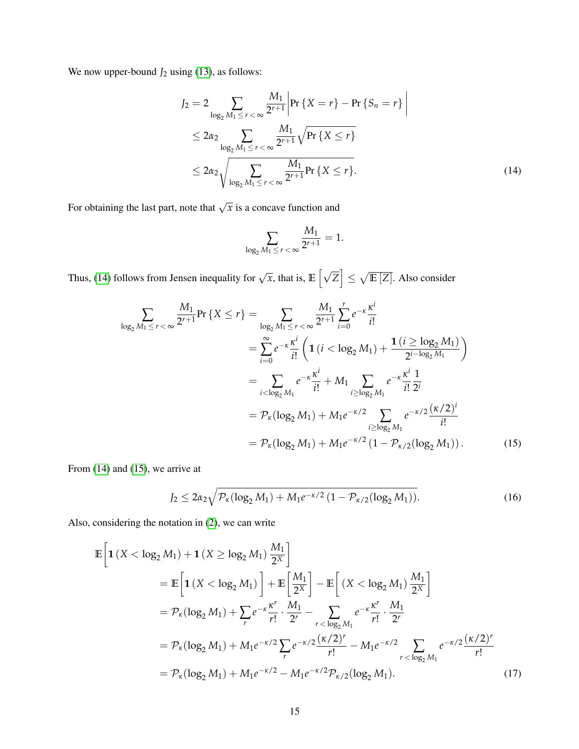We now upper-bound $J_2$ using (13), as follows:

$$
\begin{aligned}
J_2 &= 2 \sum_{\log_2 M_1 \le r < \infty} \frac{M_1}{2^{r+1}} \left| \Pr\{X = r\} - \Pr\{S_n = r\} \right| \\
&\le 2\alpha_2 \sum_{\log_2 M_1 \le r < \infty} \frac{M_1}{2^{r+1}} \sqrt{\Pr\{X \le r\}} \\
&\le 2\alpha_2 \sqrt{\sum_{\log_2 M_1 \le r < \infty} \frac{M_1}{2^{r+1}} \Pr\{X \le r\}}. \qquad (14)
\end{aligned}
$$

For obtaining the last part, note that $\sqrt{x}$ is a concave function and

$$
\sum_{\log_2 M_1 \le r < \infty} \frac{M_1}{2^{r+1}} = 1.
$$

Thus, (14) follows from Jensen inequality for $\sqrt{x}$, that is, $\mathbb{E}\left[\sqrt{Z}\right] \le \sqrt{\mathbb{E}\left[Z\right]}$. Also consider

$$
\begin{aligned}
\sum_{\log_2 M_1 \le r < \infty} \frac{M_1}{2^{r+1}} \Pr\{X \le r\} &= \sum_{\log_2 M_1 \le r < \infty} \frac{M_1}{2^{r+1}} \sum_{i=0}^{r} e^{-\kappa} \frac{\kappa^i}{i!} \\
&= \sum_{i=0}^{\infty} e^{-\kappa} \frac{\kappa^i}{i!} \left( \mathbf{1}\left(i < \log_2 M_1\right) + \frac{\mathbf{1}\left(i \ge \log_2 M_1\right)}{2^{i - \log_2 M_1}} \right) \\
&= \sum_{i < \log_2 M_1} e^{-\kappa} \frac{\kappa^i}{i!} + M_1 \sum_{i \ge \log_2 M_1} e^{-\kappa} \frac{\kappa^i}{i!} \frac{1}{2^i} \\
&= \mathcal{P}_\kappa(\log_2 M_1) + M_1 e^{-\kappa/2} \sum_{i \ge \log_2 M_1} e^{-\kappa/2} \frac{(\kappa/2)^i}{i!} \\
&= \mathcal{P}_\kappa(\log_2 M_1) + M_1 e^{-\kappa/2} \left(1 - \mathcal{P}_{\kappa/2}(\log_2 M_1)\right). \qquad (15)
\end{aligned}
$$

From (14) and (15), we arrive at

$$
J_2 \le 2\alpha_2 \sqrt{\mathcal{P}_\kappa(\log_2 M_1) + M_1 e^{-\kappa/2} \left(1 - \mathcal{P}_{\kappa/2}(\log_2 M_1)\right)}. \qquad (16)
$$

Also, considering the notation in (2), we can write

$$
\begin{aligned}
&\mathbb{E}\left[ \mathbf{1}\left(X < \log_2 M_1\right) + \mathbf{1}\left(X \ge \log_2 M_1\right) \frac{M_1}{2^X} \right] \\
&\quad = \mathbb{E}\left[ \mathbf{1}\left(X < \log_2 M_1\right) \right] + \mathbb{E}\left[ \frac{M_1}{2^X} \right] - \mathbb{E}\left[ \left(X < \log_2 M_1\right) \frac{M_1}{2^X} \right] \\
&\quad = \mathcal{P}_\kappa(\log_2 M_1) + \sum_r e^{-\kappa} \frac{\kappa^r}{r!} \cdot \frac{M_1}{2^r} - \sum_{r < \log_2 M_1} e^{-\kappa} \frac{\kappa^r}{r!} \cdot \frac{M_1}{2^r} \\
&\quad = \mathcal{P}_\kappa(\log_2 M_1) + M_1 e^{-\kappa/2} \sum_r e^{-\kappa/2} \frac{(\kappa/2)^r}{r!} - M_1 e^{-\kappa/2} \sum_{r < \log_2 M_1} e^{-\kappa/2} \frac{(\kappa/2)^r}{r!} \\
&\quad = \mathcal{P}_\kappa(\log_2 M_1) + M_1 e^{-\kappa/2} - M_1 e^{-\kappa/2} \mathcal{P}_{\kappa/2}(\log_2 M_1). \qquad (17)
\end{aligned}
$$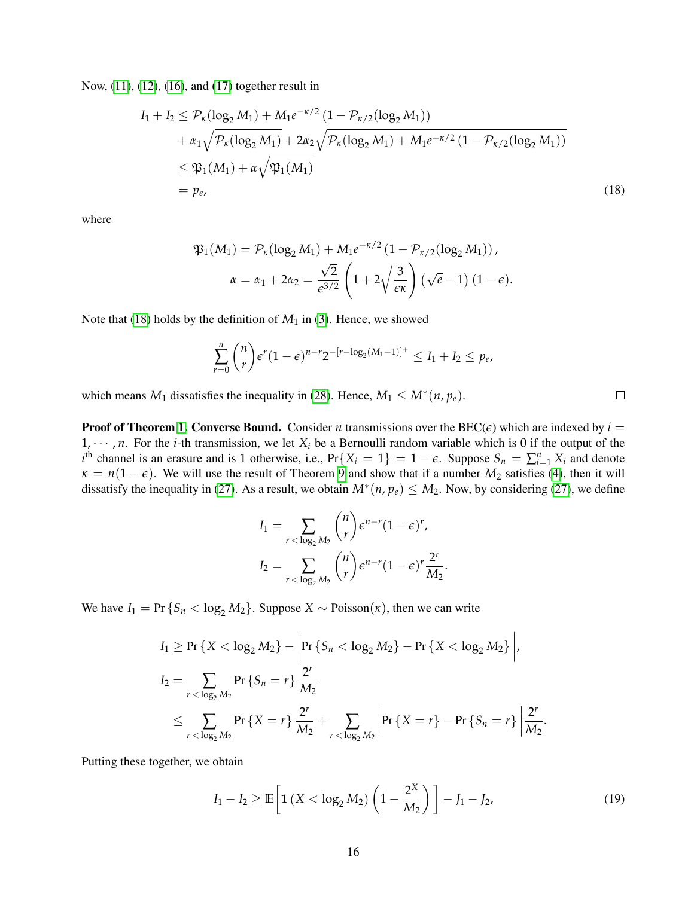Now, (11), (12), (16), and (17) together result in

$$
\begin{aligned}
I_1 + I_2 &\leq \mathcal{P}_\kappa(\log_2 M_1) + M_1 e^{-\kappa/2}\left(1 - \mathcal{P}_{\kappa/2}(\log_2 M_1)\right) \\
&\quad + \alpha_1 \sqrt{\mathcal{P}_\kappa(\log_2 M_1)} + 2\alpha_2 \sqrt{\mathcal{P}_\kappa(\log_2 M_1) + M_1 e^{-\kappa/2}\left(1 - \mathcal{P}_{\kappa/2}(\log_2 M_1)\right)} \\
&\leq \mathfrak{P}_1(M_1) + \alpha \sqrt{\mathfrak{P}_1(M_1)} \\
&= p_e,
\end{aligned}
\tag{18}
$$

where

$$
\begin{aligned}
\mathfrak{P}_1(M_1) &= \mathcal{P}_\kappa(\log_2 M_1) + M_1 e^{-\kappa/2}\left(1 - \mathcal{P}_{\kappa/2}(\log_2 M_1)\right), \\
\alpha &= \alpha_1 + 2\alpha_2 = \frac{\sqrt{2}}{\epsilon^{3/2}}\left(1 + 2\sqrt{\frac{3}{\epsilon\kappa}}\right)\left(\sqrt{e} - 1\right)(1-\epsilon).
\end{aligned}
$$

Note that (18) holds by the definition of $M_1$ in (3). Hence, we showed

$$
\sum_{r=0}^{n} \binom{n}{r} \epsilon^r (1-\epsilon)^{n-r} 2^{-[r - \log_2(M_1 - 1)]^+} \leq I_1 + I_2 \leq p_e,
$$

which means $M_1$ dissatisfies the inequality in (28). Hence, $M_1 \leq M^*(n, p_e)$. □

**Proof of Theorem 1. Converse Bound.** Consider $n$ transmissions over the BEC($\epsilon$) which are indexed by $i = 1, \cdots, n$. For the $i$-th transmission, we let $X_i$ be a Bernoulli random variable which is 0 if the output of the $i^{\text{th}}$ channel is an erasure and is 1 otherwise, i.e., $\Pr\{X_i = 1\} = 1 - \epsilon$. Suppose $S_n = \sum_{i=1}^{n} X_i$ and denote $\kappa = n(1-\epsilon)$. We will use the result of Theorem 9 and show that if a number $M_2$ satisfies (4), then it will dissatisfy the inequality in (27). As a result, we obtain $M^*(n, p_e) \leq M_2$. Now, by considering (27), we define

$$
\begin{aligned}
I_1 &= \sum_{r < \log_2 M_2} \binom{n}{r} \epsilon^{n-r} (1-\epsilon)^r, \\
I_2 &= \sum_{r < \log_2 M_2} \binom{n}{r} \epsilon^{n-r} (1-\epsilon)^r \frac{2^r}{M_2}.
\end{aligned}
$$

We have $I_1 = \Pr\{S_n < \log_2 M_2\}$. Suppose $X \sim \text{Poisson}(\kappa)$, then we can write

$$
\begin{aligned}
I_1 &\geq \Pr\{X < \log_2 M_2\} - \left|\Pr\{S_n < \log_2 M_2\} - \Pr\{X < \log_2 M_2\}\right|, \\
I_2 &= \sum_{r < \log_2 M_2} \Pr\{S_n = r\} \frac{2^r}{M_2} \\
&\leq \sum_{r < \log_2 M_2} \Pr\{X = r\} \frac{2^r}{M_2} + \sum_{r < \log_2 M_2} \left|\Pr\{X = r\} - \Pr\{S_n = r\}\right| \frac{2^r}{M_2}.
\end{aligned}
$$

Putting these together, we obtain

$$
I_1 - I_2 \geq \mathbb{E}\left[\mathbf{1}\left(X < \log_2 M_2\right)\left(1 - \frac{2^X}{M_2}\right)\right] - J_1 - J_2,
\tag{19}
$$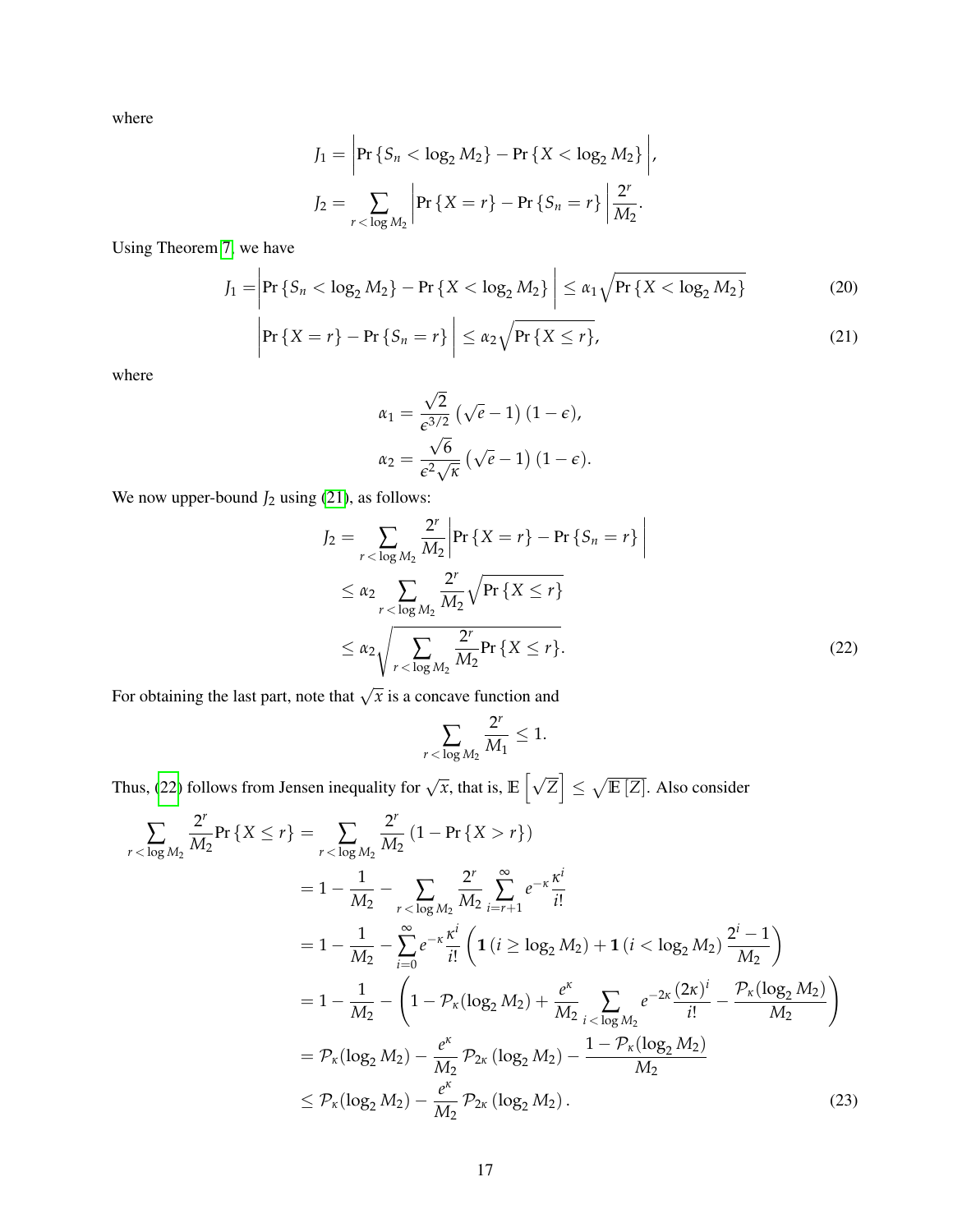where

$$J_1 = \left| \Pr\{S_n < \log_2 M_2\} - \Pr\{X < \log_2 M_2\} \right|,$$

$$J_2 = \sum_{r < \log M_2} \left| \Pr\{X = r\} - \Pr\{S_n = r\} \right| \frac{2^r}{M_2}.$$

Using Theorem 7, we have

$$J_1 = \left| \Pr\{S_n < \log_2 M_2\} - \Pr\{X < \log_2 M_2\} \right| \leq \alpha_1 \sqrt{\Pr\{X < \log_2 M_2\}} \tag{20}$$

$$\left| \Pr\{X = r\} - \Pr\{S_n = r\} \right| \leq \alpha_2 \sqrt{\Pr\{X \leq r\}}, \tag{21}$$

where

$$\alpha_1 = \frac{\sqrt{2}}{\epsilon^{3/2}} \left(\sqrt{e} - 1\right)(1 - \epsilon),$$

$$\alpha_2 = \frac{\sqrt{6}}{\epsilon^2 \sqrt{\kappa}} \left(\sqrt{e} - 1\right)(1 - \epsilon).$$

We now upper-bound $J_2$ using (21), as follows:

$$\begin{aligned}
J_2 &= \sum_{r < \log M_2} \frac{2^r}{M_2} \left| \Pr\{X = r\} - \Pr\{S_n = r\} \right| \\
&\leq \alpha_2 \sum_{r < \log M_2} \frac{2^r}{M_2} \sqrt{\Pr\{X \leq r\}} \\
&\leq \alpha_2 \sqrt{\sum_{r < \log M_2} \frac{2^r}{M_2} \Pr\{X \leq r\}}.
\end{aligned} \tag{22}$$

For obtaining the last part, note that $\sqrt{x}$ is a concave function and

$$\sum_{r < \log M_2} \frac{2^r}{M_1} \leq 1.$$

Thus, (22) follows from Jensen inequality for $\sqrt{x}$, that is, $\mathbb{E}\left[\sqrt{Z}\right] \leq \sqrt{\mathbb{E}[Z]}$. Also consider

$$\begin{aligned}
\sum_{r < \log M_2} \frac{2^r}{M_2} \Pr\{X \leq r\} &= \sum_{r < \log M_2} \frac{2^r}{M_2} \left(1 - \Pr\{X > r\}\right) \\
&= 1 - \frac{1}{M_2} - \sum_{r < \log M_2} \frac{2^r}{M_2} \sum_{i=r+1}^{\infty} e^{-\kappa} \frac{\kappa^i}{i!} \\
&= 1 - \frac{1}{M_2} - \sum_{i=0}^{\infty} e^{-\kappa} \frac{\kappa^i}{i!} \left( \mathbf{1}(i \geq \log_2 M_2) + \mathbf{1}(i < \log_2 M_2) \frac{2^i - 1}{M_2} \right) \\
&= 1 - \frac{1}{M_2} - \left( 1 - \mathcal{P}_\kappa(\log_2 M_2) + \frac{e^\kappa}{M_2} \sum_{i < \log M_2} e^{-2\kappa} \frac{(2\kappa)^i}{i!} - \frac{\mathcal{P}_\kappa(\log_2 M_2)}{M_2} \right) \\
&= \mathcal{P}_\kappa(\log_2 M_2) - \frac{e^\kappa}{M_2} \mathcal{P}_{2\kappa}(\log_2 M_2) - \frac{1 - \mathcal{P}_\kappa(\log_2 M_2)}{M_2} \\
&\leq \mathcal{P}_\kappa(\log_2 M_2) - \frac{e^\kappa}{M_2} \mathcal{P}_{2\kappa}(\log_2 M_2).
\end{aligned} \tag{23}$$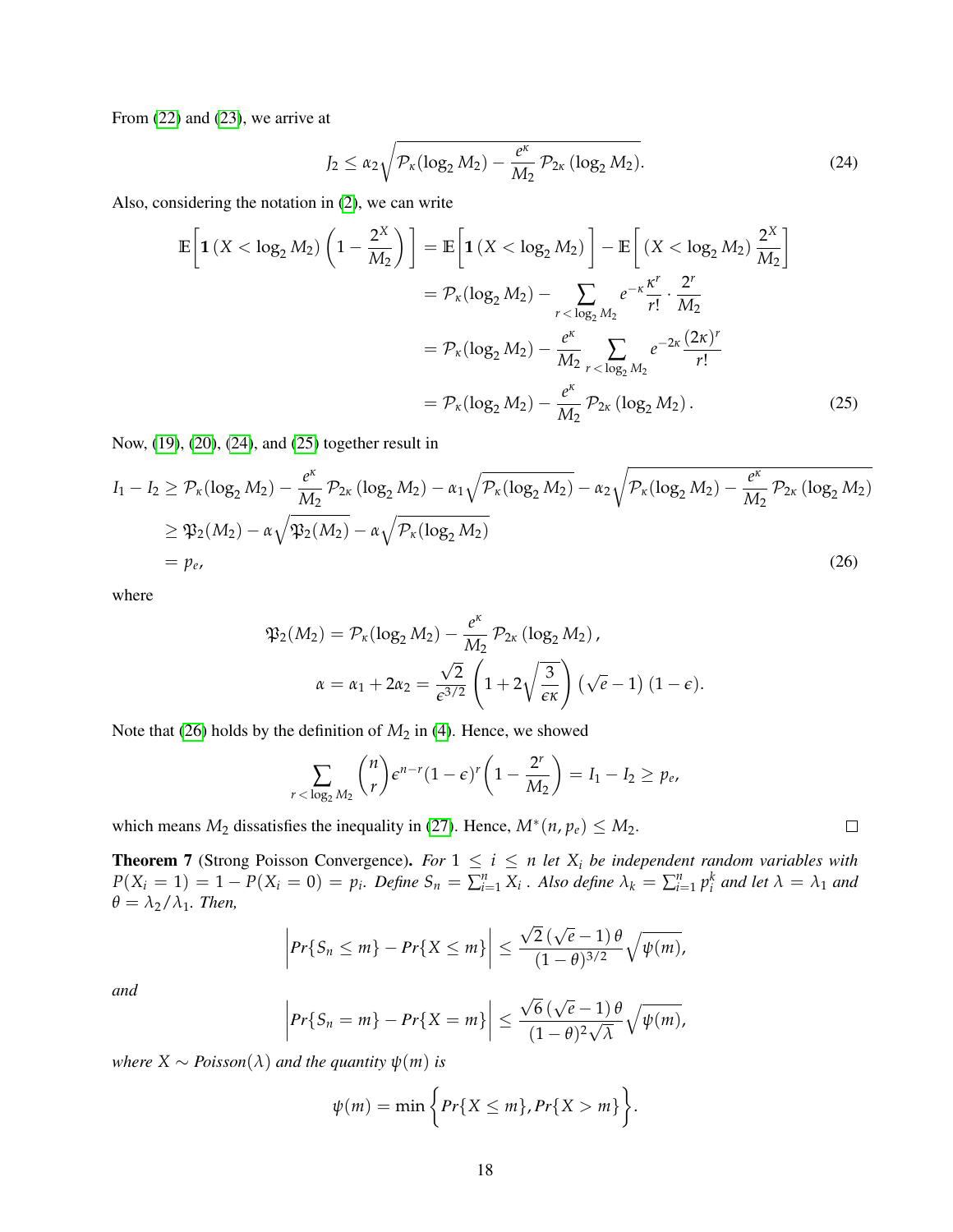From (22) and (23), we arrive at

$$J_2 \leq \alpha_2 \sqrt{\mathcal{P}_\kappa(\log_2 M_2) - \frac{e^\kappa}{M_2}\, \mathcal{P}_{2\kappa}\left(\log_2 M_2\right)}. \tag{24}$$

Also, considering the notation in (2), we can write

$$\begin{aligned}
\mathbb{E}\left[ \mathbf{1}\left(X < \log_2 M_2\right) \left(1 - \frac{2^X}{M_2}\right) \right] &= \mathbb{E}\left[ \mathbf{1}\left(X < \log_2 M_2\right) \right] - \mathbb{E}\left[ \left(X < \log_2 M_2\right) \frac{2^X}{M_2} \right] \\
&= \mathcal{P}_\kappa(\log_2 M_2) - \sum_{r < \log_2 M_2} e^{-\kappa} \frac{\kappa^r}{r!} \cdot \frac{2^r}{M_2} \\
&= \mathcal{P}_\kappa(\log_2 M_2) - \frac{e^\kappa}{M_2} \sum_{r < \log_2 M_2} e^{-2\kappa} \frac{(2\kappa)^r}{r!} \\
&= \mathcal{P}_\kappa(\log_2 M_2) - \frac{e^\kappa}{M_2}\, \mathcal{P}_{2\kappa}\left(\log_2 M_2\right).
\end{aligned} \tag{25}$$

Now, (19), (20), (24), and (25) together result in

$$\begin{aligned}
I_1 - I_2 &\geq \mathcal{P}_\kappa(\log_2 M_2) - \frac{e^\kappa}{M_2}\, \mathcal{P}_{2\kappa}\left(\log_2 M_2\right) - \alpha_1 \sqrt{\mathcal{P}_\kappa(\log_2 M_2)} - \alpha_2 \sqrt{\mathcal{P}_\kappa(\log_2 M_2) - \frac{e^\kappa}{M_2}\, \mathcal{P}_{2\kappa}\left(\log_2 M_2\right)} \\
&\geq \mathfrak{P}_2(M_2) - \alpha \sqrt{\mathfrak{P}_2(M_2)} - \alpha \sqrt{\mathcal{P}_\kappa(\log_2 M_2)} \\
&= p_e,
\end{aligned} \tag{26}$$

where

$$\mathfrak{P}_2(M_2) = \mathcal{P}_\kappa(\log_2 M_2) - \frac{e^\kappa}{M_2}\, \mathcal{P}_{2\kappa}\left(\log_2 M_2\right),$$

$$\alpha = \alpha_1 + 2\alpha_2 = \frac{\sqrt{2}}{\epsilon^{3/2}} \left(1 + 2\sqrt{\frac{3}{\epsilon\kappa}}\right) \left(\sqrt{e} - 1\right)(1 - \epsilon).$$

Note that (26) holds by the definition of $M_2$ in (4). Hence, we showed

$$\sum_{r < \log_2 M_2} \binom{n}{r} \epsilon^{n-r} (1-\epsilon)^r \left(1 - \frac{2^r}{M_2}\right) = I_1 - I_2 \geq p_e,$$

which means $M_2$ dissatisfies the inequality in (27). Hence, $M^*(n, p_e) \leq M_2$. □

**Theorem 7** (Strong Poisson Convergence). *For $1 \leq i \leq n$ let $X_i$ be independent random variables with $P(X_i = 1) = 1 - P(X_i = 0) = p_i$. Define $S_n = \sum_{i=1}^n X_i$ . Also define $\lambda_k = \sum_{i=1}^n p_i^k$ and let $\lambda = \lambda_1$ and $\theta = \lambda_2 / \lambda_1$. Then,*

$$\left| Pr\{S_n \leq m\} - Pr\{X \leq m\} \right| \leq \frac{\sqrt{2}\,(\sqrt{e} - 1)\,\theta}{(1-\theta)^{3/2}} \sqrt{\psi(m)},$$

*and*

$$\left| Pr\{S_n = m\} - Pr\{X = m\} \right| \leq \frac{\sqrt{6}\,(\sqrt{e} - 1)\,\theta}{(1-\theta)^2 \sqrt{\lambda}} \sqrt{\psi(m)},$$

*where $X \sim$ Poisson$(\lambda)$ and the quantity $\psi(m)$ is*

$$\psi(m) = \min\left\{ Pr\{X \leq m\}, Pr\{X > m\} \right\}.$$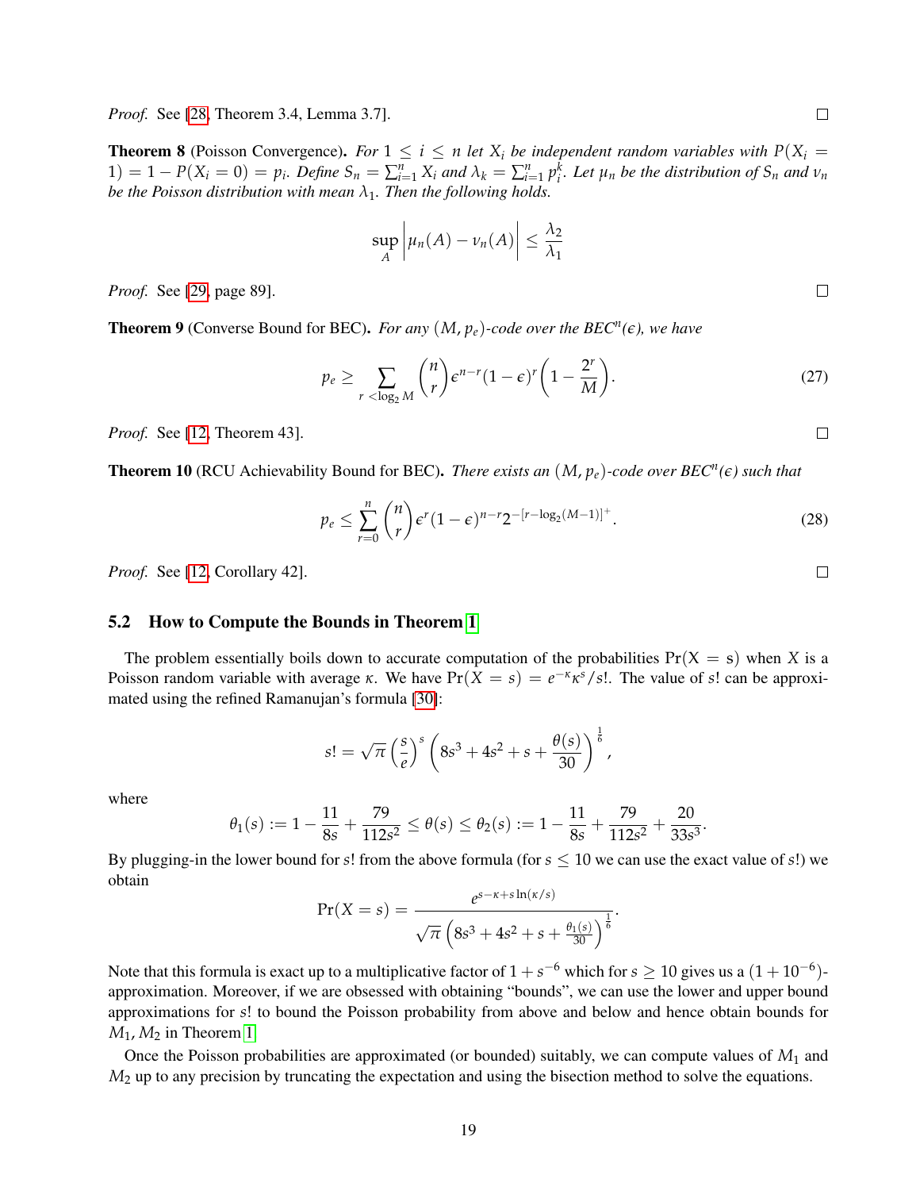*Proof.* See [28, Theorem 3.4, Lemma 3.7]. ◻

**Theorem 8** (Poisson Convergence)**.** *For $1 \leq i \leq n$ let $X_i$ be independent random variables with $P(X_i = 1) = 1 - P(X_i = 0) = p_i$. Define $S_n = \sum_{i=1}^n X_i$ and $\lambda_k = \sum_{i=1}^n p_i^k$. Let $\mu_n$ be the distribution of $S_n$ and $\nu_n$ be the Poisson distribution with mean $\lambda_1$. Then the following holds.*

$$\sup_A \Big| \mu_n(A) - \nu_n(A) \Big| \leq \frac{\lambda_2}{\lambda_1}$$

*Proof.* See [29, page 89]. ◻

**Theorem 9** (Converse Bound for BEC)**.** *For any $(M, p_e)$-code over the BEC$^n(\epsilon)$, we have*

$$p_e \geq \sum_{r < \log_2 M} \binom{n}{r} \epsilon^{n-r} (1-\epsilon)^r \left(1 - \frac{2^r}{M}\right). \tag{27}$$

*Proof.* See [12, Theorem 43]. ◻

**Theorem 10** (RCU Achievability Bound for BEC)**.** *There exists an $(M, p_e)$-code over BEC$^n(\epsilon)$ such that*

$$p_e \leq \sum_{r=0}^{n} \binom{n}{r} \epsilon^r (1-\epsilon)^{n-r} 2^{-[r - \log_2(M-1)]^+}. \tag{28}$$

*Proof.* See [12, Corollary 42]. ◻

### 5.2 How to Compute the Bounds in Theorem 1

The problem essentially boils down to accurate computation of the probabilities $\Pr(X = s)$ when $X$ is a Poisson random variable with average $\kappa$. We have $\Pr(X = s) = e^{-\kappa}\kappa^s/s!$. The value of $s!$ can be approximated using the refined Ramanujan's formula [30]:

$$s! = \sqrt{\pi}\left(\frac{s}{e}\right)^s \left(8s^3 + 4s^2 + s + \frac{\theta(s)}{30}\right)^{\frac{1}{6}},$$

where

$$\theta_1(s) := 1 - \frac{11}{8s} + \frac{79}{112s^2} \leq \theta(s) \leq \theta_2(s) := 1 - \frac{11}{8s} + \frac{79}{112s^2} + \frac{20}{33s^3}.$$

By plugging-in the lower bound for $s!$ from the above formula (for $s \leq 10$ we can use the exact value of $s!$) we obtain

$$\Pr(X = s) = \frac{e^{s - \kappa + s\ln(\kappa/s)}}{\sqrt{\pi}\left(8s^3 + 4s^2 + s + \frac{\theta_1(s)}{30}\right)^{\frac{1}{6}}}.$$

Note that this formula is exact up to a multiplicative factor of $1 + s^{-6}$ which for $s \geq 10$ gives us a $(1 + 10^{-6})$-approximation. Moreover, if we are obsessed with obtaining "bounds", we can use the lower and upper bound approximations for $s!$ to bound the Poisson probability from above and below and hence obtain bounds for $M_1, M_2$ in Theorem 1.

Once the Poisson probabilities are approximated (or bounded) suitably, we can compute values of $M_1$ and $M_2$ up to any precision by truncating the expectation and using the bisection method to solve the equations.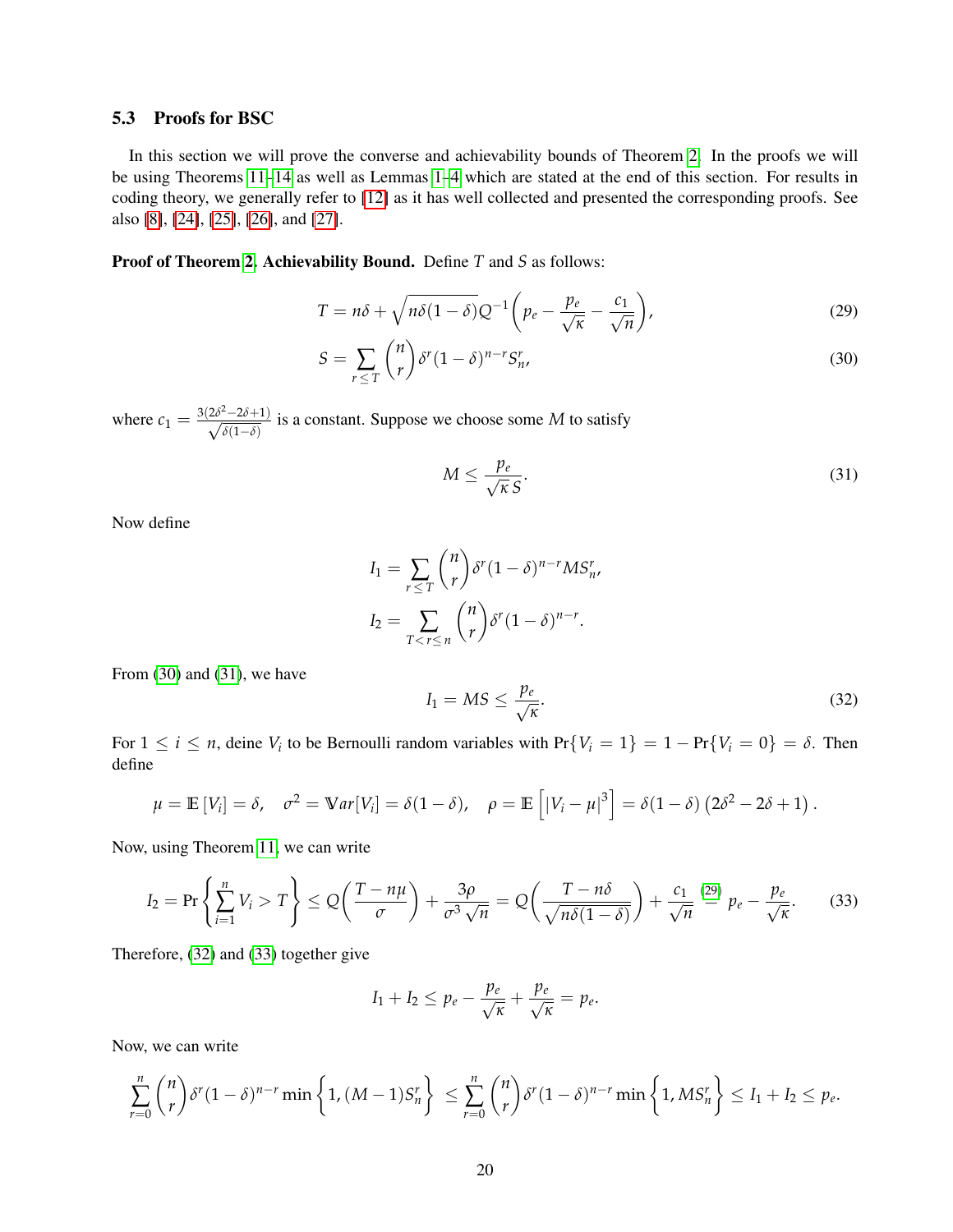### 5.3 Proofs for BSC

In this section we will prove the converse and achievability bounds of Theorem 2. In the proofs we will be using Theorems 11–14 as well as Lemmas 1–4 which are stated at the end of this section. For results in coding theory, we generally refer to [12] as it has well collected and presented the corresponding proofs. See also [8], [24], [25], [26], and [27].

**Proof of Theorem 2. Achievability Bound.** Define $T$ and $S$ as follows:

$$T = n\delta + \sqrt{n\delta(1-\delta)}\,Q^{-1}\left(p_e - \frac{p_e}{\sqrt{\kappa}} - \frac{c_1}{\sqrt{n}}\right), \tag{29}$$

$$S = \sum_{r \le T} \binom{n}{r} \delta^r (1-\delta)^{n-r} S_n^r, \tag{30}$$

where $c_1 = \frac{3(2\delta^2 - 2\delta + 1)}{\sqrt{\delta(1-\delta)}}$ is a constant. Suppose we choose some $M$ to satisfy

$$M \le \frac{p_e}{\sqrt{\kappa}\, S}. \tag{31}$$

Now define

$$I_1 = \sum_{r \le T} \binom{n}{r} \delta^r (1-\delta)^{n-r} M S_n^r,$$

$$I_2 = \sum_{T < r \le n} \binom{n}{r} \delta^r (1-\delta)^{n-r}.$$

From (30) and (31), we have

$$I_1 = MS \le \frac{p_e}{\sqrt{\kappa}}. \tag{32}$$

For $1 \le i \le n$, deine $V_i$ to be Bernoulli random variables with $\Pr\{V_i = 1\} = 1 - \Pr\{V_i = 0\} = \delta$. Then define

$$\mu = \mathbb{E}\left[V_i\right] = \delta, \quad \sigma^2 = \mathbb{V}ar[V_i] = \delta(1-\delta), \quad \rho = \mathbb{E}\left[\left|V_i - \mu\right|^3\right] = \delta(1-\delta)\left(2\delta^2 - 2\delta + 1\right).$$

Now, using Theorem 11, we can write

$$I_2 = \Pr\left\{\sum_{i=1}^{n} V_i > T\right\} \le Q\left(\frac{T - n\mu}{\sigma}\right) + \frac{3\rho}{\sigma^3\sqrt{n}} = Q\left(\frac{T - n\delta}{\sqrt{n\delta(1-\delta)}}\right) + \frac{c_1}{\sqrt{n}} \overset{(29)}{=} p_e - \frac{p_e}{\sqrt{\kappa}}. \tag{33}$$

Therefore, (32) and (33) together give

$$I_1 + I_2 \le p_e - \frac{p_e}{\sqrt{\kappa}} + \frac{p_e}{\sqrt{\kappa}} = p_e.$$

Now, we can write

$$\sum_{r=0}^{n} \binom{n}{r} \delta^r (1-\delta)^{n-r} \min\left\{1, (M-1) S_n^r\right\} \le \sum_{r=0}^{n} \binom{n}{r} \delta^r (1-\delta)^{n-r} \min\left\{1, M S_n^r\right\} \le I_1 + I_2 \le p_e.$$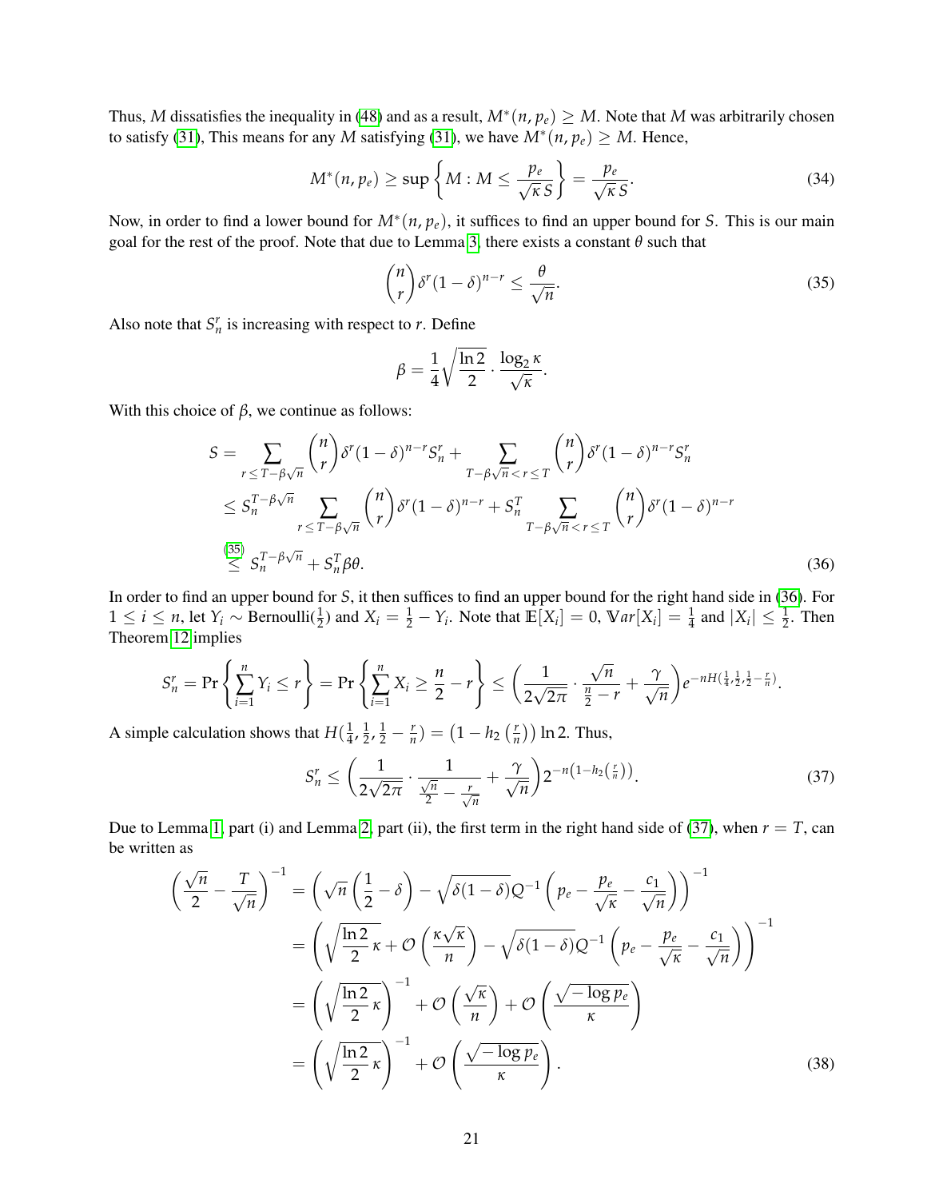Thus, $M$ dissatisfies the inequality in (48) and as a result, $M^*(n, p_e) \geq M$. Note that $M$ was arbitrarily chosen to satisfy (31), This means for any $M$ satisfying (31), we have $M^*(n, p_e) \geq M$. Hence,

$$M^*(n, p_e) \geq \sup\left\{M : M \leq \frac{p_e}{\sqrt{\kappa}\, S}\right\} = \frac{p_e}{\sqrt{\kappa}\, S}. \tag{34}$$

Now, in order to find a lower bound for $M^*(n, p_e)$, it suffices to find an upper bound for $S$. This is our main goal for the rest of the proof. Note that due to Lemma 3, there exists a constant $\theta$ such that

$$\binom{n}{r}\delta^r(1-\delta)^{n-r} \leq \frac{\theta}{\sqrt{n}}. \tag{35}$$

Also note that $S_n^r$ is increasing with respect to $r$. Define

$$\beta = \frac{1}{4}\sqrt{\frac{\ln 2}{2}} \cdot \frac{\log_2 \kappa}{\sqrt{\kappa}}.$$

With this choice of $\beta$, we continue as follows:

$$\begin{aligned}
S &= \sum_{r \leq T - \beta\sqrt{n}} \binom{n}{r}\delta^r(1-\delta)^{n-r} S_n^r + \sum_{T-\beta\sqrt{n} < r \leq T} \binom{n}{r}\delta^r(1-\delta)^{n-r} S_n^r \\
&\leq S_n^{T-\beta\sqrt{n}} \sum_{r \leq T - \beta\sqrt{n}} \binom{n}{r}\delta^r(1-\delta)^{n-r} + S_n^T \sum_{T-\beta\sqrt{n} < r \leq T} \binom{n}{r}\delta^r(1-\delta)^{n-r} \\
&\overset{(35)}{\leq} S_n^{T-\beta\sqrt{n}} + S_n^T \beta\theta.
\end{aligned} \tag{36}$$

In order to find an upper bound for $S$, it then suffices to find an upper bound for the right hand side in (36). For $1 \leq i \leq n$, let $Y_i \sim \text{Bernoulli}(\frac{1}{2})$ and $X_i = \frac{1}{2} - Y_i$. Note that $\mathbb{E}[X_i] = 0$, $\mathbb{V}ar[X_i] = \frac{1}{4}$ and $|X_i| \leq \frac{1}{2}$. Then Theorem 12 implies

$$S_n^r = \Pr\left\{\sum_{i=1}^n Y_i \leq r\right\} = \Pr\left\{\sum_{i=1}^n X_i \geq \frac{n}{2} - r\right\} \leq \left(\frac{1}{2\sqrt{2\pi}} \cdot \frac{\sqrt{n}}{\frac{n}{2} - r} + \frac{\gamma}{\sqrt{n}}\right) e^{-nH(\frac{1}{4}, \frac{1}{2}, \frac{1}{2} - \frac{r}{n})}.$$

A simple calculation shows that $H(\frac{1}{4}, \frac{1}{2}, \frac{1}{2} - \frac{r}{n}) = \left(1 - h_2\left(\frac{r}{n}\right)\right)\ln 2$. Thus,

$$S_n^r \leq \left(\frac{1}{2\sqrt{2\pi}} \cdot \frac{1}{\frac{\sqrt{n}}{2} - \frac{r}{\sqrt{n}}} + \frac{\gamma}{\sqrt{n}}\right) 2^{-n\left(1 - h_2\left(\frac{r}{n}\right)\right)}. \tag{37}$$

Due to Lemma 1, part (i) and Lemma 2, part (ii), the first term in the right hand side of (37), when $r = T$, can be written as

$$\begin{aligned}
\left(\frac{\sqrt{n}}{2} - \frac{T}{\sqrt{n}}\right)^{-1} &= \left(\sqrt{n}\left(\frac{1}{2} - \delta\right) - \sqrt{\delta(1-\delta)}\, Q^{-1}\left(p_e - \frac{p_e}{\sqrt{\kappa}} - \frac{c_1}{\sqrt{n}}\right)\right)^{-1} \\
&= \left(\sqrt{\frac{\ln 2}{2}}\,\kappa + \mathcal{O}\left(\frac{\kappa\sqrt{\kappa}}{n}\right) - \sqrt{\delta(1-\delta)}\, Q^{-1}\left(p_e - \frac{p_e}{\sqrt{\kappa}} - \frac{c_1}{\sqrt{n}}\right)\right)^{-1} \\
&= \left(\sqrt{\frac{\ln 2}{2}}\,\kappa\right)^{-1} + \mathcal{O}\left(\frac{\sqrt{\kappa}}{n}\right) + \mathcal{O}\left(\frac{\sqrt{-\log p_e}}{\kappa}\right) \\
&= \left(\sqrt{\frac{\ln 2}{2}}\,\kappa\right)^{-1} + \mathcal{O}\left(\frac{\sqrt{-\log p_e}}{\kappa}\right).
\end{aligned} \tag{38}$$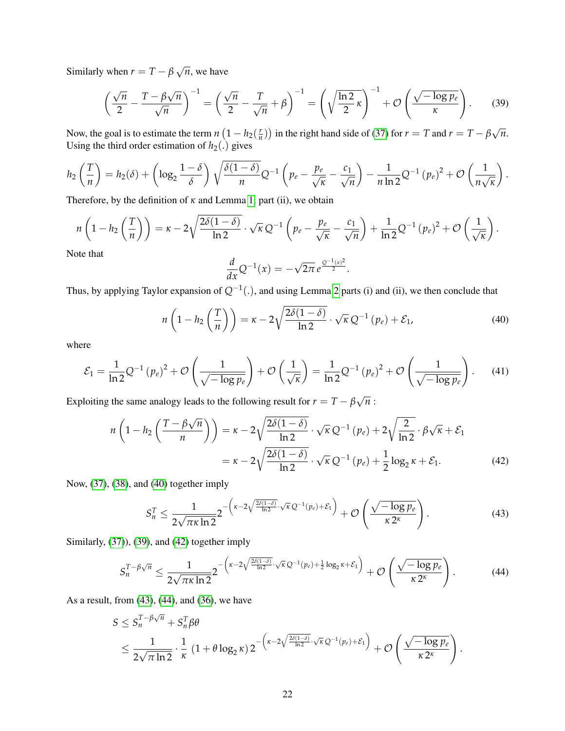Similarly when $r = T - \beta\sqrt{n}$, we have

$$\left(\frac{\sqrt{n}}{2} - \frac{T-\beta\sqrt{n}}{\sqrt{n}}\right)^{-1} = \left(\frac{\sqrt{n}}{2} - \frac{T}{\sqrt{n}} + \beta\right)^{-1} = \left(\sqrt{\frac{\ln 2}{2}\kappa}\right)^{-1} + \mathcal{O}\left(\frac{\sqrt{-\log p_e}}{\kappa}\right). \tag{39}$$

Now, the goal is to estimate the term $n\left(1 - h_2(\frac{r}{n})\right)$ in the right hand side of (37) for $r = T$ and $r = T - \beta\sqrt{n}$. Using the third order estimation of $h_2(.)$ gives

$$h_2\left(\frac{T}{n}\right) = h_2(\delta) + \left(\log_2\frac{1-\delta}{\delta}\right)\sqrt{\frac{\delta(1-\delta)}{n}}Q^{-1}\left(p_e - \frac{p_e}{\sqrt{\kappa}} - \frac{c_1}{\sqrt{n}}\right) - \frac{1}{n\ln 2}Q^{-1}\left(p_e\right)^2 + \mathcal{O}\left(\frac{1}{n\sqrt{\kappa}}\right).$$

Therefore, by the definition of $\kappa$ and Lemma 1, part (ii), we obtain

$$n\left(1 - h_2\left(\frac{T}{n}\right)\right) = \kappa - 2\sqrt{\frac{2\delta(1-\delta)}{\ln 2}}\cdot\sqrt{\kappa}\,Q^{-1}\left(p_e - \frac{p_e}{\sqrt{\kappa}} - \frac{c_1}{\sqrt{n}}\right) + \frac{1}{\ln 2}Q^{-1}\left(p_e\right)^2 + \mathcal{O}\left(\frac{1}{\sqrt{\kappa}}\right).$$

Note that

$$\frac{d}{dx}Q^{-1}(x) = -\sqrt{2\pi}\,e^{\frac{Q^{-1}(x)^2}{2}}.$$

Thus, by applying Taylor expansion of $Q^{-1}(.)$, and using Lemma 2 parts (i) and (ii), we then conclude that

$$n\left(1 - h_2\left(\frac{T}{n}\right)\right) = \kappa - 2\sqrt{\frac{2\delta(1-\delta)}{\ln 2}}\cdot\sqrt{\kappa}\,Q^{-1}\left(p_e\right) + \mathcal{E}_1, \tag{40}$$

where

$$\mathcal{E}_1 = \frac{1}{\ln 2}Q^{-1}\left(p_e\right)^2 + \mathcal{O}\left(\frac{1}{\sqrt{-\log p_e}}\right) + \mathcal{O}\left(\frac{1}{\sqrt{\kappa}}\right) = \frac{1}{\ln 2}Q^{-1}\left(p_e\right)^2 + \mathcal{O}\left(\frac{1}{\sqrt{-\log p_e}}\right). \tag{41}$$

Exploiting the same analogy leads to the following result for $r = T - \beta\sqrt{n}$ :

$$\begin{aligned} n\left(1 - h_2\left(\frac{T-\beta\sqrt{n}}{n}\right)\right) &= \kappa - 2\sqrt{\frac{2\delta(1-\delta)}{\ln 2}}\cdot\sqrt{\kappa}\,Q^{-1}\left(p_e\right) + 2\sqrt{\frac{2}{\ln 2}}\cdot\beta\sqrt{\kappa} + \mathcal{E}_1 \\ &= \kappa - 2\sqrt{\frac{2\delta(1-\delta)}{\ln 2}}\cdot\sqrt{\kappa}\,Q^{-1}\left(p_e\right) + \frac{1}{2}\log_2\kappa + \mathcal{E}_1. \end{aligned} \tag{42}$$

Now, (37), (38), and (40) together imply

$$S_n^T \leq \frac{1}{2\sqrt{\pi\kappa\ln 2}}2^{-\left(\kappa - 2\sqrt{\frac{2\delta(1-\delta)}{\ln 2}}\cdot\sqrt{\kappa}\,Q^{-1}(p_e) + \mathcal{E}_1\right)} + \mathcal{O}\left(\frac{\sqrt{-\log p_e}}{\kappa\,2^{\kappa}}\right). \tag{43}$$

Similarly, (37)), (39), and (42) together imply

$$S_n^{T-\beta\sqrt{n}} \leq \frac{1}{2\sqrt{\pi\kappa\ln 2}}2^{-\left(\kappa - 2\sqrt{\frac{2\delta(1-\delta)}{\ln 2}}\cdot\sqrt{\kappa}\,Q^{-1}(p_e) + \frac{1}{2}\log_2\kappa + \mathcal{E}_1\right)} + \mathcal{O}\left(\frac{\sqrt{-\log p_e}}{\kappa\,2^{\kappa}}\right). \tag{44}$$

As a result, from (43), (44), and (36), we have

$$\begin{aligned} S &\leq S_n^{T-\beta\sqrt{n}} + S_n^T\beta\theta \\ &\leq \frac{1}{2\sqrt{\pi\ln 2}}\cdot\frac{1}{\kappa}\left(1 + \theta\log_2\kappa\right)2^{-\left(\kappa - 2\sqrt{\frac{2\delta(1-\delta)}{\ln 2}}\cdot\sqrt{\kappa}\,Q^{-1}(p_e) + \mathcal{E}_1\right)} + \mathcal{O}\left(\frac{\sqrt{-\log p_e}}{\kappa\,2^{\kappa}}\right). \end{aligned}$$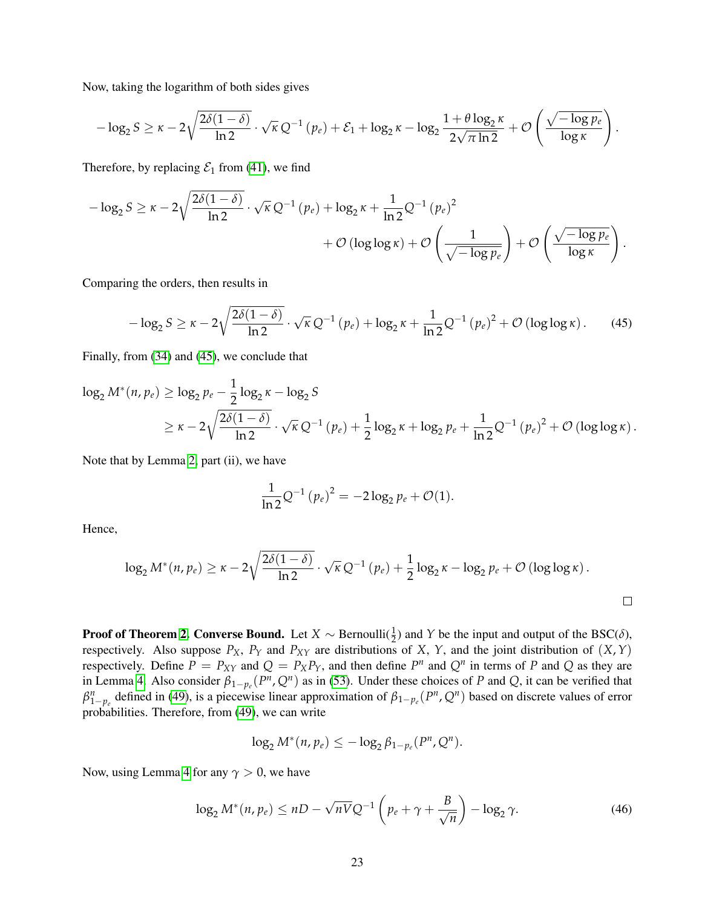Now, taking the logarithm of both sides gives

$$-\log_2 S \geq \kappa - 2\sqrt{\frac{2\delta(1-\delta)}{\ln 2}} \cdot \sqrt{\kappa}\, Q^{-1}(p_e) + \mathcal{E}_1 + \log_2 \kappa - \log_2 \frac{1+\theta \log_2 \kappa}{2\sqrt{\pi \ln 2}} + \mathcal{O}\left(\frac{\sqrt{-\log p_e}}{\log \kappa}\right).$$

Therefore, by replacing $\mathcal{E}_1$ from (41), we find

$$\begin{aligned}-\log_2 S \geq \kappa - 2\sqrt{\frac{2\delta(1-\delta)}{\ln 2}} \cdot \sqrt{\kappa}\, Q^{-1}(p_e) + \log_2 \kappa + \frac{1}{\ln 2} Q^{-1}(p_e)^2 \\ + \mathcal{O}(\log\log \kappa) + \mathcal{O}\left(\frac{1}{\sqrt{-\log p_e}}\right) + \mathcal{O}\left(\frac{\sqrt{-\log p_e}}{\log \kappa}\right).\end{aligned}$$

Comparing the orders, then results in

$$-\log_2 S \geq \kappa - 2\sqrt{\frac{2\delta(1-\delta)}{\ln 2}} \cdot \sqrt{\kappa}\, Q^{-1}(p_e) + \log_2 \kappa + \frac{1}{\ln 2} Q^{-1}(p_e)^2 + \mathcal{O}(\log\log \kappa). \tag{45}$$

Finally, from (34) and (45), we conclude that

$$\begin{aligned}\log_2 M^*(n, p_e) &\geq \log_2 p_e - \frac{1}{2}\log_2 \kappa - \log_2 S \\ &\geq \kappa - 2\sqrt{\frac{2\delta(1-\delta)}{\ln 2}} \cdot \sqrt{\kappa}\, Q^{-1}(p_e) + \frac{1}{2}\log_2 \kappa + \log_2 p_e + \frac{1}{\ln 2} Q^{-1}(p_e)^2 + \mathcal{O}(\log\log \kappa).\end{aligned}$$

Note that by Lemma 2, part (ii), we have

$$\frac{1}{\ln 2} Q^{-1}(p_e)^2 = -2\log_2 p_e + \mathcal{O}(1).$$

Hence,

$$\log_2 M^*(n, p_e) \geq \kappa - 2\sqrt{\frac{2\delta(1-\delta)}{\ln 2}} \cdot \sqrt{\kappa}\, Q^{-1}(p_e) + \frac{1}{2}\log_2 \kappa - \log_2 p_e + \mathcal{O}(\log\log \kappa).$$

□

**Proof of Theorem 2. Converse Bound.** Let $X \sim \text{Bernoulli}(\frac{1}{2})$ and $Y$ be the input and output of the BSC($\delta$), respectively. Also suppose $P_X$, $P_Y$ and $P_{XY}$ are distributions of $X$, $Y$, and the joint distribution of $(X, Y)$ respectively. Define $P = P_{XY}$ and $Q = P_X P_Y$, and then define $P^n$ and $Q^n$ in terms of $P$ and $Q$ as they are in Lemma 4. Also consider $\beta_{1-p_e}(P^n, Q^n)$ as in (53). Under these choices of $P$ and $Q$, it can be verified that $\beta^n_{1-p_e}$ defined in (49), is a piecewise linear approximation of $\beta_{1-p_e}(P^n, Q^n)$ based on discrete values of error probabilities. Therefore, from (49), we can write

$$\log_2 M^*(n, p_e) \leq -\log_2 \beta_{1-p_e}(P^n, Q^n).$$

Now, using Lemma 4 for any $\gamma > 0$, we have

$$\log_2 M^*(n, p_e) \leq nD - \sqrt{nV} Q^{-1}\left(p_e + \gamma + \frac{B}{\sqrt{n}}\right) - \log_2 \gamma. \tag{46}$$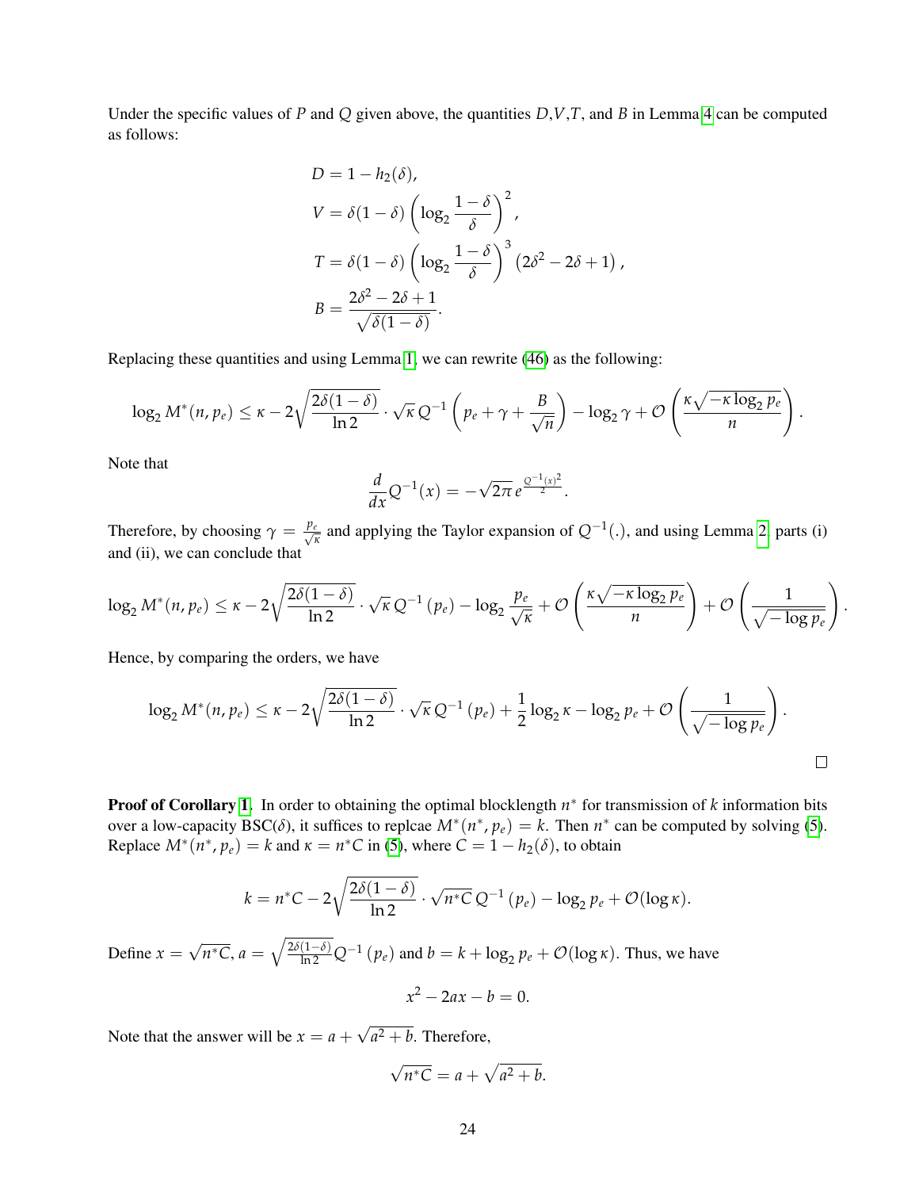Under the specific values of $P$ and $Q$ given above, the quantities $D$,$V$,$T$, and $B$ in Lemma 4 can be computed as follows:

$$
\begin{aligned}
D &= 1 - h_2(\delta), \\
V &= \delta(1-\delta)\left(\log_2 \frac{1-\delta}{\delta}\right)^2, \\
T &= \delta(1-\delta)\left(\log_2 \frac{1-\delta}{\delta}\right)^3 \left(2\delta^2 - 2\delta + 1\right), \\
B &= \frac{2\delta^2 - 2\delta + 1}{\sqrt{\delta(1-\delta)}}.
\end{aligned}
$$

Replacing these quantities and using Lemma 1, we can rewrite (46) as the following:

$$
\log_2 M^*(n, p_e) \leq \kappa - 2\sqrt{\frac{2\delta(1-\delta)}{\ln 2}} \cdot \sqrt{\kappa}\, Q^{-1}\left(p_e + \gamma + \frac{B}{\sqrt{n}}\right) - \log_2 \gamma + \mathcal{O}\left(\frac{\kappa\sqrt{-\kappa \log_2 p_e}}{n}\right).
$$

Note that

$$
\frac{d}{dx} Q^{-1}(x) = -\sqrt{2\pi}\, e^{\frac{Q^{-1}(x)^2}{2}}.
$$

Therefore, by choosing $\gamma = \frac{p_e}{\sqrt{\kappa}}$ and applying the Taylor expansion of $Q^{-1}(.)$, and using Lemma 2, parts (i) and (ii), we can conclude that

$$
\log_2 M^*(n, p_e) \leq \kappa - 2\sqrt{\frac{2\delta(1-\delta)}{\ln 2}} \cdot \sqrt{\kappa}\, Q^{-1}\left(p_e\right) - \log_2 \frac{p_e}{\sqrt{\kappa}} + \mathcal{O}\left(\frac{\kappa\sqrt{-\kappa \log_2 p_e}}{n}\right) + \mathcal{O}\left(\frac{1}{\sqrt{-\log p_e}}\right).
$$

Hence, by comparing the orders, we have

$$
\log_2 M^*(n, p_e) \leq \kappa - 2\sqrt{\frac{2\delta(1-\delta)}{\ln 2}} \cdot \sqrt{\kappa}\, Q^{-1}\left(p_e\right) + \frac{1}{2}\log_2 \kappa - \log_2 p_e + \mathcal{O}\left(\frac{1}{\sqrt{-\log p_e}}\right).
$$

□

**Proof of Corollary 1.** In order to obtaining the optimal blocklength $n^*$ for transmission of $k$ information bits over a low-capacity BSC($\delta$), it suffices to replcae $M^*(n^*, p_e) = k$. Then $n^*$ can be computed by solving (5). Replace $M^*(n^*, p_e) = k$ and $\kappa = n^* C$ in (5), where $C = 1 - h_2(\delta)$, to obtain

$$
k = n^* C - 2\sqrt{\frac{2\delta(1-\delta)}{\ln 2}} \cdot \sqrt{n^* C}\, Q^{-1}\left(p_e\right) - \log_2 p_e + \mathcal{O}(\log \kappa).
$$

Define $x = \sqrt{n^* C}$, $a = \sqrt{\frac{2\delta(1-\delta)}{\ln 2}} Q^{-1}\left(p_e\right)$ and $b = k + \log_2 p_e + \mathcal{O}(\log \kappa)$. Thus, we have

$$
x^2 - 2ax - b = 0.
$$

Note that the answer will be $x = a + \sqrt{a^2 + b}$. Therefore,

$$
\sqrt{n^* C} = a + \sqrt{a^2 + b}.
$$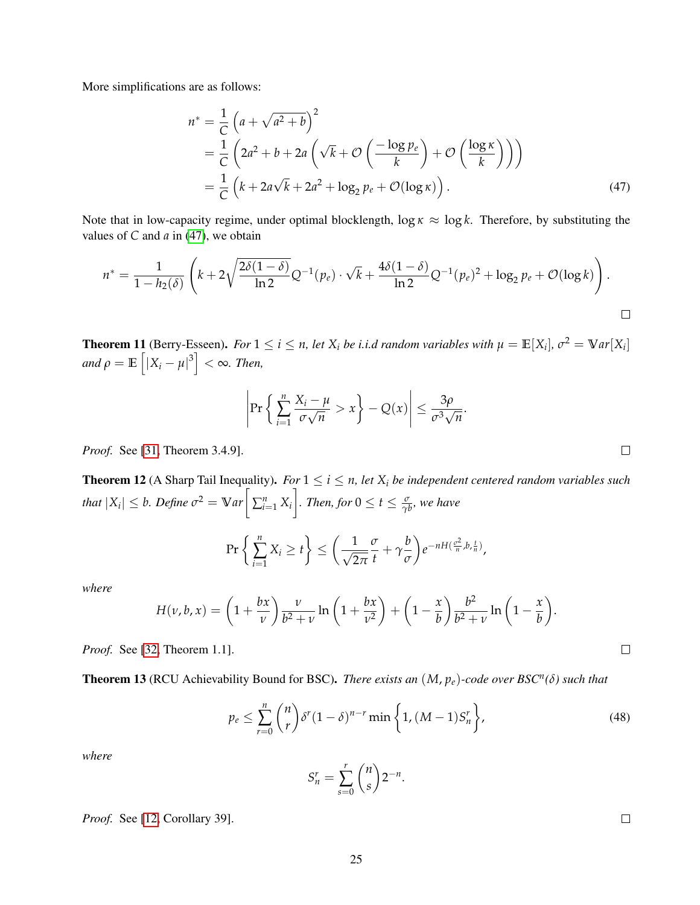More simplifications are as follows:

$$
\begin{aligned}
n^* &= \frac{1}{C}\left(a+\sqrt{a^2+b}\right)^2 \\
&= \frac{1}{C}\left(2a^2+b+2a\left(\sqrt{k}+\mathcal{O}\left(\frac{-\log p_e}{k}\right)+\mathcal{O}\left(\frac{\log\kappa}{k}\right)\right)\right) \\
&= \frac{1}{C}\left(k+2a\sqrt{k}+2a^2+\log_2 p_e+\mathcal{O}(\log\kappa)\right).
\end{aligned}
\tag{47}
$$

Note that in low-capacity regime, under optimal blocklength, $\log\kappa \approx \log k$. Therefore, by substituting the values of $C$ and $a$ in (47), we obtain

$$
n^* = \frac{1}{1-h_2(\delta)}\left(k+2\sqrt{\frac{2\delta(1-\delta)}{\ln 2}}Q^{-1}(p_e)\cdot\sqrt{k}+\frac{4\delta(1-\delta)}{\ln 2}Q^{-1}(p_e)^2+\log_2 p_e+\mathcal{O}(\log k)\right).
$$

□

**Theorem 11** (Berry-Esseen). *For $1 \le i \le n$, let $X_i$ be i.i.d random variables with $\mu = \mathbb{E}[X_i]$, $\sigma^2 = \mathbb{V}ar[X_i]$ and $\rho = \mathbb{E}\left[|X_i-\mu|^3\right] < \infty$. Then,*

$$
\left|\Pr\left\{\sum_{i=1}^{n}\frac{X_i-\mu}{\sigma\sqrt{n}} > x\right\} - Q(x)\right| \le \frac{3\rho}{\sigma^3\sqrt{n}}.
$$

*Proof.* See [31, Theorem 3.4.9]. □

**Theorem 12** (A Sharp Tail Inequality). *For $1 \le i \le n$, let $X_i$ be independent centered random variables such that $|X_i| \le b$. Define $\sigma^2 = \mathbb{V}ar\left[\sum_{i=1}^{n} X_i\right]$. Then, for $0 \le t \le \frac{\sigma}{\gamma b}$, we have*

$$
\Pr\left\{\sum_{i=1}^{n} X_i \ge t\right\} \le \left(\frac{1}{\sqrt{2\pi}}\frac{\sigma}{t}+\gamma\frac{b}{\sigma}\right)e^{-nH(\frac{\sigma^2}{n},b,\frac{t}{n})},
$$

*where*

$$
H(\nu,b,x) = \left(1+\frac{bx}{\nu}\right)\frac{\nu}{b^2+\nu}\ln\left(1+\frac{bx}{\nu^2}\right)+\left(1-\frac{x}{b}\right)\frac{b^2}{b^2+\nu}\ln\left(1-\frac{x}{b}\right).
$$

*Proof.* See [32, Theorem 1.1]. □

**Theorem 13** (RCU Achievability Bound for BSC). *There exists an $(M, p_e)$-code over BSC$^n(\delta)$ such that*

$$
p_e \le \sum_{r=0}^{n}\binom{n}{r}\delta^r(1-\delta)^{n-r}\min\left\{1,(M-1)S_n^r\right\},
\tag{48}
$$

*where*

$$
S_n^r = \sum_{s=0}^{r}\binom{n}{s}2^{-n}.
$$

*Proof.* See [12, Corollary 39]. □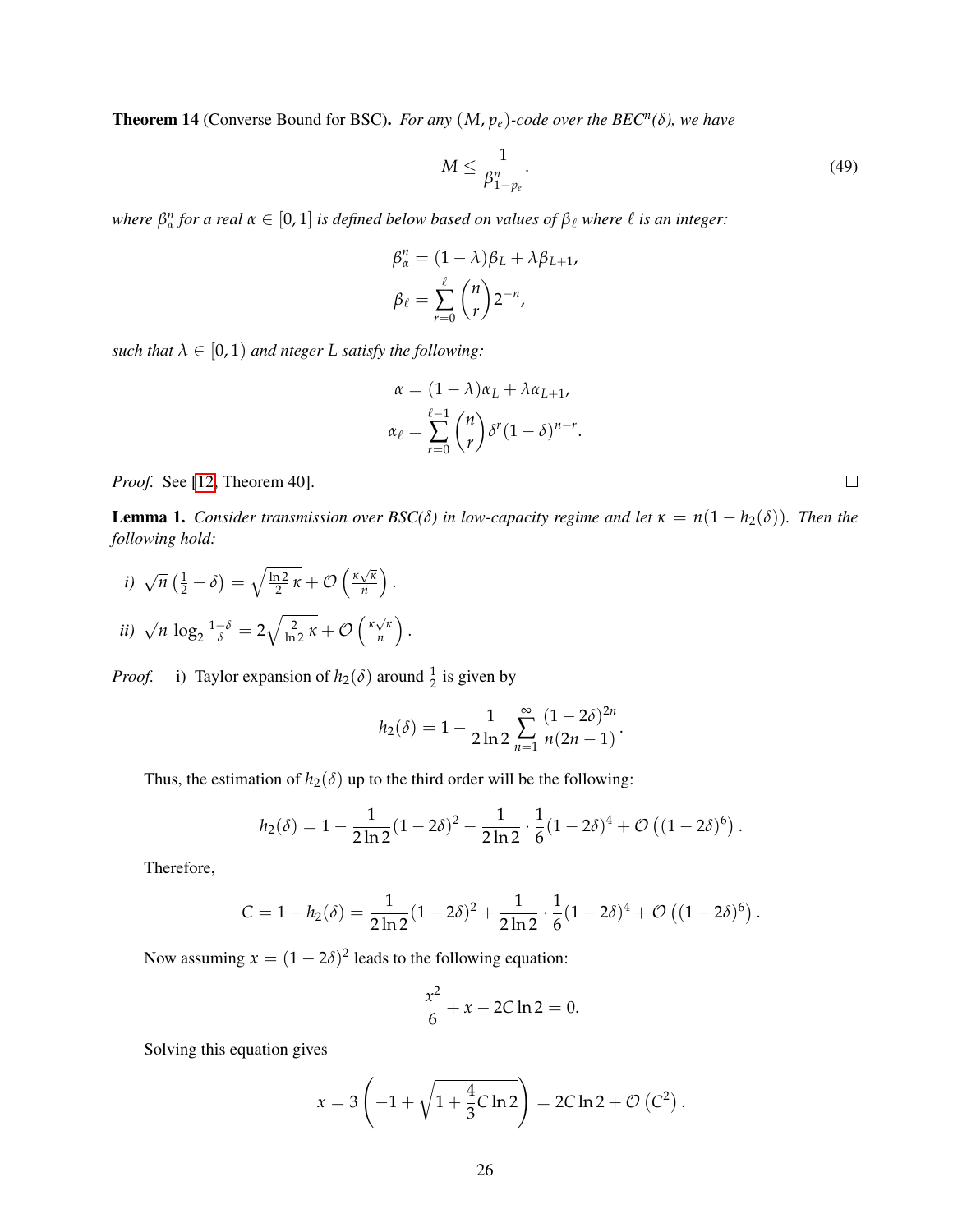**Theorem 14** (Converse Bound for BSC)**.** *For any $(M, p_e)$-code over the BEC$^n(\delta)$, we have*

$$M \leq \frac{1}{\beta^n_{1-p_e}}. \tag{49}$$

*where $\beta^n_\alpha$ for a real $\alpha \in [0,1]$ is defined below based on values of $\beta_\ell$ where $\ell$ is an integer:*

$$\beta^n_\alpha = (1-\lambda)\beta_L + \lambda \beta_{L+1},$$
$$\beta_\ell = \sum_{r=0}^{\ell} \binom{n}{r} 2^{-n},$$

*such that $\lambda \in [0,1)$ and nteger $L$ satisfy the following:*

$$\alpha = (1-\lambda)\alpha_L + \lambda \alpha_{L+1},$$
$$\alpha_\ell = \sum_{r=0}^{\ell-1} \binom{n}{r} \delta^r (1-\delta)^{n-r}.$$

*Proof.* See [12, Theorem 40]. □

**Lemma 1.** *Consider transmission over BSC($\delta$) in low-capacity regime and let $\kappa = n(1-h_2(\delta))$. Then the following hold:*

*i)* $\sqrt{n}\left(\frac{1}{2}-\delta\right) = \sqrt{\frac{\ln 2}{2}\kappa} + \mathcal{O}\left(\frac{\kappa\sqrt{\kappa}}{n}\right)$.

*ii)* $\sqrt{n}\,\log_2 \frac{1-\delta}{\delta} = 2\sqrt{\frac{2}{\ln 2}\kappa} + \mathcal{O}\left(\frac{\kappa\sqrt{\kappa}}{n}\right)$.

*Proof.* i) Taylor expansion of $h_2(\delta)$ around $\frac{1}{2}$ is given by

$$h_2(\delta) = 1 - \frac{1}{2\ln 2}\sum_{n=1}^{\infty} \frac{(1-2\delta)^{2n}}{n(2n-1)}.$$

Thus, the estimation of $h_2(\delta)$ up to the third order will be the following:

$$h_2(\delta) = 1 - \frac{1}{2\ln 2}(1-2\delta)^2 - \frac{1}{2\ln 2}\cdot\frac{1}{6}(1-2\delta)^4 + \mathcal{O}\left((1-2\delta)^6\right).$$

Therefore,

$$C = 1 - h_2(\delta) = \frac{1}{2\ln 2}(1-2\delta)^2 + \frac{1}{2\ln 2}\cdot\frac{1}{6}(1-2\delta)^4 + \mathcal{O}\left((1-2\delta)^6\right).$$

Now assuming $x = (1-2\delta)^2$ leads to the following equation:

$$\frac{x^2}{6} + x - 2C\ln 2 = 0.$$

Solving this equation gives

$$x = 3\left(-1 + \sqrt{1 + \frac{4}{3}C\ln 2}\right) = 2C\ln 2 + \mathcal{O}\left(C^2\right).$$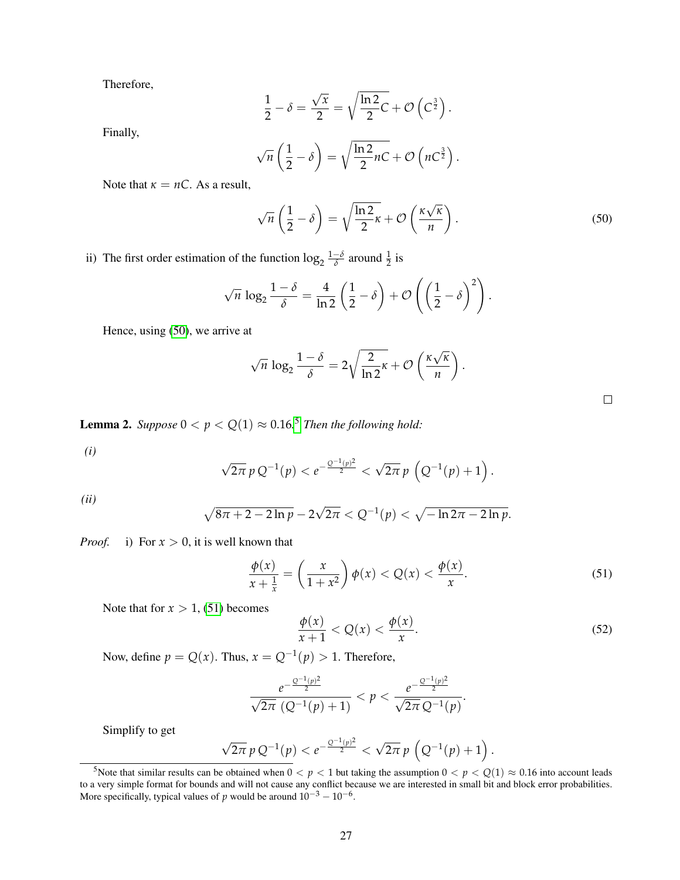Therefore,

$$\frac{1}{2} - \delta = \frac{\sqrt{x}}{2} = \sqrt{\frac{\ln 2}{2} C} + \mathcal{O}\left(C^{\frac{3}{2}}\right).$$

Finally,

$$\sqrt{n}\left(\frac{1}{2} - \delta\right) = \sqrt{\frac{\ln 2}{2} nC} + \mathcal{O}\left(nC^{\frac{3}{2}}\right).$$

Note that $\kappa = nC$. As a result,

$$\sqrt{n}\left(\frac{1}{2} - \delta\right) = \sqrt{\frac{\ln 2}{2}\kappa} + \mathcal{O}\left(\frac{\kappa\sqrt{\kappa}}{n}\right). \tag{50}$$

ii) The first order estimation of the function $\log_2 \frac{1-\delta}{\delta}$ around $\frac{1}{2}$ is

$$\sqrt{n}\, \log_2 \frac{1-\delta}{\delta} = \frac{4}{\ln 2}\left(\frac{1}{2} - \delta\right) + \mathcal{O}\left(\left(\frac{1}{2} - \delta\right)^2\right).$$

Hence, using (50), we arrive at

$$\sqrt{n}\, \log_2 \frac{1-\delta}{\delta} = 2\sqrt{\frac{2}{\ln 2}\kappa} + \mathcal{O}\left(\frac{\kappa\sqrt{\kappa}}{n}\right).$$

□

**Lemma 2.** *Suppose $0 < p < Q(1) \approx 0.16$.[5] Then the following hold:*

*(i)*

$$\sqrt{2\pi}\, p\, Q^{-1}(p) < e^{-\frac{Q^{-1}(p)^2}{2}} < \sqrt{2\pi}\, p\, \left(Q^{-1}(p) + 1\right).$$

*(ii)*

$$\sqrt{8\pi + 2 - 2\ln p} - 2\sqrt{2\pi} < Q^{-1}(p) < \sqrt{-\ln 2\pi - 2\ln p}.$$

*Proof.* i) For $x > 0$, it is well known that

$$\frac{\phi(x)}{x + \frac{1}{x}} = \left(\frac{x}{1 + x^2}\right)\phi(x) < Q(x) < \frac{\phi(x)}{x}. \tag{51}$$

Note that for $x > 1$, (51) becomes

$$\frac{\phi(x)}{x+1} < Q(x) < \frac{\phi(x)}{x}. \tag{52}$$

Now, define $p = Q(x)$. Thus, $x = Q^{-1}(p) > 1$. Therefore,

$$\frac{e^{-\frac{Q^{-1}(p)^2}{2}}}{\sqrt{2\pi}\, \left(Q^{-1}(p) + 1\right)} < p < \frac{e^{-\frac{Q^{-1}(p)^2}{2}}}{\sqrt{2\pi}\, Q^{-1}(p)}.$$

Simplify to get

$$\sqrt{2\pi}\, p\, Q^{-1}(p) < e^{-\frac{Q^{-1}(p)^2}{2}} < \sqrt{2\pi}\, p\, \left(Q^{-1}(p) + 1\right).$$

[5] Note that similar results can be obtained when $0 < p < 1$ but taking the assumption $0 < p < Q(1) \approx 0.16$ into account leads to a very simple format for bounds and will not cause any conflict because we are interested in small bit and block error probabilities. More specifically, typical values of $p$ would be around $10^{-3} - 10^{-6}$.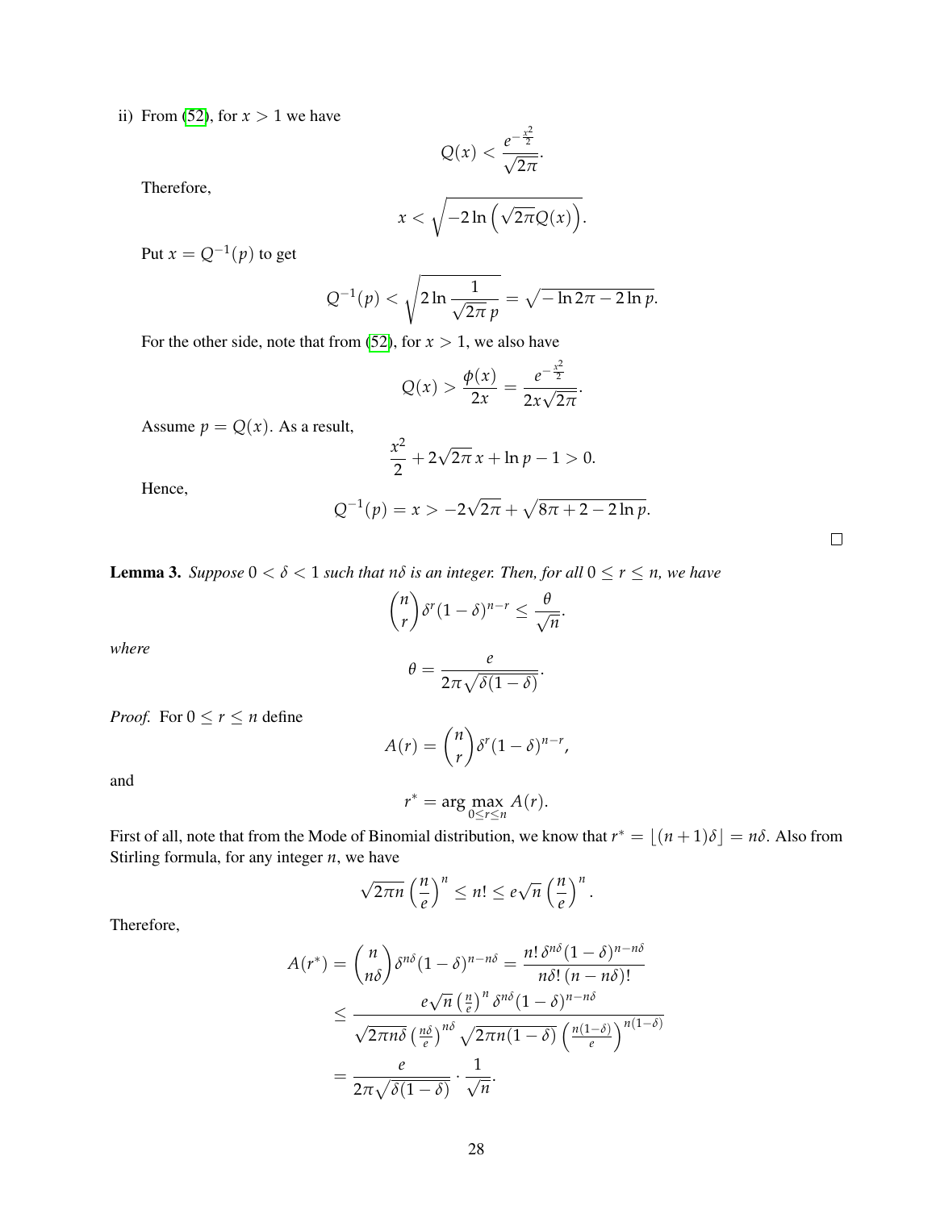ii) From (52), for $x > 1$ we have

$$Q(x) < \frac{e^{-\frac{x^2}{2}}}{\sqrt{2\pi}}.$$

Therefore,

$$x < \sqrt{-2\ln\left(\sqrt{2\pi}Q(x)\right)}.$$

Put $x = Q^{-1}(p)$ to get

$$Q^{-1}(p) < \sqrt{2\ln\frac{1}{\sqrt{2\pi}\,p}} = \sqrt{-\ln 2\pi - 2\ln p}.$$

For the other side, note that from (52), for $x > 1$, we also have

$$Q(x) > \frac{\phi(x)}{2x} = \frac{e^{-\frac{x^2}{2}}}{2x\sqrt{2\pi}}.$$

Assume $p = Q(x)$. As a result,

$$\frac{x^2}{2} + 2\sqrt{2\pi}\,x + \ln p - 1 > 0.$$

Hence,

$$Q^{-1}(p) = x > -2\sqrt{2\pi} + \sqrt{8\pi + 2 - 2\ln p}.$$

□

**Lemma 3.** *Suppose $0 < \delta < 1$ such that $n\delta$ is an integer. Then, for all $0 \le r \le n$, we have*

$$\binom{n}{r}\delta^r(1-\delta)^{n-r} \le \frac{\theta}{\sqrt{n}}.$$

*where*

$$\theta = \frac{e}{2\pi\sqrt{\delta(1-\delta)}}.$$

*Proof.* For $0 \le r \le n$ define

$$A(r) = \binom{n}{r}\delta^r(1-\delta)^{n-r},$$

and

$$r^* = \arg\max_{0\le r\le n} A(r).$$

First of all, note that from the Mode of Binomial distribution, we know that $r^* = \lfloor (n+1)\delta \rfloor = n\delta$. Also from Stirling formula, for any integer $n$, we have

$$\sqrt{2\pi n}\left(\frac{n}{e}\right)^n \le n! \le e\sqrt{n}\left(\frac{n}{e}\right)^n.$$

Therefore,

$$\begin{aligned}
A(r^*) = \binom{n}{n\delta}\delta^{n\delta}(1-\delta)^{n-n\delta} &= \frac{n!\,\delta^{n\delta}(1-\delta)^{n-n\delta}}{n\delta!\,(n-n\delta)!} \\
&\le \frac{e\sqrt{n}\left(\frac{n}{e}\right)^n\delta^{n\delta}(1-\delta)^{n-n\delta}}{\sqrt{2\pi n\delta}\left(\frac{n\delta}{e}\right)^{n\delta}\sqrt{2\pi n(1-\delta)}\left(\frac{n(1-\delta)}{e}\right)^{n(1-\delta)}} \\
&= \frac{e}{2\pi\sqrt{\delta(1-\delta)}}\cdot\frac{1}{\sqrt{n}}.
\end{aligned}$$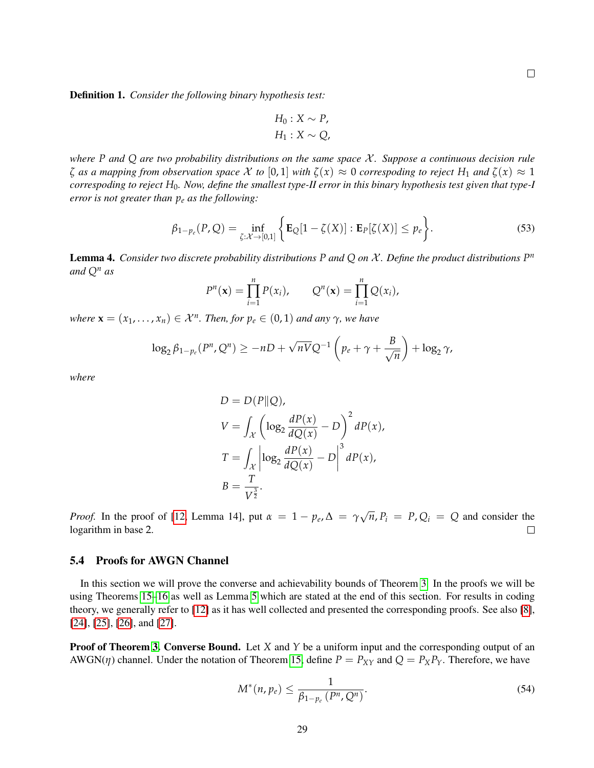□

**Definition 1.** *Consider the following binary hypothesis test:*

$$H_0 : X \sim P,$$
$$H_1 : X \sim Q,$$

*where $P$ and $Q$ are two probability distributions on the same space $\mathcal{X}$. Suppose a continuous decision rule $\zeta$ as a mapping from observation space $\mathcal{X}$ to $[0,1]$ with $\zeta(x) \approx 0$ correspoding to reject $H_1$ and $\zeta(x) \approx 1$ correspoding to reject $H_0$. Now, define the smallest type-II error in this binary hypothesis test given that type-I error is not greater than $p_e$ as the following:*

$$\beta_{1-p_e}(P,Q) = \inf_{\zeta:\mathcal{X}\to[0,1]} \Big\{ \mathbf{E}_Q[1-\zeta(X)] : \mathbf{E}_P[\zeta(X)] \leq p_e \Big\}. \tag{53}$$

**Lemma 4.** *Consider two discrete probability distributions $P$ and $Q$ on $\mathcal{X}$. Define the product distributions $P^n$ and $Q^n$ as*

$$P^n(\mathbf{x}) = \prod_{i=1}^{n} P(x_i), \qquad Q^n(\mathbf{x}) = \prod_{i=1}^{n} Q(x_i),$$

*where $\mathbf{x} = (x_1, \ldots, x_n) \in \mathcal{X}^n$. Then, for $p_e \in (0,1)$ and any $\gamma$, we have*

$$\log_2 \beta_{1-p_e}(P^n, Q^n) \geq -nD + \sqrt{nV} Q^{-1}\left(p_e + \gamma + \frac{B}{\sqrt{n}}\right) + \log_2 \gamma,$$

*where*

$$D = D(P\|Q),$$
$$V = \int_{\mathcal{X}} \left(\log_2 \frac{dP(x)}{dQ(x)} - D\right)^2 dP(x),$$
$$T = \int_{\mathcal{X}} \left|\log_2 \frac{dP(x)}{dQ(x)} - D\right|^3 dP(x),$$
$$B = \frac{T}{V^{\frac{3}{2}}}.$$

*Proof.* In the proof of [12, Lemma 14], put $\alpha = 1 - p_e, \Delta = \gamma\sqrt{n}, P_i = P, Q_i = Q$ and consider the logarithm in base 2. □

### 5.4 Proofs for AWGN Channel

In this section we will prove the converse and achievability bounds of Theorem 3. In the proofs we will be using Theorems 15–16 as well as Lemma 5 which are stated at the end of this section. For results in coding theory, we generally refer to [12] as it has well collected and presented the corresponding proofs. See also [8], [24], [25], [26], and [27].

**Proof of Theorem 3. Converse Bound.** Let $X$ and $Y$ be a uniform input and the corresponding output of an AWGN($\eta$) channel. Under the notation of Theorem 15, define $P = P_{XY}$ and $Q = P_X P_Y$. Therefore, we have

$$M^*(n, p_e) \leq \frac{1}{\beta_{1-p_e}(P^n, Q^n)}. \tag{54}$$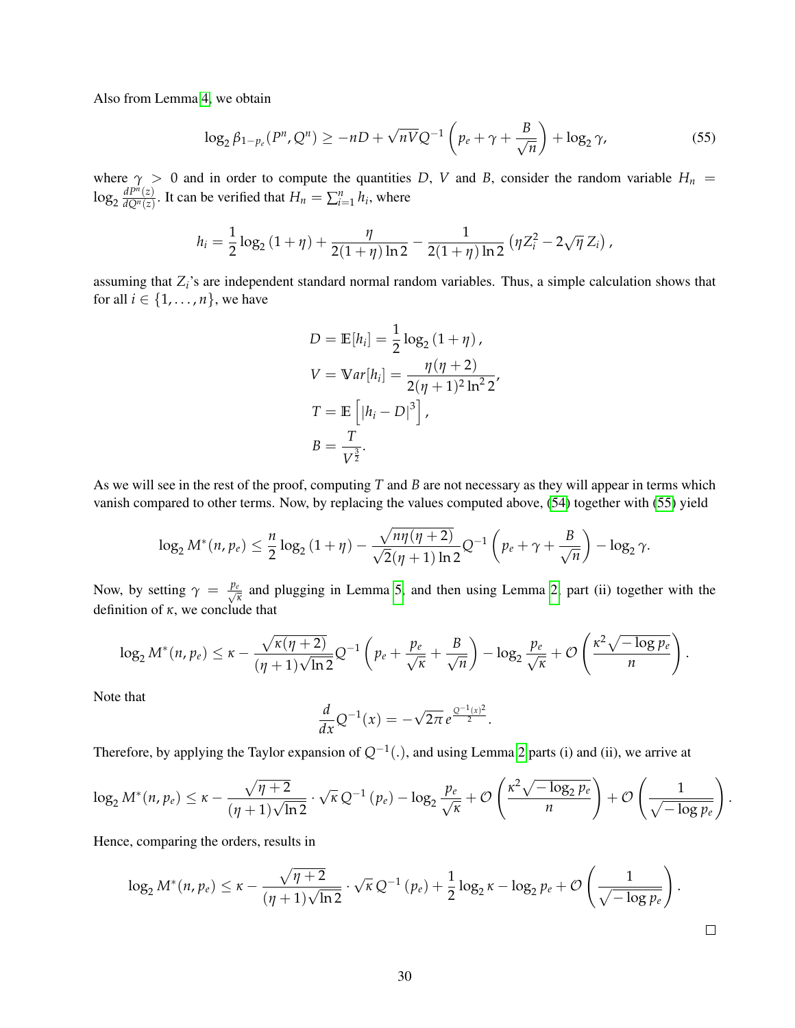Also from Lemma 4, we obtain

$$\log_2 \beta_{1-p_e}(P^n, Q^n) \geq -nD + \sqrt{nV} Q^{-1}\left(p_e + \gamma + \frac{B}{\sqrt{n}}\right) + \log_2 \gamma, \tag{55}$$

where $\gamma > 0$ and in order to compute the quantities $D$, $V$ and $B$, consider the random variable $H_n = \log_2 \frac{dP^n(z)}{dQ^n(z)}$. It can be verified that $H_n = \sum_{i=1}^n h_i$, where

$$h_i = \frac{1}{2}\log_2(1+\eta) + \frac{\eta}{2(1+\eta)\ln 2} - \frac{1}{2(1+\eta)\ln 2}\left(\eta Z_i^2 - 2\sqrt{\eta}\, Z_i\right),$$

assuming that $Z_i$'s are independent standard normal random variables. Thus, a simple calculation shows that for all $i \in \{1, \ldots, n\}$, we have

$$D = \mathbb{E}[h_i] = \frac{1}{2}\log_2(1+\eta),$$

$$V = \mathbb{V}ar[h_i] = \frac{\eta(\eta+2)}{2(\eta+1)^2 \ln^2 2},$$

$$T = \mathbb{E}\left[|h_i - D|^3\right],$$

$$B = \frac{T}{V^{\frac{3}{2}}}.$$

As we will see in the rest of the proof, computing $T$ and $B$ are not necessary as they will appear in terms which vanish compared to other terms. Now, by replacing the values computed above, (54) together with (55) yield

$$\log_2 M^*(n, p_e) \leq \frac{n}{2}\log_2(1+\eta) - \frac{\sqrt{n\eta(\eta+2)}}{\sqrt{2}(\eta+1)\ln 2} Q^{-1}\left(p_e + \gamma + \frac{B}{\sqrt{n}}\right) - \log_2 \gamma.$$

Now, by setting $\gamma = \frac{p_e}{\sqrt{\kappa}}$ and plugging in Lemma 5, and then using Lemma 2, part (ii) together with the definition of $\kappa$, we conclude that

$$\log_2 M^*(n, p_e) \leq \kappa - \frac{\sqrt{\kappa(\eta+2)}}{(\eta+1)\sqrt{\ln 2}} Q^{-1}\left(p_e + \frac{p_e}{\sqrt{\kappa}} + \frac{B}{\sqrt{n}}\right) - \log_2 \frac{p_e}{\sqrt{\kappa}} + \mathcal{O}\left(\frac{\kappa^2\sqrt{-\log p_e}}{n}\right).$$

Note that

$$\frac{d}{dx} Q^{-1}(x) = -\sqrt{2\pi}\, e^{\frac{Q^{-1}(x)^2}{2}}.$$

Therefore, by applying the Taylor expansion of $Q^{-1}(.)$, and using Lemma 2 parts (i) and (ii), we arrive at

$$\log_2 M^*(n, p_e) \leq \kappa - \frac{\sqrt{\eta+2}}{(\eta+1)\sqrt{\ln 2}} \cdot \sqrt{\kappa}\, Q^{-1}(p_e) - \log_2 \frac{p_e}{\sqrt{\kappa}} + \mathcal{O}\left(\frac{\kappa^2\sqrt{-\log_2 p_e}}{n}\right) + \mathcal{O}\left(\frac{1}{\sqrt{-\log p_e}}\right).$$

Hence, comparing the orders, results in

$$\log_2 M^*(n, p_e) \leq \kappa - \frac{\sqrt{\eta+2}}{(\eta+1)\sqrt{\ln 2}} \cdot \sqrt{\kappa}\, Q^{-1}(p_e) + \frac{1}{2}\log_2 \kappa - \log_2 p_e + \mathcal{O}\left(\frac{1}{\sqrt{-\log p_e}}\right).$$

□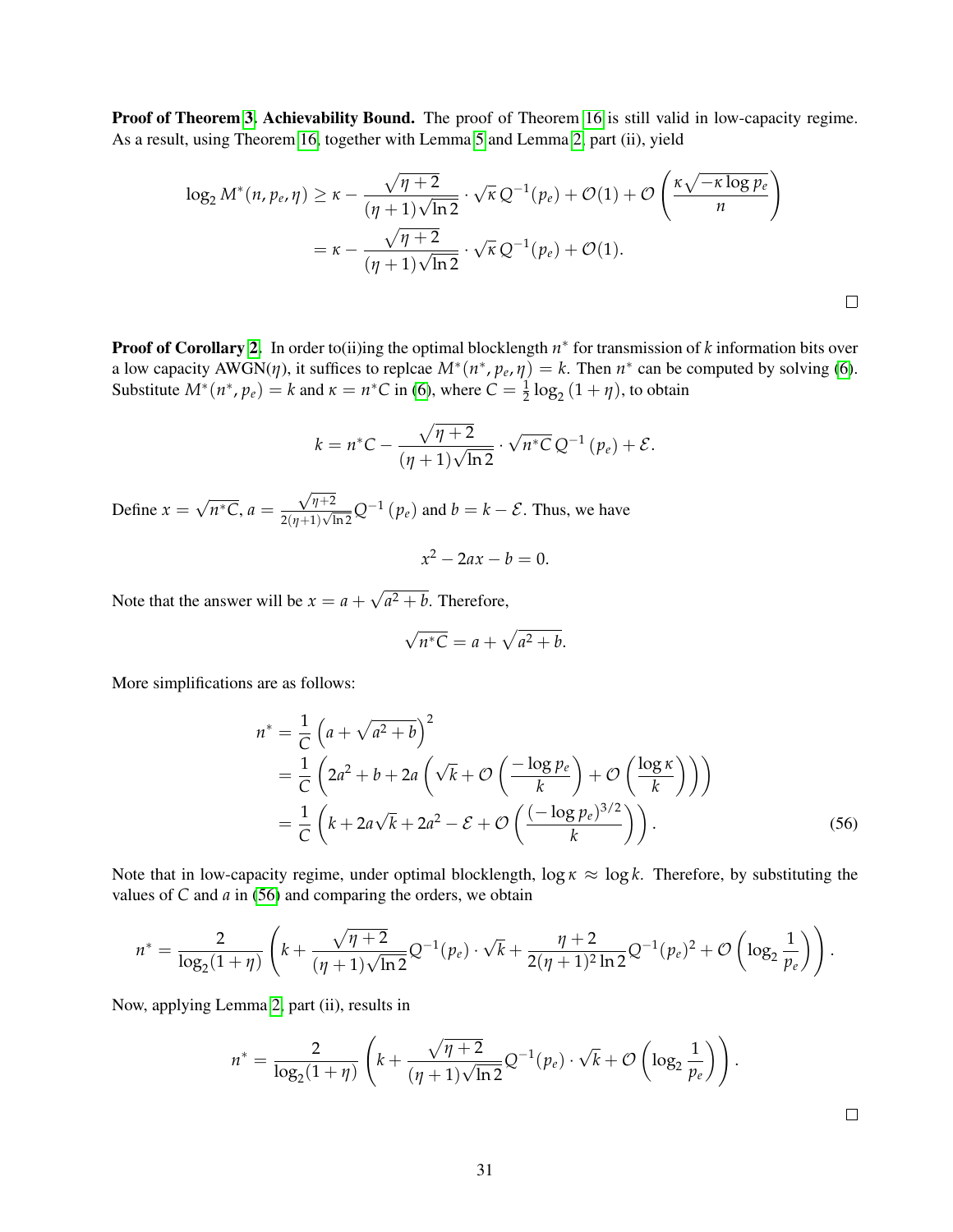**Proof of Theorem 3. Achievability Bound.** The proof of Theorem 16 is still valid in low-capacity regime. As a result, using Theorem 16, together with Lemma 5 and Lemma 2, part (ii), yield

$$
\begin{aligned}
\log_2 M^*(n, p_e, \eta) &\geq \kappa - \frac{\sqrt{\eta+2}}{(\eta+1)\sqrt{\ln 2}} \cdot \sqrt{\kappa}\, Q^{-1}(p_e) + \mathcal{O}(1) + \mathcal{O}\left(\frac{\kappa\sqrt{-\kappa \log p_e}}{n}\right) \\
&= \kappa - \frac{\sqrt{\eta+2}}{(\eta+1)\sqrt{\ln 2}} \cdot \sqrt{\kappa}\, Q^{-1}(p_e) + \mathcal{O}(1).
\end{aligned}
$$

□

**Proof of Corollary 2.** In order to(ii)ing the optimal blocklength $n^*$ for transmission of $k$ information bits over a low capacity AWGN($\eta$), it suffices to replcae $M^*(n^*, p_e, \eta) = k$. Then $n^*$ can be computed by solving (6). Substitute $M^*(n^*, p_e) = k$ and $\kappa = n^*C$ in (6), where $C = \frac{1}{2}\log_2(1+\eta)$, to obtain

$$
k = n^*C - \frac{\sqrt{\eta+2}}{(\eta+1)\sqrt{\ln 2}} \cdot \sqrt{n^*C}\, Q^{-1}(p_e) + \mathcal{E}.
$$

Define $x = \sqrt{n^*C}$, $a = \frac{\sqrt{\eta+2}}{2(\eta+1)\sqrt{\ln 2}} Q^{-1}(p_e)$ and $b = k - \mathcal{E}$. Thus, we have

$$
x^2 - 2ax - b = 0.
$$

Note that the answer will be $x = a + \sqrt{a^2+b}$. Therefore,

$$
\sqrt{n^*C} = a + \sqrt{a^2+b}.
$$

More simplifications are as follows:

$$
\begin{aligned}
n^* &= \frac{1}{C}\left(a + \sqrt{a^2+b}\right)^2 \\
&= \frac{1}{C}\left(2a^2 + b + 2a\left(\sqrt{k} + \mathcal{O}\left(\frac{-\log p_e}{k}\right) + \mathcal{O}\left(\frac{\log \kappa}{k}\right)\right)\right) \\
&= \frac{1}{C}\left(k + 2a\sqrt{k} + 2a^2 - \mathcal{E} + \mathcal{O}\left(\frac{(-\log p_e)^{3/2}}{k}\right)\right). \qquad (56)
\end{aligned}
$$

Note that in low-capacity regime, under optimal blocklength, $\log \kappa \approx \log k$. Therefore, by substituting the values of $C$ and $a$ in (56) and comparing the orders, we obtain

$$
n^* = \frac{2}{\log_2(1+\eta)}\left(k + \frac{\sqrt{\eta+2}}{(\eta+1)\sqrt{\ln 2}} Q^{-1}(p_e) \cdot \sqrt{k} + \frac{\eta+2}{2(\eta+1)^2 \ln 2} Q^{-1}(p_e)^2 + \mathcal{O}\left(\log_2 \frac{1}{p_e}\right)\right).
$$

Now, applying Lemma 2, part (ii), results in

$$
n^* = \frac{2}{\log_2(1+\eta)}\left(k + \frac{\sqrt{\eta+2}}{(\eta+1)\sqrt{\ln 2}} Q^{-1}(p_e) \cdot \sqrt{k} + \mathcal{O}\left(\log_2 \frac{1}{p_e}\right)\right).
$$

□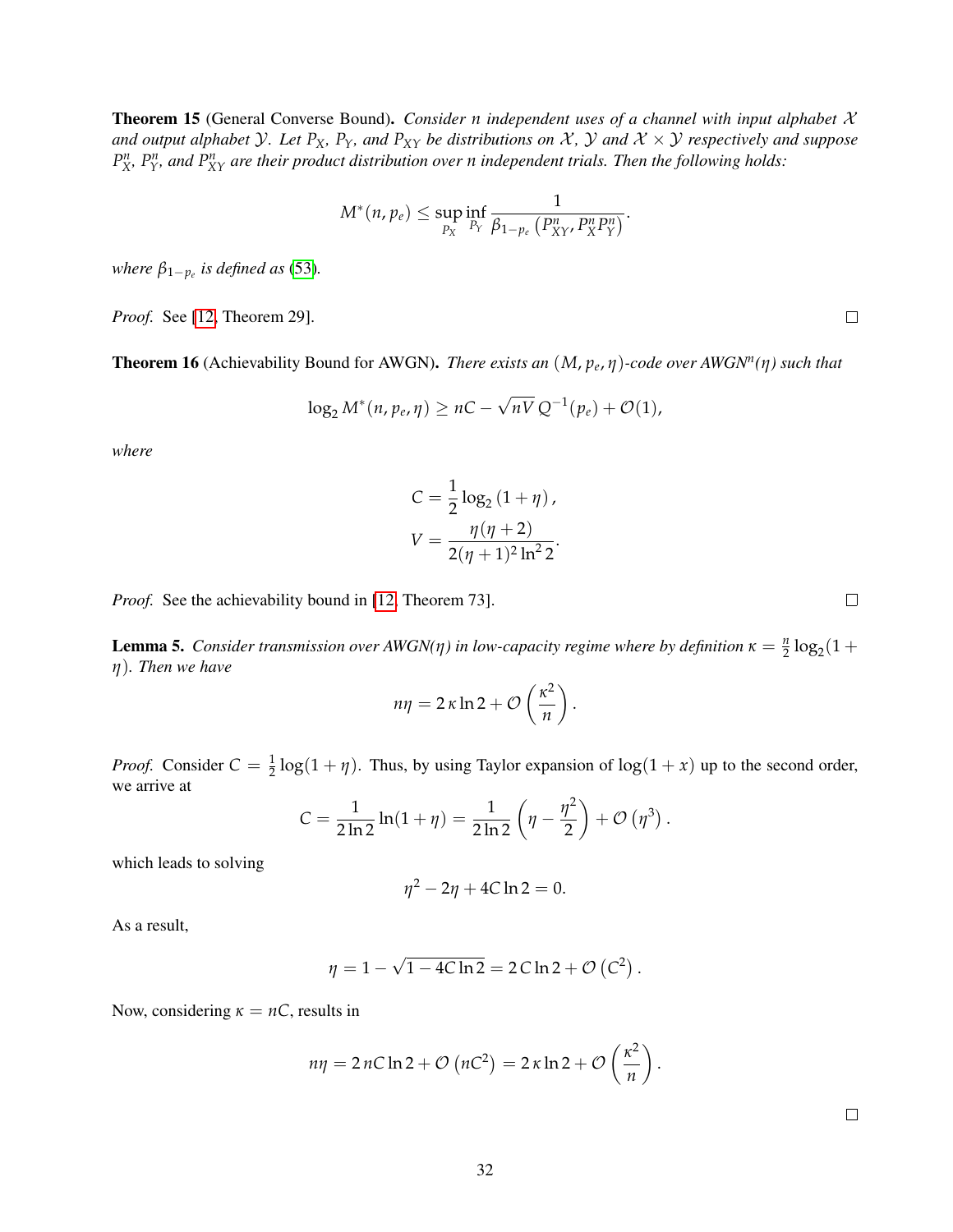**Theorem 15** (General Converse Bound)**.** *Consider $n$ independent uses of a channel with input alphabet $\mathcal{X}$ and output alphabet $\mathcal{Y}$. Let $P_X$, $P_Y$, and $P_{XY}$ be distributions on $\mathcal{X}$, $\mathcal{Y}$ and $\mathcal{X} \times \mathcal{Y}$ respectively and suppose $P_X^n$, $P_Y^n$, and $P_{XY}^n$ are their product distribution over $n$ independent trials. Then the following holds:*

$$M^*(n, p_e) \leq \sup_{P_X} \inf_{P_Y} \frac{1}{\beta_{1-p_e}\left(P_{XY}^n, P_X^n P_Y^n\right)}.$$

*where $\beta_{1-p_e}$ is defined as* (53).

*Proof.* See [12, Theorem 29]. □

**Theorem 16** (Achievability Bound for AWGN)**.** *There exists an $(M, p_e, \eta)$-code over AWGN$^n(\eta)$ such that*

$$\log_2 M^*(n, p_e, \eta) \geq nC - \sqrt{nV}\, Q^{-1}(p_e) + \mathcal{O}(1),$$

*where*

$$C = \frac{1}{2}\log_2\left(1 + \eta\right),$$
$$V = \frac{\eta(\eta+2)}{2(\eta+1)^2 \ln^2 2}.$$

*Proof.* See the achievability bound in [12, Theorem 73]. □

**Lemma 5.** *Consider transmission over AWGN($\eta$) in low-capacity regime where by definition $\kappa = \frac{n}{2}\log_2(1 + \eta)$. Then we have*

$$n\eta = 2\,\kappa \ln 2 + \mathcal{O}\left(\frac{\kappa^2}{n}\right).$$

*Proof.* Consider $C = \frac{1}{2}\log(1+\eta)$. Thus, by using Taylor expansion of $\log(1+x)$ up to the second order, we arrive at

$$C = \frac{1}{2\ln 2}\ln(1+\eta) = \frac{1}{2\ln 2}\left(\eta - \frac{\eta^2}{2}\right) + \mathcal{O}\left(\eta^3\right).$$

which leads to solving

$$\eta^2 - 2\eta + 4C\ln 2 = 0.$$

As a result,

$$\eta = 1 - \sqrt{1 - 4C\ln 2} = 2\,C\ln 2 + \mathcal{O}\left(C^2\right).$$

Now, considering $\kappa = nC$, results in

$$n\eta = 2\,nC\ln 2 + \mathcal{O}\left(nC^2\right) = 2\,\kappa\ln 2 + \mathcal{O}\left(\frac{\kappa^2}{n}\right).$$

□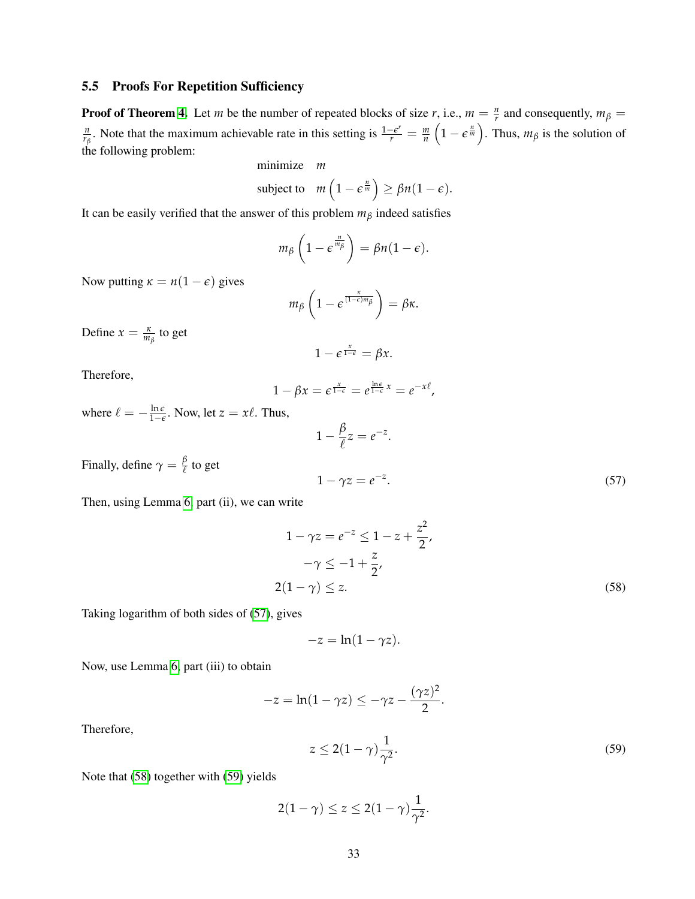### 5.5 Proofs For Repetition Sufficiency

**Proof of Theorem 4.** Let $m$ be the number of repeated blocks of size $r$, i.e., $m = \frac{n}{r}$ and consequently, $m_\beta = \frac{n}{r_\beta}$. Note that the maximum achievable rate in this setting is $\frac{1-\epsilon^r}{r} = \frac{m}{n}\left(1 - \epsilon^{\frac{n}{m}}\right)$. Thus, $m_\beta$ is the solution of the following problem:

$$
\begin{aligned}
&\text{minimize} \quad m \\
&\text{subject to} \quad m\left(1 - \epsilon^{\frac{n}{m}}\right) \geq \beta n(1-\epsilon).
\end{aligned}
$$

It can be easily verified that the answer of this problem $m_\beta$ indeed satisfies

$$
m_\beta \left(1 - \epsilon^{\frac{n}{m_\beta}}\right) = \beta n(1-\epsilon).
$$

Now putting $\kappa = n(1-\epsilon)$ gives

$$
m_\beta \left(1 - \epsilon^{\frac{\kappa}{(1-\epsilon)m_\beta}}\right) = \beta\kappa.
$$

Define $x = \frac{\kappa}{m_\beta}$ to get

$$
1 - \epsilon^{\frac{x}{1-\epsilon}} = \beta x.
$$

Therefore,

$$
1 - \beta x = \epsilon^{\frac{x}{1-\epsilon}} = e^{\frac{\ln \epsilon}{1-\epsilon} x} = e^{-x\ell},
$$

where $\ell = -\frac{\ln \epsilon}{1-\epsilon}$. Now, let $z = x\ell$. Thus,

$$
1 - \frac{\beta}{\ell} z = e^{-z}.
$$

Finally, define $\gamma = \frac{\beta}{\ell}$ to get

$$
1 - \gamma z = e^{-z}. \tag{57}
$$

Then, using Lemma 6, part (ii), we can write

$$
\begin{aligned}
1 - \gamma z = e^{-z} &\leq 1 - z + \frac{z^2}{2}, \\
-\gamma &\leq -1 + \frac{z}{2}, \\
2(1-\gamma) &\leq z.
\end{aligned} \tag{58}
$$

Taking logarithm of both sides of (57), gives

$$
-z = \ln(1 - \gamma z).
$$

Now, use Lemma 6, part (iii) to obtain

$$
-z = \ln(1 - \gamma z) \leq -\gamma z - \frac{(\gamma z)^2}{2}.
$$

Therefore,

$$
z \leq 2(1-\gamma)\frac{1}{\gamma^2}. \tag{59}
$$

Note that (58) together with (59) yields

$$
2(1-\gamma) \leq z \leq 2(1-\gamma)\frac{1}{\gamma^2}.
$$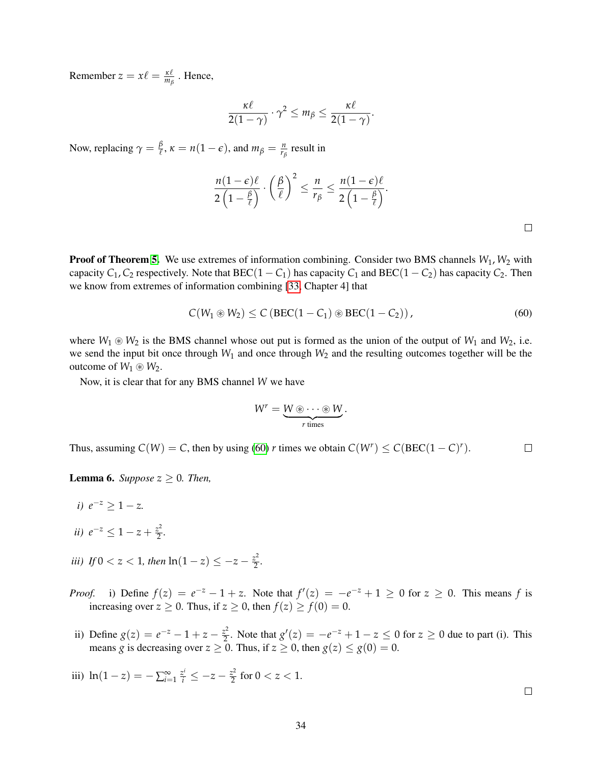Remember $z = x\ell = \frac{\kappa\ell}{m_\beta}$ . Hence,

$$\frac{\kappa\ell}{2(1-\gamma)} \cdot \gamma^2 \le m_\beta \le \frac{\kappa\ell}{2(1-\gamma)}.$$

Now, replacing $\gamma = \frac{\beta}{\ell}$, $\kappa = n(1-\epsilon)$, and $m_\beta = \frac{n}{r_\beta}$ result in

$$\frac{n(1-\epsilon)\ell}{2\left(1-\frac{\beta}{\ell}\right)} \cdot \left(\frac{\beta}{\ell}\right)^2 \le \frac{n}{r_\beta} \le \frac{n(1-\epsilon)\ell}{2\left(1-\frac{\beta}{\ell}\right)}.$$

□

**Proof of Theorem 5.** We use extremes of information combining. Consider two BMS channels $W_1, W_2$ with capacity $C_1, C_2$ respectively. Note that $\text{BEC}(1-C_1)$ has capacity $C_1$ and $\text{BEC}(1-C_2)$ has capacity $C_2$. Then we know from extremes of information combining [33, Chapter 4] that

$$C(W_1 \circledast W_2) \le C\left(\text{BEC}(1-C_1) \circledast \text{BEC}(1-C_2)\right), \tag{60}$$

where $W_1 \circledast W_2$ is the BMS channel whose out put is formed as the union of the output of $W_1$ and $W_2$, i.e. we send the input bit once through $W_1$ and once through $W_2$ and the resulting outcomes together will be the outcome of $W_1 \circledast W_2$.

Now, it is clear that for any BMS channel $W$ we have

$$W^r = \underbrace{W \circledast \cdots \circledast W}_{r \text{ times}}.$$

Thus, assuming $C(W) = C$, then by using (60) $r$ times we obtain $C(W^r) \le C(\text{BEC}(1-C)^r)$. □

**Lemma 6.** *Suppose $z \ge 0$. Then,*

*i)* $e^{-z} \ge 1 - z$.

*ii)* $e^{-z} \le 1 - z + \frac{z^2}{2}$.

*iii) If $0 < z < 1$, then* $\ln(1-z) \le -z - \frac{z^2}{2}$.

*Proof.* i) Define $f(z) = e^{-z} - 1 + z$. Note that $f'(z) = -e^{-z} + 1 \ge 0$ for $z \ge 0$. This means $f$ is increasing over $z \ge 0$. Thus, if $z \ge 0$, then $f(z) \ge f(0) = 0$.

ii) Define $g(z) = e^{-z} - 1 + z - \frac{z^2}{2}$. Note that $g'(z) = -e^{-z} + 1 - z \le 0$ for $z \ge 0$ due to part (i). This means $g$ is decreasing over $z \ge 0$. Thus, if $z \ge 0$, then $g(z) \le g(0) = 0$.

iii) $\ln(1-z) = -\sum_{i=1}^{\infty} \frac{z^i}{i} \le -z - \frac{z^2}{2}$ for $0 < z < 1$.

□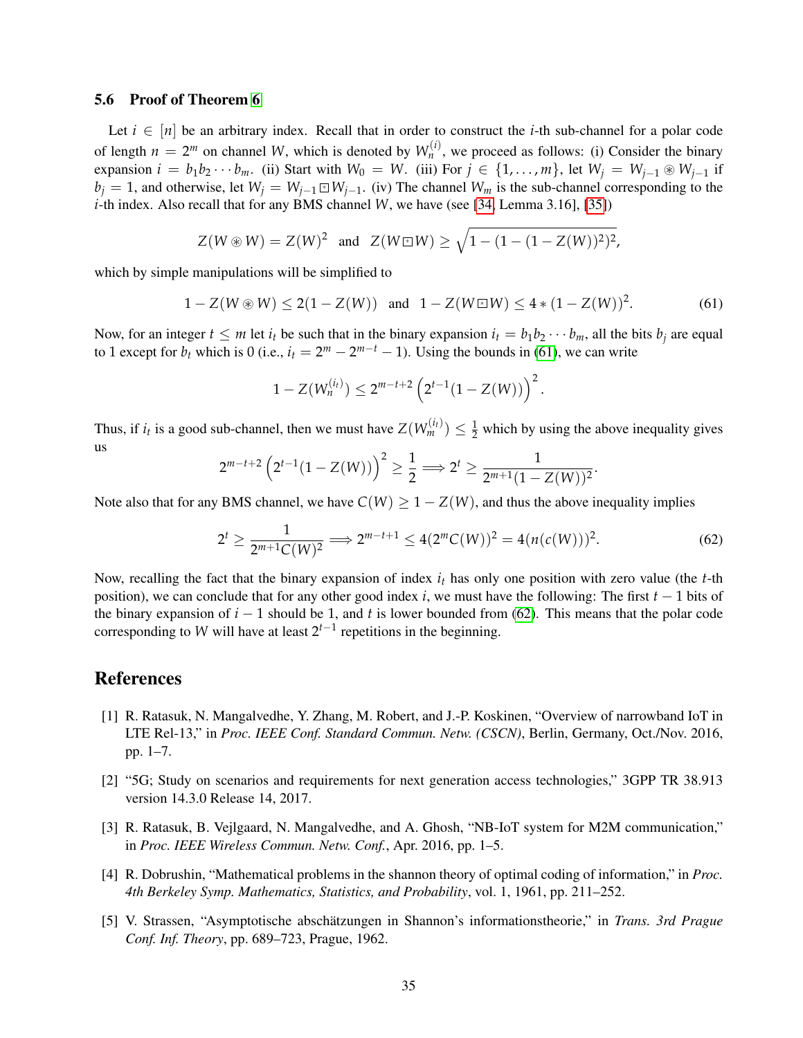### 5.6 Proof of Theorem 6

Let $i \in [n]$ be an arbitrary index. Recall that in order to construct the $i$-th sub-channel for a polar code of length $n = 2^m$ on channel $W$, which is denoted by $W_n^{(i)}$, we proceed as follows: (i) Consider the binary expansion $i = b_1 b_2 \cdots b_m$. (ii) Start with $W_0 = W$. (iii) For $j \in \{1, \dots, m\}$, let $W_j = W_{j-1} \circledast W_{j-1}$ if $b_j = 1$, and otherwise, let $W_j = W_{j-1} \boxdot W_{j-1}$. (iv) The channel $W_m$ is the sub-channel corresponding to the $i$-th index. Also recall that for any BMS channel $W$, we have (see [34, Lemma 3.16], [35])

$$Z(W \circledast W) = Z(W)^2 \quad \text{and} \quad Z(W \boxdot W) \geq \sqrt{1 - (1 - (1 - Z(W))^2)^2},$$

which by simple manipulations will be simplified to

$$1 - Z(W \circledast W) \leq 2(1 - Z(W)) \quad \text{and} \quad 1 - Z(W \boxdot W) \leq 4 * (1 - Z(W))^2. \tag{61}$$

Now, for an integer $t \leq m$ let $i_t$ be such that in the binary expansion $i_t = b_1 b_2 \cdots b_m$, all the bits $b_j$ are equal to 1 except for $b_t$ which is 0 (i.e., $i_t = 2^m - 2^{m-t} - 1$). Using the bounds in (61), we can write

$$1 - Z(W_n^{(i_t)}) \leq 2^{m-t+2} \left(2^{t-1}(1 - Z(W))\right)^2.$$

Thus, if $i_t$ is a good sub-channel, then we must have $Z(W_m^{(i_t)}) \leq \frac{1}{2}$ which by using the above inequality gives us

$$2^{m-t+2} \left(2^{t-1}(1 - Z(W))\right)^2 \geq \frac{1}{2} \Longrightarrow 2^t \geq \frac{1}{2^{m+1}(1 - Z(W))^2}.$$

Note also that for any BMS channel, we have $C(W) \geq 1 - Z(W)$, and thus the above inequality implies

$$2^t \geq \frac{1}{2^{m+1} C(W)^2} \Longrightarrow 2^{m-t+1} \leq 4(2^m C(W))^2 = 4(n(c(W)))^2. \tag{62}$$

Now, recalling the fact that the binary expansion of index $i_t$ has only one position with zero value (the $t$-th position), we can conclude that for any other good index $i$, we must have the following: The first $t-1$ bits of the binary expansion of $i - 1$ should be 1, and $t$ is lower bounded from (62). This means that the polar code corresponding to $W$ will have at least $2^{t-1}$ repetitions in the beginning.

## References

[1] R. Ratasuk, N. Mangalvedhe, Y. Zhang, M. Robert, and J.-P. Koskinen, "Overview of narrowband IoT in LTE Rel-13," in *Proc. IEEE Conf. Standard Commun. Netw. (CSCN)*, Berlin, Germany, Oct./Nov. 2016, pp. 1–7.

[2] "5G; Study on scenarios and requirements for next generation access technologies," 3GPP TR 38.913 version 14.3.0 Release 14, 2017.

[3] R. Ratasuk, B. Vejlgaard, N. Mangalvedhe, and A. Ghosh, "NB-IoT system for M2M communication," in *Proc. IEEE Wireless Commun. Netw. Conf.*, Apr. 2016, pp. 1–5.

[4] R. Dobrushin, "Mathematical problems in the shannon theory of optimal coding of information," in *Proc. 4th Berkeley Symp. Mathematics, Statistics, and Probability*, vol. 1, 1961, pp. 211–252.

[5] V. Strassen, "Asymptotische abschätzungen in Shannon's informationstheorie," in *Trans. 3rd Prague Conf. Inf. Theory*, pp. 689–723, Prague, 1962.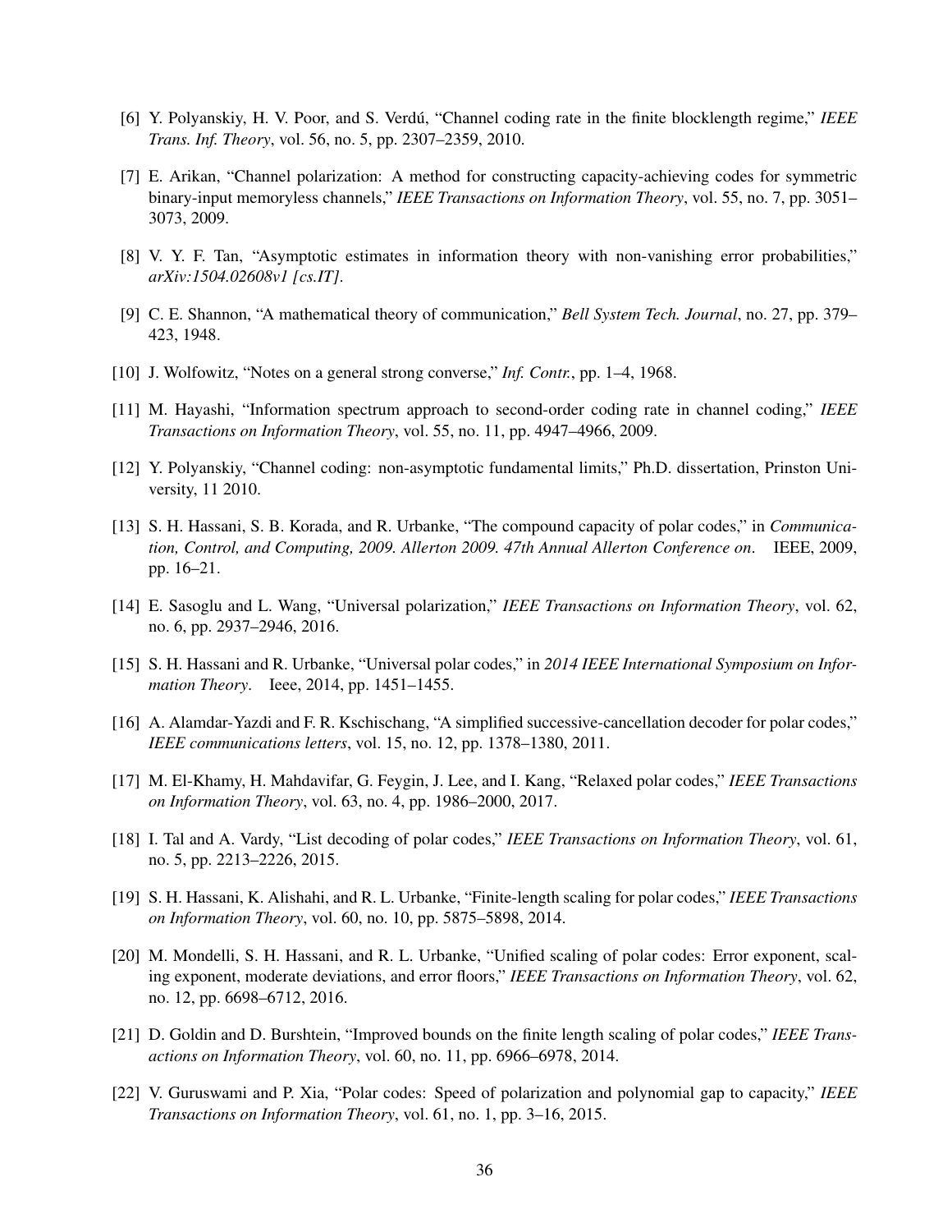[6] Y. Polyanskiy, H. V. Poor, and S. Verdú, "Channel coding rate in the finite blocklength regime," *IEEE Trans. Inf. Theory*, vol. 56, no. 5, pp. 2307–2359, 2010.

[7] E. Arikan, "Channel polarization: A method for constructing capacity-achieving codes for symmetric binary-input memoryless channels," *IEEE Transactions on Information Theory*, vol. 55, no. 7, pp. 3051–3073, 2009.

[8] V. Y. F. Tan, "Asymptotic estimates in information theory with non-vanishing error probabilities," *arXiv:1504.02608v1 [cs.IT]*.

[9] C. E. Shannon, "A mathematical theory of communication," *Bell System Tech. Journal*, no. 27, pp. 379–423, 1948.

[10] J. Wolfowitz, "Notes on a general strong converse," *Inf. Contr.*, pp. 1–4, 1968.

[11] M. Hayashi, "Information spectrum approach to second-order coding rate in channel coding," *IEEE Transactions on Information Theory*, vol. 55, no. 11, pp. 4947–4966, 2009.

[12] Y. Polyanskiy, "Channel coding: non-asymptotic fundamental limits," Ph.D. dissertation, Prinston University, 11 2010.

[13] S. H. Hassani, S. B. Korada, and R. Urbanke, "The compound capacity of polar codes," in *Communication, Control, and Computing, 2009. Allerton 2009. 47th Annual Allerton Conference on*. IEEE, 2009, pp. 16–21.

[14] E. Sasoglu and L. Wang, "Universal polarization," *IEEE Transactions on Information Theory*, vol. 62, no. 6, pp. 2937–2946, 2016.

[15] S. H. Hassani and R. Urbanke, "Universal polar codes," in *2014 IEEE International Symposium on Information Theory*. Ieee, 2014, pp. 1451–1455.

[16] A. Alamdar-Yazdi and F. R. Kschischang, "A simplified successive-cancellation decoder for polar codes," *IEEE communications letters*, vol. 15, no. 12, pp. 1378–1380, 2011.

[17] M. El-Khamy, H. Mahdavifar, G. Feygin, J. Lee, and I. Kang, "Relaxed polar codes," *IEEE Transactions on Information Theory*, vol. 63, no. 4, pp. 1986–2000, 2017.

[18] I. Tal and A. Vardy, "List decoding of polar codes," *IEEE Transactions on Information Theory*, vol. 61, no. 5, pp. 2213–2226, 2015.

[19] S. H. Hassani, K. Alishahi, and R. L. Urbanke, "Finite-length scaling for polar codes," *IEEE Transactions on Information Theory*, vol. 60, no. 10, pp. 5875–5898, 2014.

[20] M. Mondelli, S. H. Hassani, and R. L. Urbanke, "Unified scaling of polar codes: Error exponent, scaling exponent, moderate deviations, and error floors," *IEEE Transactions on Information Theory*, vol. 62, no. 12, pp. 6698–6712, 2016.

[21] D. Goldin and D. Burshtein, "Improved bounds on the finite length scaling of polar codes," *IEEE Transactions on Information Theory*, vol. 60, no. 11, pp. 6966–6978, 2014.

[22] V. Guruswami and P. Xia, "Polar codes: Speed of polarization and polynomial gap to capacity," *IEEE Transactions on Information Theory*, vol. 61, no. 1, pp. 3–16, 2015.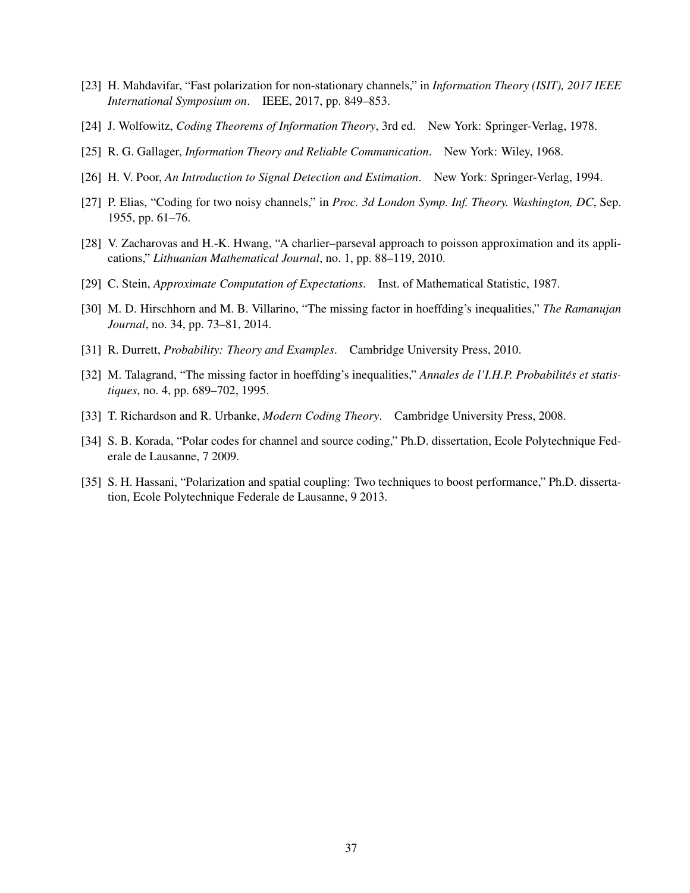[23] H. Mahdavifar, "Fast polarization for non-stationary channels," in *Information Theory (ISIT), 2017 IEEE International Symposium on*. IEEE, 2017, pp. 849–853.

[24] J. Wolfowitz, *Coding Theorems of Information Theory*, 3rd ed. New York: Springer-Verlag, 1978.

[25] R. G. Gallager, *Information Theory and Reliable Communication*. New York: Wiley, 1968.

[26] H. V. Poor, *An Introduction to Signal Detection and Estimation*. New York: Springer-Verlag, 1994.

[27] P. Elias, "Coding for two noisy channels," in *Proc. 3d London Symp. Inf. Theory. Washington, DC*, Sep. 1955, pp. 61–76.

[28] V. Zacharovas and H.-K. Hwang, "A charlier–parseval approach to poisson approximation and its applications," *Lithuanian Mathematical Journal*, no. 1, pp. 88–119, 2010.

[29] C. Stein, *Approximate Computation of Expectations*. Inst. of Mathematical Statistic, 1987.

[30] M. D. Hirschhorn and M. B. Villarino, "The missing factor in hoeffding's inequalities," *The Ramanujan Journal*, no. 34, pp. 73–81, 2014.

[31] R. Durrett, *Probability: Theory and Examples*. Cambridge University Press, 2010.

[32] M. Talagrand, "The missing factor in hoeffding's inequalities," *Annales de l'I.H.P. Probabilités et statistiques*, no. 4, pp. 689–702, 1995.

[33] T. Richardson and R. Urbanke, *Modern Coding Theory*. Cambridge University Press, 2008.

[34] S. B. Korada, "Polar codes for channel and source coding," Ph.D. dissertation, Ecole Polytechnique Federale de Lausanne, 7 2009.

[35] S. H. Hassani, "Polarization and spatial coupling: Two techniques to boost performance," Ph.D. dissertation, Ecole Polytechnique Federale de Lausanne, 9 2013.